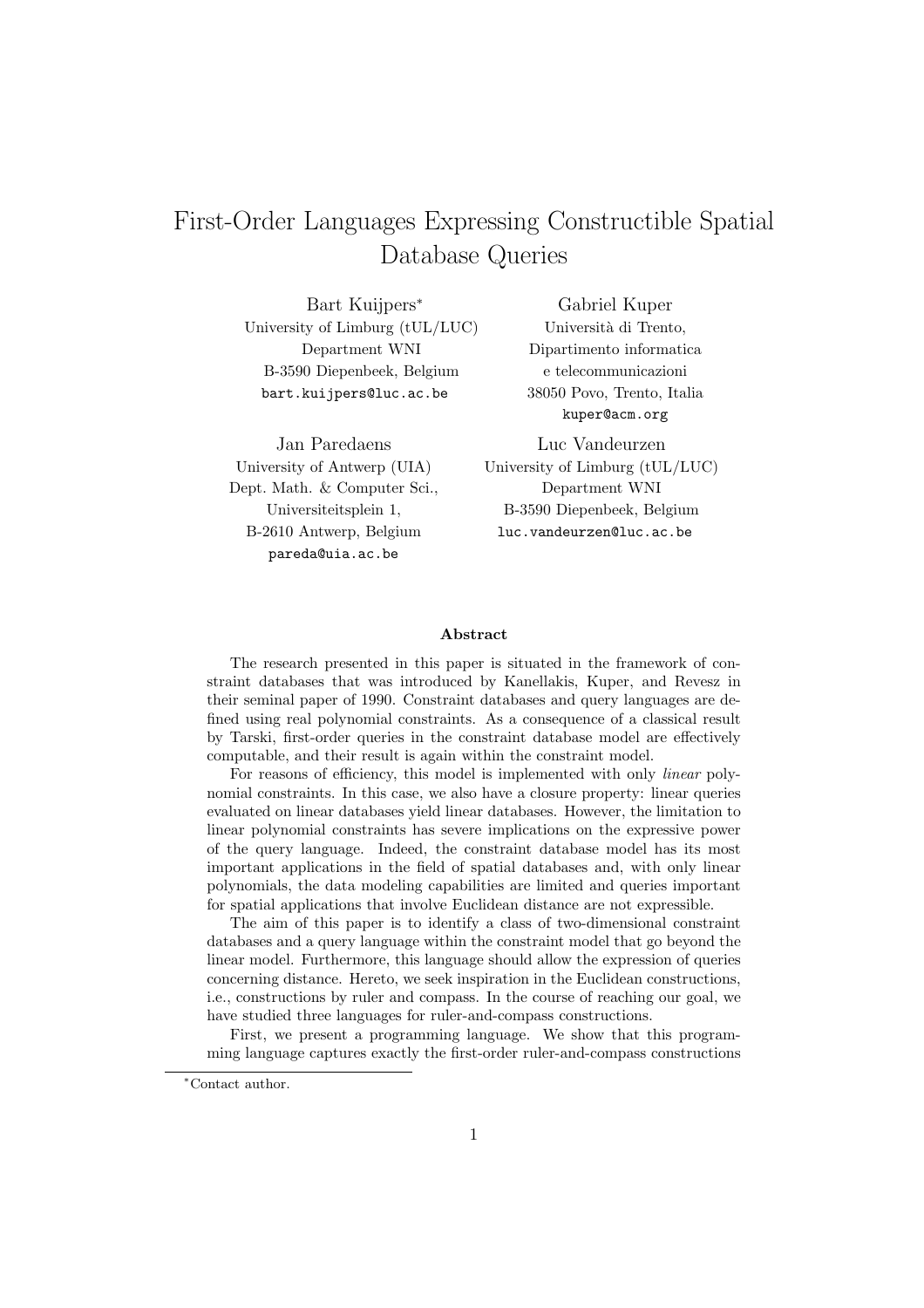# First-Order Languages Expressing Constructible Spatial Database Queries

Bart Kuijpers[*]
University of Limburg (tUL/LUC)
Department WNI
B-3590 Diepenbeek, Belgium
bart.kuijpers@luc.ac.be

Gabriel Kuper
Università di Trento,
Dipartimento informatica
e telecommunicazioni
38050 Povo, Trento, Italia
kuper@acm.org

Jan Paredaens
University of Antwerp (UIA)
Dept. Math. & Computer Sci.,
Universiteitsplein 1,
B-2610 Antwerp, Belgium
pareda@uia.ac.be

Luc Vandeurzen
University of Limburg (tUL/LUC)
Department WNI
B-3590 Diepenbeek, Belgium
luc.vandeurzen@luc.ac.be

**Abstract**

The research presented in this paper is situated in the framework of constraint databases that was introduced by Kanellakis, Kuper, and Revesz in their seminal paper of 1990. Constraint databases and query languages are defined using real polynomial constraints. As a consequence of a classical result by Tarski, first-order queries in the constraint database model are effectively computable, and their result is again within the constraint model.

For reasons of efficiency, this model is implemented with only *linear* polynomial constraints. In this case, we also have a closure property: linear queries evaluated on linear databases yield linear databases. However, the limitation to linear polynomial constraints has severe implications on the expressive power of the query language. Indeed, the constraint database model has its most important applications in the field of spatial databases and, with only linear polynomials, the data modeling capabilities are limited and queries important for spatial applications that involve Euclidean distance are not expressible.

The aim of this paper is to identify a class of two-dimensional constraint databases and a query language within the constraint model that go beyond the linear model. Furthermore, this language should allow the expression of queries concerning distance. Hereto, we seek inspiration in the Euclidean constructions, i.e., constructions by ruler and compass. In the course of reaching our goal, we have studied three languages for ruler-and-compass constructions.

First, we present a programming language. We show that this programming language captures exactly the first-order ruler-and-compass constructions

[*]Contact author.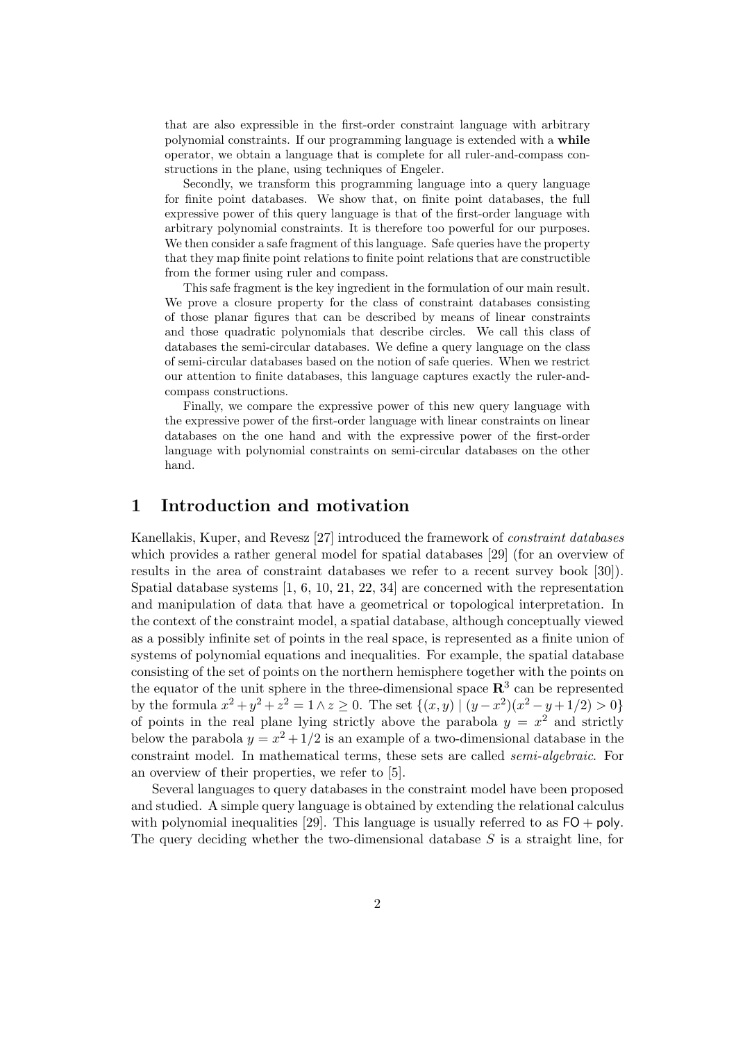that are also expressible in the first-order constraint language with arbitrary polynomial constraints. If our programming language is extended with a **while** operator, we obtain a language that is complete for all ruler-and-compass constructions in the plane, using techniques of Engeler.

Secondly, we transform this programming language into a query language for finite point databases. We show that, on finite point databases, the full expressive power of this query language is that of the first-order language with arbitrary polynomial constraints. It is therefore too powerful for our purposes. We then consider a safe fragment of this language. Safe queries have the property that they map finite point relations to finite point relations that are constructible from the former using ruler and compass.

This safe fragment is the key ingredient in the formulation of our main result. We prove a closure property for the class of constraint databases consisting of those planar figures that can be described by means of linear constraints and those quadratic polynomials that describe circles. We call this class of databases the semi-circular databases. We define a query language on the class of semi-circular databases based on the notion of safe queries. When we restrict our attention to finite databases, this language captures exactly the ruler-and-compass constructions.

Finally, we compare the expressive power of this new query language with the expressive power of the first-order language with linear constraints on linear databases on the one hand and with the expressive power of the first-order language with polynomial constraints on semi-circular databases on the other hand.

## 1 Introduction and motivation

Kanellakis, Kuper, and Revesz [27] introduced the framework of *constraint databases* which provides a rather general model for spatial databases [29] (for an overview of results in the area of constraint databases we refer to a recent survey book [30]). Spatial database systems [1, 6, 10, 21, 22, 34] are concerned with the representation and manipulation of data that have a geometrical or topological interpretation. In the context of the constraint model, a spatial database, although conceptually viewed as a possibly infinite set of points in the real space, is represented as a finite union of systems of polynomial equations and inequalities. For example, the spatial database consisting of the set of points on the northern hemisphere together with the points on the equator of the unit sphere in the three-dimensional space $\mathbf{R}^3$ can be represented by the formula $x^2+y^2+z^2=1 \wedge z \geq 0$. The set $\{(x,y) \mid (y-x^2)(x^2-y+1/2) > 0\}$ of points in the real plane lying strictly above the parabola $y = x^2$ and strictly below the parabola $y = x^2+1/2$ is an example of a two-dimensional database in the constraint model. In mathematical terms, these sets are called *semi-algebraic*. For an overview of their properties, we refer to [5].

Several languages to query databases in the constraint model have been proposed and studied. A simple query language is obtained by extending the relational calculus with polynomial inequalities [29]. This language is usually referred to as $\mathsf{FO}+\mathsf{poly}$. The query deciding whether the two-dimensional database $S$ is a straight line, for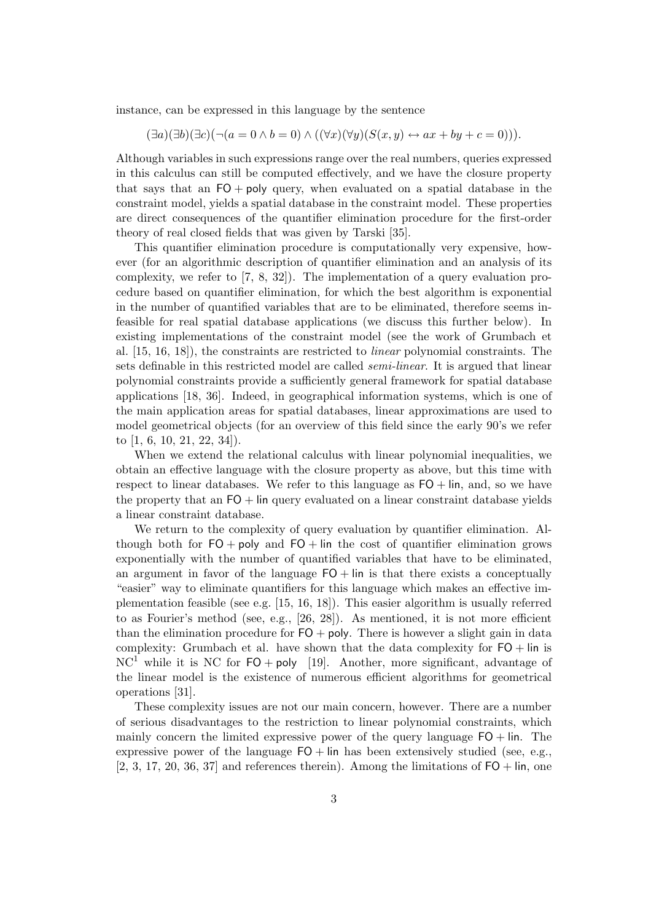instance, can be expressed in this language by the sentence

$$(\exists a)(\exists b)(\exists c)(\neg(a = 0 \wedge b = 0) \wedge ((\forall x)(\forall y)(S(x, y) \leftrightarrow ax + by + c = 0))).$$

Although variables in such expressions range over the real numbers, queries expressed in this calculus can still be computed effectively, and we have the closure property that says that an $\mathsf{FO} + \mathsf{poly}$ query, when evaluated on a spatial database in the constraint model, yields a spatial database in the constraint model. These properties are direct consequences of the quantifier elimination procedure for the first-order theory of real closed fields that was given by Tarski [35].

This quantifier elimination procedure is computationally very expensive, however (for an algorithmic description of quantifier elimination and an analysis of its complexity, we refer to [7, 8, 32]). The implementation of a query evaluation procedure based on quantifier elimination, for which the best algorithm is exponential in the number of quantified variables that are to be eliminated, therefore seems infeasible for real spatial database applications (we discuss this further below). In existing implementations of the constraint model (see the work of Grumbach et al. [15, 16, 18]), the constraints are restricted to *linear* polynomial constraints. The sets definable in this restricted model are called *semi-linear*. It is argued that linear polynomial constraints provide a sufficiently general framework for spatial database applications [18, 36]. Indeed, in geographical information systems, which is one of the main application areas for spatial databases, linear approximations are used to model geometrical objects (for an overview of this field since the early 90's we refer to [1, 6, 10, 21, 22, 34]).

When we extend the relational calculus with linear polynomial inequalities, we obtain an effective language with the closure property as above, but this time with respect to linear databases. We refer to this language as $\mathsf{FO} + \mathsf{lin}$, and, so we have the property that an $\mathsf{FO} + \mathsf{lin}$ query evaluated on a linear constraint database yields a linear constraint database.

We return to the complexity of query evaluation by quantifier elimination. Although both for $\mathsf{FO} + \mathsf{poly}$ and $\mathsf{FO} + \mathsf{lin}$ the cost of quantifier elimination grows exponentially with the number of quantified variables that have to be eliminated, an argument in favor of the language $\mathsf{FO} + \mathsf{lin}$ is that there exists a conceptually "easier" way to eliminate quantifiers for this language which makes an effective implementation feasible (see e.g. [15, 16, 18]). This easier algorithm is usually referred to as Fourier's method (see, e.g., [26, 28]). As mentioned, it is not more efficient than the elimination procedure for $\mathsf{FO} + \mathsf{poly}$. There is however a slight gain in data complexity: Grumbach et al. have shown that the data complexity for $\mathsf{FO} + \mathsf{lin}$ is $\mathrm{NC}^1$ while it is NC for $\mathsf{FO} + \mathsf{poly}$ [19]. Another, more significant, advantage of the linear model is the existence of numerous efficient algorithms for geometrical operations [31].

These complexity issues are not our main concern, however. There are a number of serious disadvantages to the restriction to linear polynomial constraints, which mainly concern the limited expressive power of the query language $\mathsf{FO} + \mathsf{lin}$. The expressive power of the language $\mathsf{FO} + \mathsf{lin}$ has been extensively studied (see, e.g., [2, 3, 17, 20, 36, 37] and references therein). Among the limitations of $\mathsf{FO} + \mathsf{lin}$, one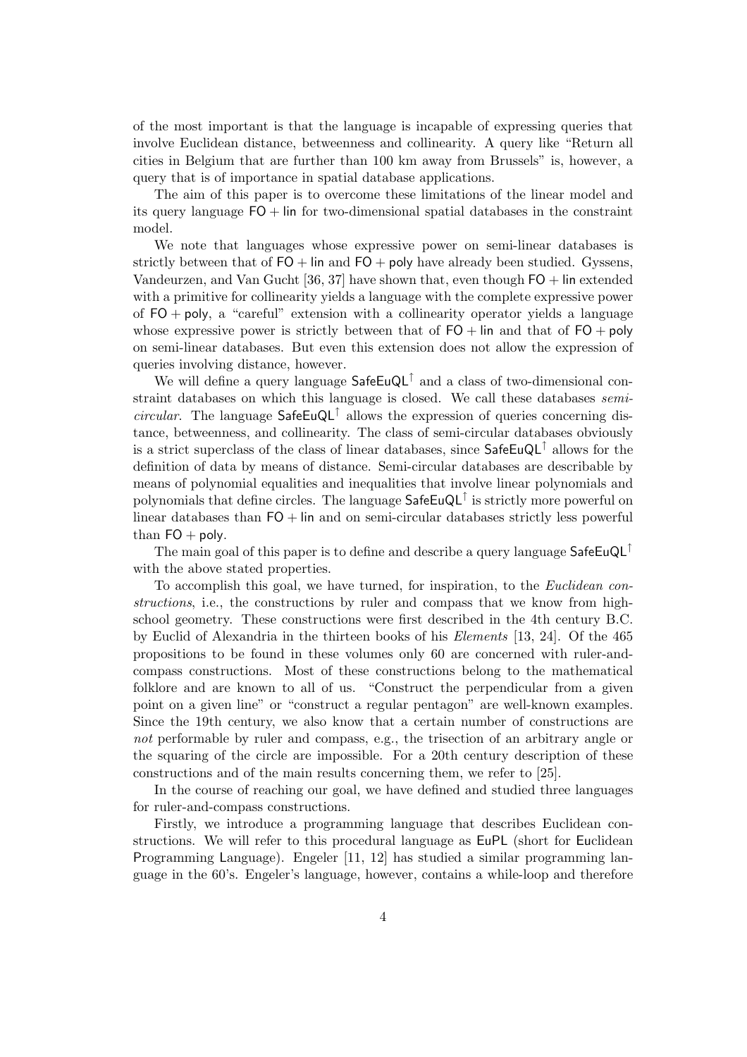of the most important is that the language is incapable of expressing queries that involve Euclidean distance, betweenness and collinearity. A query like "Return all cities in Belgium that are further than 100 km away from Brussels" is, however, a query that is of importance in spatial database applications.

The aim of this paper is to overcome these limitations of the linear model and its query language $\mathsf{FO} + \mathsf{lin}$ for two-dimensional spatial databases in the constraint model.

We note that languages whose expressive power on semi-linear databases is strictly between that of $\mathsf{FO} + \mathsf{lin}$ and $\mathsf{FO} + \mathsf{poly}$ have already been studied. Gyssens, Vandeurzen, and Van Gucht [36, 37] have shown that, even though $\mathsf{FO} + \mathsf{lin}$ extended with a primitive for collinearity yields a language with the complete expressive power of $\mathsf{FO} + \mathsf{poly}$, a "careful" extension with a collinearity operator yields a language whose expressive power is strictly between that of $\mathsf{FO} + \mathsf{lin}$ and that of $\mathsf{FO} + \mathsf{poly}$ on semi-linear databases. But even this extension does not allow the expression of queries involving distance, however.

We will define a query language $\mathsf{SafeEuQL}^{\uparrow}$ and a class of two-dimensional constraint databases on which this language is closed. We call these databases *semi-circular*. The language $\mathsf{SafeEuQL}^{\uparrow}$ allows the expression of queries concerning distance, betweenness, and collinearity. The class of semi-circular databases obviously is a strict superclass of the class of linear databases, since $\mathsf{SafeEuQL}^{\uparrow}$ allows for the definition of data by means of distance. Semi-circular databases are describable by means of polynomial equalities and inequalities that involve linear polynomials and polynomials that define circles. The language $\mathsf{SafeEuQL}^{\uparrow}$ is strictly more powerful on linear databases than $\mathsf{FO} + \mathsf{lin}$ and on semi-circular databases strictly less powerful than $\mathsf{FO} + \mathsf{poly}$.

The main goal of this paper is to define and describe a query language $\mathsf{SafeEuQL}^{\uparrow}$ with the above stated properties.

To accomplish this goal, we have turned, for inspiration, to the *Euclidean constructions*, i.e., the constructions by ruler and compass that we know from high-school geometry. These constructions were first described in the 4th century B.C. by Euclid of Alexandria in the thirteen books of his *Elements* [13, 24]. Of the 465 propositions to be found in these volumes only 60 are concerned with ruler-and-compass constructions. Most of these constructions belong to the mathematical folklore and are known to all of us. "Construct the perpendicular from a given point on a given line" or "construct a regular pentagon" are well-known examples. Since the 19th century, we also know that a certain number of constructions are *not* performable by ruler and compass, e.g., the trisection of an arbitrary angle or the squaring of the circle are impossible. For a 20th century description of these constructions and of the main results concerning them, we refer to [25].

In the course of reaching our goal, we have defined and studied three languages for ruler-and-compass constructions.

Firstly, we introduce a programming language that describes Euclidean constructions. We will refer to this procedural language as $\mathsf{EuPL}$ (short for Euclidean Programming Language). Engeler [11, 12] has studied a similar programming language in the 60's. Engeler's language, however, contains a while-loop and therefore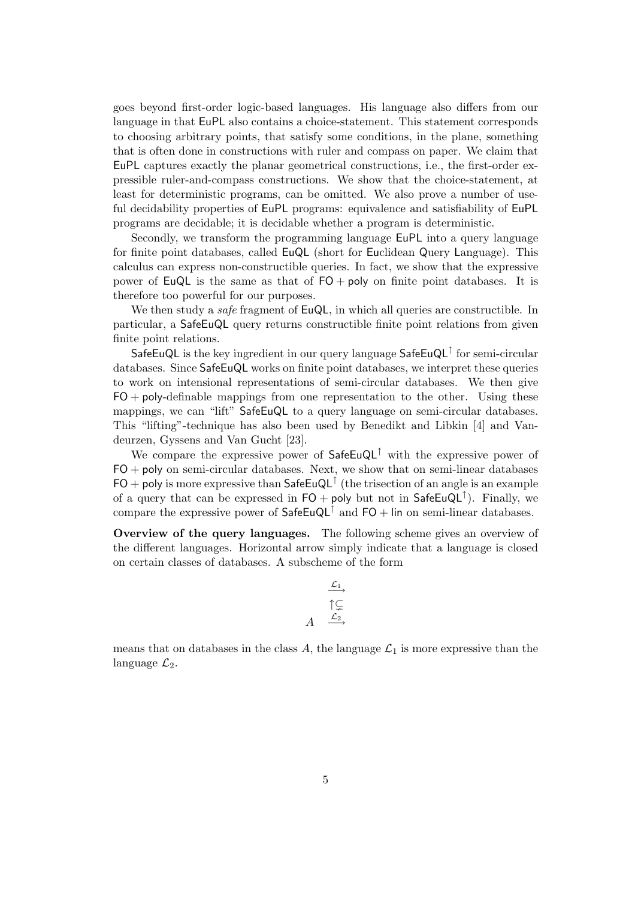goes beyond first-order logic-based languages. His language also differs from our language in that EuPL also contains a choice-statement. This statement corresponds to choosing arbitrary points, that satisfy some conditions, in the plane, something that is often done in constructions with ruler and compass on paper. We claim that EuPL captures exactly the planar geometrical constructions, i.e., the first-order expressible ruler-and-compass constructions. We show that the choice-statement, at least for deterministic programs, can be omitted. We also prove a number of useful decidability properties of EuPL programs: equivalence and satisfiability of EuPL programs are decidable; it is decidable whether a program is deterministic.

Secondly, we transform the programming language EuPL into a query language for finite point databases, called EuQL (short for Euclidean Query Language). This calculus can express non-constructible queries. In fact, we show that the expressive power of EuQL is the same as that of FO + poly on finite point databases. It is therefore too powerful for our purposes.

We then study a *safe* fragment of EuQL, in which all queries are constructible. In particular, a SafeEuQL query returns constructible finite point relations from given finite point relations.

SafeEuQL is the key ingredient in our query language $\mathsf{SafeEuQL}^{\uparrow}$ for semi-circular databases. Since SafeEuQL works on finite point databases, we interpret these queries to work on intensional representations of semi-circular databases. We then give FO + poly-definable mappings from one representation to the other. Using these mappings, we can "lift" SafeEuQL to a query language on semi-circular databases. This "lifting"-technique has also been used by Benedikt and Libkin [4] and Vandeurzen, Gyssens and Van Gucht [23].

We compare the expressive power of $\mathsf{SafeEuQL}^{\uparrow}$ with the expressive power of FO + poly on semi-circular databases. Next, we show that on semi-linear databases FO + poly is more expressive than $\mathsf{SafeEuQL}^{\uparrow}$ (the trisection of an angle is an example of a query that can be expressed in FO + poly but not in $\mathsf{SafeEuQL}^{\uparrow}$). Finally, we compare the expressive power of $\mathsf{SafeEuQL}^{\uparrow}$ and FO + lin on semi-linear databases.

**Overview of the query languages.** The following scheme gives an overview of the different languages. Horizontal arrow simply indicate that a language is closed on certain classes of databases. A subscheme of the form

$$
\begin{array}{cc}
 & \xrightarrow{\mathcal{L}_1} \\
 & \uparrow\subsetneq \\
A & \xrightarrow{\mathcal{L}_2}
\end{array}
$$

means that on databases in the class $A$, the language $\mathcal{L}_1$ is more expressive than the language $\mathcal{L}_2$.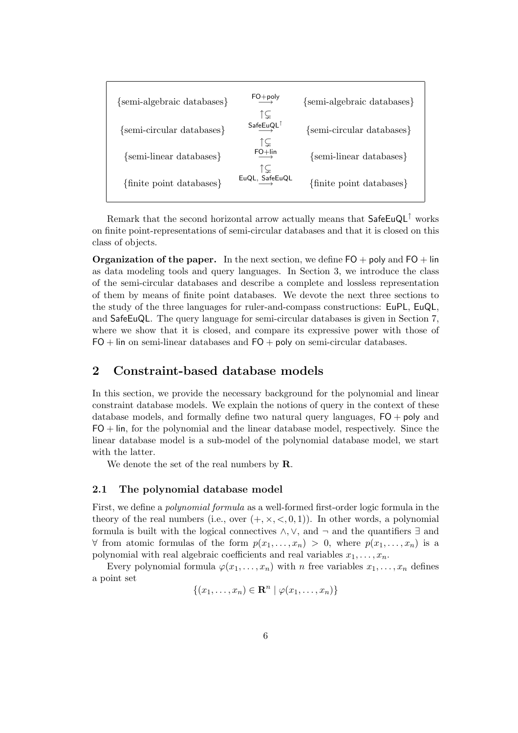$$
\begin{array}{ccc}
\{\text{semi-algebraic databases}\} & \xrightarrow{\mathsf{FO+poly}} & \{\text{semi-algebraic databases}\} \\
 & \uparrow\subsetneq & \\
\{\text{semi-circular databases}\} & \xrightarrow{\mathsf{SafeEuQL}^{\uparrow}} & \{\text{semi-circular databases}\} \\
 & \uparrow\subsetneq & \\
\{\text{semi-linear databases}\} & \xrightarrow{\mathsf{FO+lin}} & \{\text{semi-linear databases}\} \\
 & \uparrow\subsetneq & \\
\{\text{finite point databases}\} & \xrightarrow{\mathsf{EuQL},\ \mathsf{SafeEuQL}} & \{\text{finite point databases}\}
\end{array}
$$

Remark that the second horizontal arrow actually means that $\mathsf{SafeEuQL}^{\uparrow}$ works on finite point-representations of semi-circular databases and that it is closed on this class of objects.

**Organization of the paper.** In the next section, we define $\mathsf{FO} + \mathsf{poly}$ and $\mathsf{FO} + \mathsf{lin}$ as data modeling tools and query languages. In Section 3, we introduce the class of the semi-circular databases and describe a complete and lossless representation of them by means of finite point databases. We devote the next three sections to the study of the three languages for ruler-and-compass constructions: EuPL, EuQL, and SafeEuQL. The query language for semi-circular databases is given in Section 7, where we show that it is closed, and compare its expressive power with those of $\mathsf{FO} + \mathsf{lin}$ on semi-linear databases and $\mathsf{FO} + \mathsf{poly}$ on semi-circular databases.

## 2 Constraint-based database models

In this section, we provide the necessary background for the polynomial and linear constraint database models. We explain the notions of query in the context of these database models, and formally define two natural query languages, $\mathsf{FO} + \mathsf{poly}$ and $\mathsf{FO} + \mathsf{lin}$, for the polynomial and the linear database model, respectively. Since the linear database model is a sub-model of the polynomial database model, we start with the latter.

We denote the set of the real numbers by $\mathbf{R}$.

### 2.1 The polynomial database model

First, we define a *polynomial formula* as a well-formed first-order logic formula in the theory of the real numbers (i.e., over $(+, \times, <, 0, 1)$). In other words, a polynomial formula is built with the logical connectives $\wedge, \vee$, and $\neg$ and the quantifiers $\exists$ and $\forall$ from atomic formulas of the form $p(x_1, \ldots, x_n) > 0$, where $p(x_1, \ldots, x_n)$ is a polynomial with real algebraic coefficients and real variables $x_1, \ldots, x_n$.

Every polynomial formula $\varphi(x_1, \ldots, x_n)$ with $n$ free variables $x_1, \ldots, x_n$ defines a point set

$$\{(x_1, \ldots, x_n) \in \mathbf{R}^n \mid \varphi(x_1, \ldots, x_n)\}$$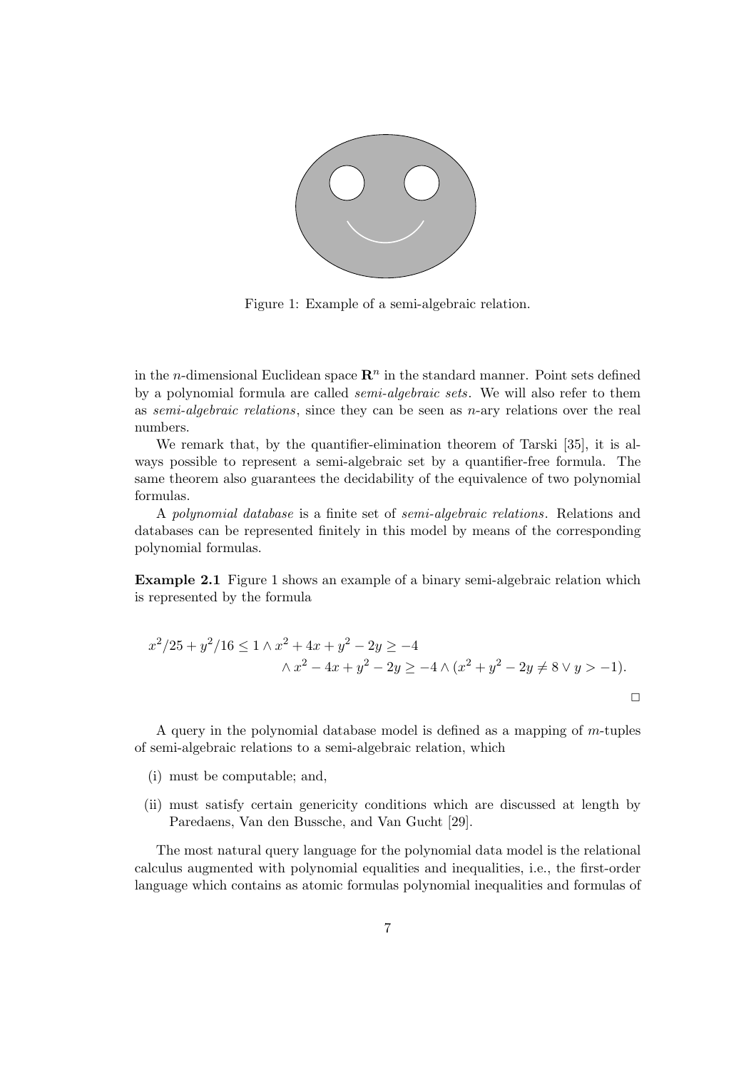Figure 1: Example of a semi-algebraic relation.

in the $n$-dimensional Euclidean space $\mathbf{R}^n$ in the standard manner. Point sets defined by a polynomial formula are called *semi-algebraic sets*. We will also refer to them as *semi-algebraic relations*, since they can be seen as $n$-ary relations over the real numbers.

We remark that, by the quantifier-elimination theorem of Tarski [35], it is always possible to represent a semi-algebraic set by a quantifier-free formula. The same theorem also guarantees the decidability of the equivalence of two polynomial formulas.

A *polynomial database* is a finite set of *semi-algebraic relations*. Relations and databases can be represented finitely in this model by means of the corresponding polynomial formulas.

**Example 2.1** Figure 1 shows an example of a binary semi-algebraic relation which is represented by the formula

$$x^2/25 + y^2/16 \leq 1 \wedge x^2 + 4x + y^2 - 2y \geq -4 \\ \wedge\, x^2 - 4x + y^2 - 2y \geq -4 \wedge (x^2 + y^2 - 2y \neq 8 \vee y > -1).$$

□

A query in the polynomial database model is defined as a mapping of $m$-tuples of semi-algebraic relations to a semi-algebraic relation, which

(i) must be computable; and,

(ii) must satisfy certain genericity conditions which are discussed at length by Paredaens, Van den Bussche, and Van Gucht [29].

The most natural query language for the polynomial data model is the relational calculus augmented with polynomial equalities and inequalities, i.e., the first-order language which contains as atomic formulas polynomial inequalities and formulas of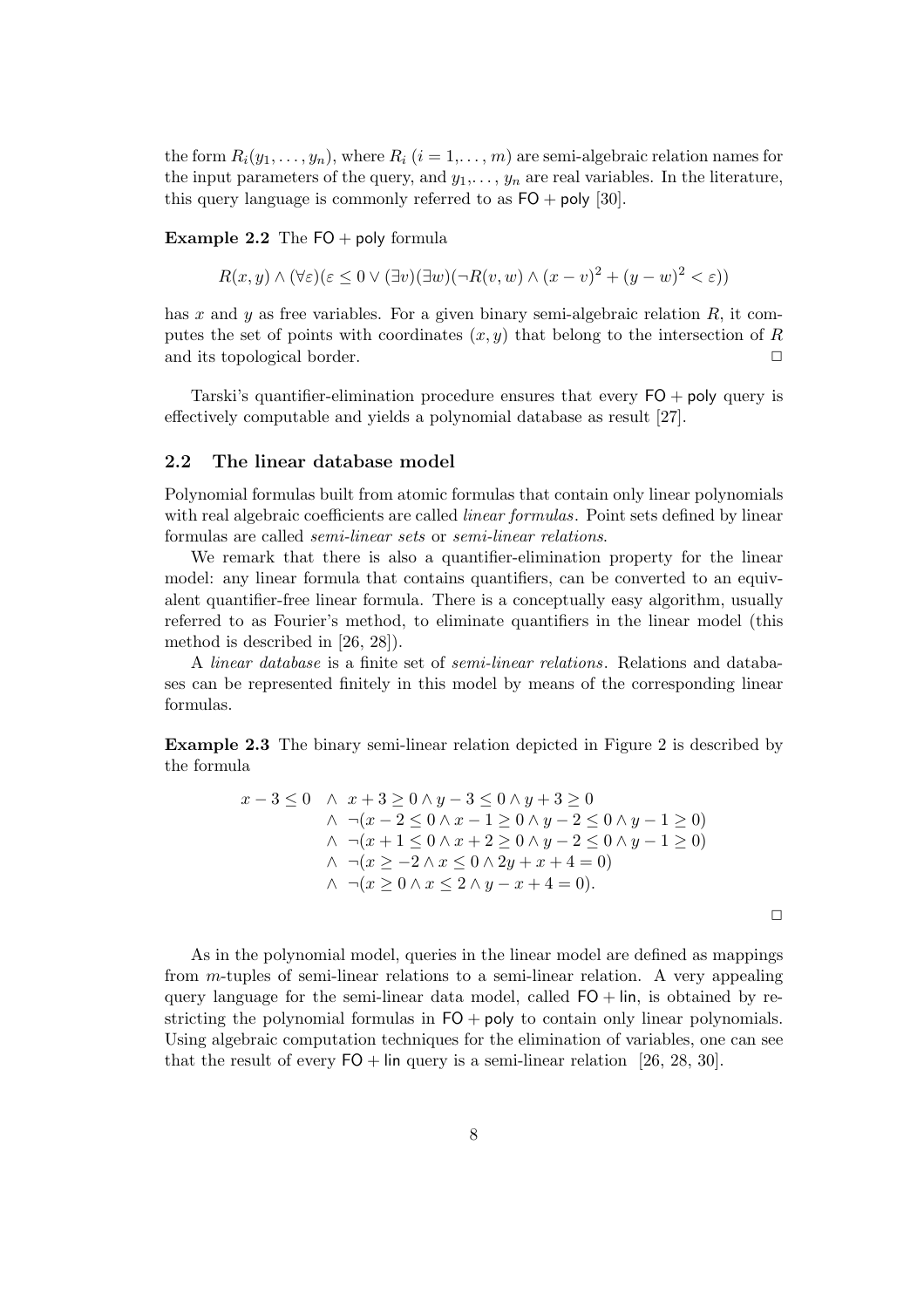the form $R_i(y_1, \ldots, y_n)$, where $R_i$ ($i = 1, \ldots, m$) are semi-algebraic relation names for the input parameters of the query, and $y_1, \ldots, y_n$ are real variables. In the literature, this query language is commonly referred to as $\mathsf{FO} + \mathsf{poly}$ [30].

**Example 2.2** The $\mathsf{FO} + \mathsf{poly}$ formula

$$R(x, y) \wedge (\forall \varepsilon)(\varepsilon \leq 0 \vee (\exists v)(\exists w)(\neg R(v, w) \wedge (x - v)^2 + (y - w)^2 < \varepsilon))$$

has $x$ and $y$ as free variables. For a given binary semi-algebraic relation $R$, it computes the set of points with coordinates $(x, y)$ that belong to the intersection of $R$ and its topological border. □

Tarski's quantifier-elimination procedure ensures that every $\mathsf{FO} + \mathsf{poly}$ query is effectively computable and yields a polynomial database as result [27].

### 2.2 The linear database model

Polynomial formulas built from atomic formulas that contain only linear polynomials with real algebraic coefficients are called *linear formulas*. Point sets defined by linear formulas are called *semi-linear sets* or *semi-linear relations*.

We remark that there is also a quantifier-elimination property for the linear model: any linear formula that contains quantifiers, can be converted to an equivalent quantifier-free linear formula. There is a conceptually easy algorithm, usually referred to as Fourier's method, to eliminate quantifiers in the linear model (this method is described in [26, 28]).

A *linear database* is a finite set of *semi-linear relations*. Relations and databases can be represented finitely in this model by means of the corresponding linear formulas.

**Example 2.3** The binary semi-linear relation depicted in Figure 2 is described by the formula

$$\begin{aligned}
x - 3 \leq 0 \quad & \wedge \;\; x + 3 \geq 0 \wedge y - 3 \leq 0 \wedge y + 3 \geq 0 \\
& \wedge \;\; \neg(x - 2 \leq 0 \wedge x - 1 \geq 0 \wedge y - 2 \leq 0 \wedge y - 1 \geq 0) \\
& \wedge \;\; \neg(x + 1 \leq 0 \wedge x + 2 \geq 0 \wedge y - 2 \leq 0 \wedge y - 1 \geq 0) \\
& \wedge \;\; \neg(x \geq -2 \wedge x \leq 0 \wedge 2y + x + 4 = 0) \\
& \wedge \;\; \neg(x \geq 0 \wedge x \leq 2 \wedge y - x + 4 = 0).
\end{aligned}$$

□

As in the polynomial model, queries in the linear model are defined as mappings from $m$-tuples of semi-linear relations to a semi-linear relation. A very appealing query language for the semi-linear data model, called $\mathsf{FO} + \mathsf{lin}$, is obtained by restricting the polynomial formulas in $\mathsf{FO} + \mathsf{poly}$ to contain only linear polynomials. Using algebraic computation techniques for the elimination of variables, one can see that the result of every $\mathsf{FO} + \mathsf{lin}$ query is a semi-linear relation [26, 28, 30].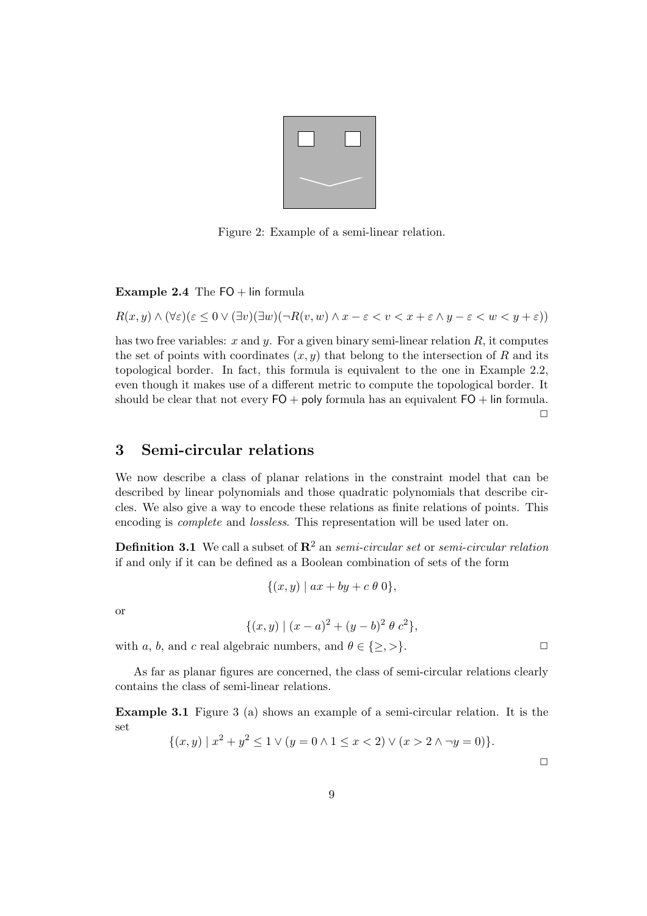Figure 2: Example of a semi-linear relation.

**Example 2.4** The $\mathsf{FO} + \mathsf{lin}$ formula

$$R(x, y) \wedge (\forall \varepsilon)(\varepsilon \leq 0 \vee (\exists v)(\exists w)(\neg R(v, w) \wedge x - \varepsilon < v < x + \varepsilon \wedge y - \varepsilon < w < y + \varepsilon))$$

has two free variables: $x$ and $y$. For a given binary semi-linear relation $R$, it computes the set of points with coordinates $(x, y)$ that belong to the intersection of $R$ and its topological border. In fact, this formula is equivalent to the one in Example 2.2, even though it makes use of a different metric to compute the topological border. It should be clear that not every $\mathsf{FO} + \mathsf{poly}$ formula has an equivalent $\mathsf{FO} + \mathsf{lin}$ formula. □

## 3 Semi-circular relations

We now describe a class of planar relations in the constraint model that can be described by linear polynomials and those quadratic polynomials that describe circles. We also give a way to encode these relations as finite relations of points. This encoding is *complete* and *lossless*. This representation will be used later on.

**Definition 3.1** We call a subset of $\mathbf{R}^2$ an *semi-circular set* or *semi-circular relation* if and only if it can be defined as a Boolean combination of sets of the form

$$\{(x, y) \mid ax + by + c \; \theta \; 0\},$$

or

$$\{(x, y) \mid (x - a)^2 + (y - b)^2 \; \theta \; c^2\},$$

with $a$, $b$, and $c$ real algebraic numbers, and $\theta \in \{\geq, >\}$. □

As far as planar figures are concerned, the class of semi-circular relations clearly contains the class of semi-linear relations.

**Example 3.1** Figure 3 (a) shows an example of a semi-circular relation. It is the set

$$\{(x, y) \mid x^2 + y^2 \leq 1 \vee (y = 0 \wedge 1 \leq x < 2) \vee (x > 2 \wedge \neg y = 0)\}.$$

□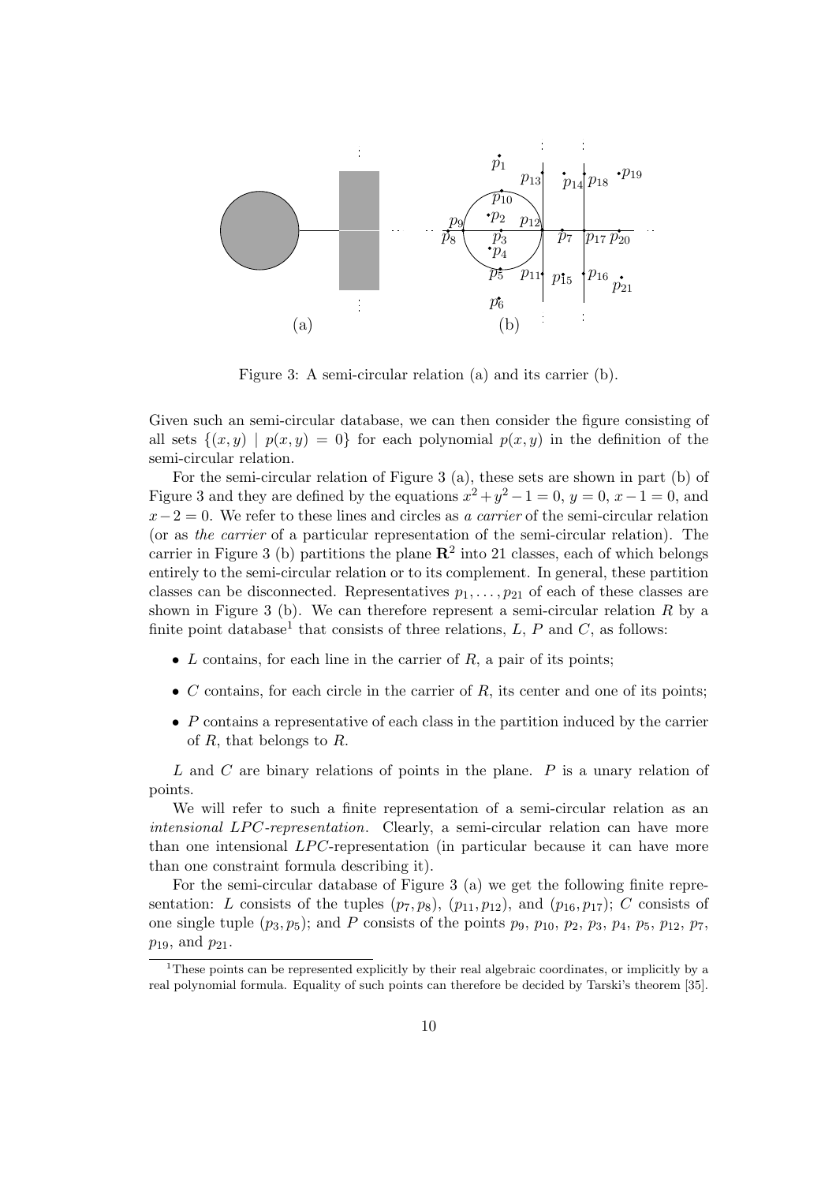Figure 3: A semi-circular relation (a) and its carrier (b).

Given such an semi-circular database, we can then consider the figure consisting of all sets $\{(x, y) \mid p(x, y) = 0\}$ for each polynomial $p(x, y)$ in the definition of the semi-circular relation.

For the semi-circular relation of Figure 3 (a), these sets are shown in part (b) of Figure 3 and they are defined by the equations $x^2 + y^2 - 1 = 0$, $y = 0$, $x - 1 = 0$, and $x - 2 = 0$. We refer to these lines and circles as *a carrier* of the semi-circular relation (or as *the carrier* of a particular representation of the semi-circular relation). The carrier in Figure 3 (b) partitions the plane $\mathbf{R}^2$ into 21 classes, each of which belongs entirely to the semi-circular relation or to its complement. In general, these partition classes can be disconnected. Representatives $p_1, \ldots, p_{21}$ of each of these classes are shown in Figure 3 (b). We can therefore represent a semi-circular relation $R$ by a finite point database[1] that consists of three relations, $L$, $P$ and $C$, as follows:

- $L$ contains, for each line in the carrier of $R$, a pair of its points;
- $C$ contains, for each circle in the carrier of $R$, its center and one of its points;
- $P$ contains a representative of each class in the partition induced by the carrier of $R$, that belongs to $R$.

$L$ and $C$ are binary relations of points in the plane. $P$ is a unary relation of points.

We will refer to such a finite representation of a semi-circular relation as an *intensional LPC-representation*. Clearly, a semi-circular relation can have more than one intensional *LPC*-representation (in particular because it can have more than one constraint formula describing it).

For the semi-circular database of Figure 3 (a) we get the following finite representation: $L$ consists of the tuples $(p_7, p_8)$, $(p_{11}, p_{12})$, and $(p_{16}, p_{17})$; $C$ consists of one single tuple $(p_3, p_5)$; and $P$ consists of the points $p_9$, $p_{10}$, $p_2$, $p_3$, $p_4$, $p_5$, $p_{12}$, $p_7$, $p_{19}$, and $p_{21}$.

[1] These points can be represented explicitly by their real algebraic coordinates, or implicitly by a real polynomial formula. Equality of such points can therefore be decided by Tarski's theorem [35].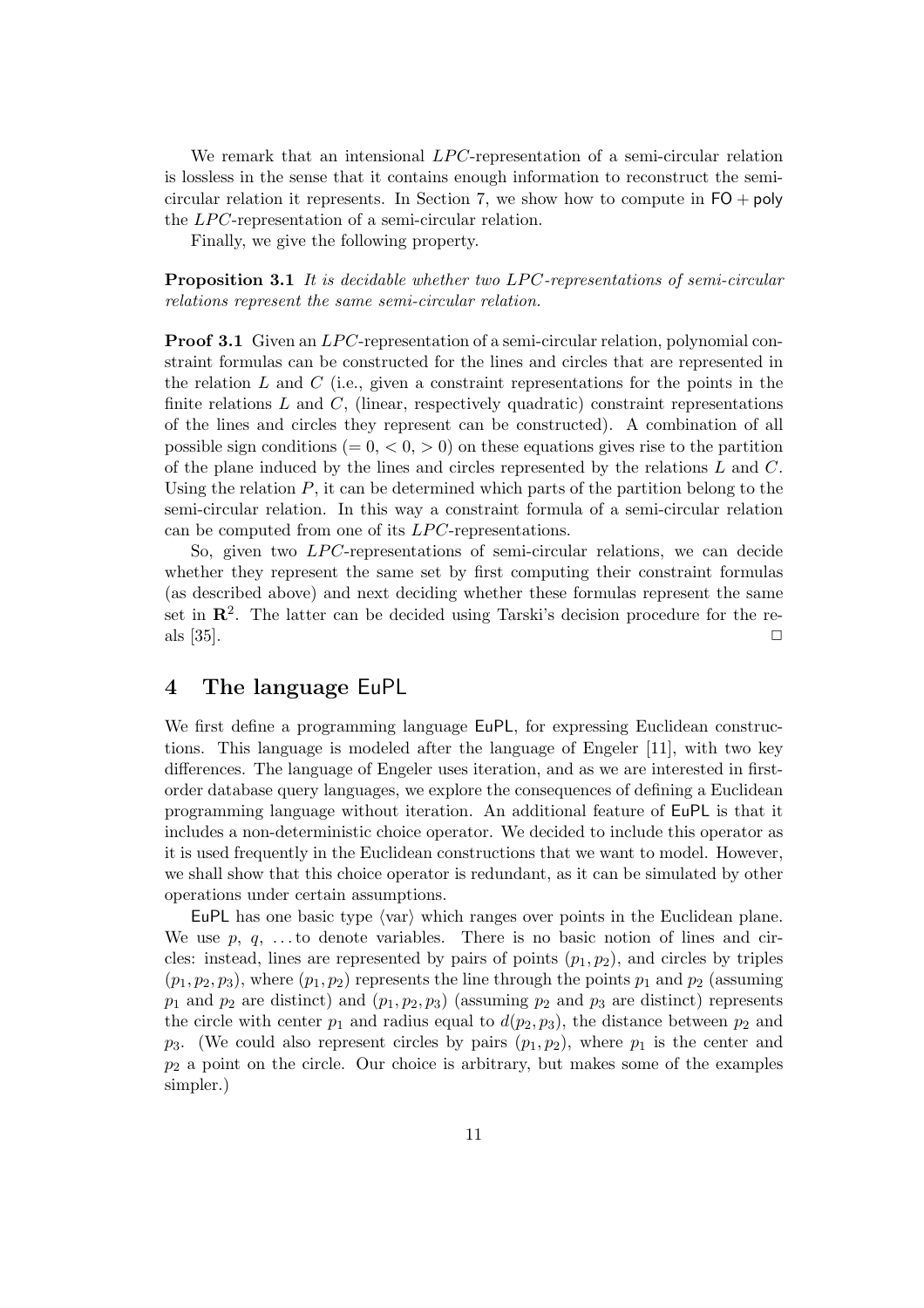We remark that an intensional $LPC$-representation of a semi-circular relation is lossless in the sense that it contains enough information to reconstruct the semi-circular relation it represents. In Section 7, we show how to compute in $\mathsf{FO} + \mathsf{poly}$ the $LPC$-representation of a semi-circular relation.

Finally, we give the following property.

**Proposition 3.1** *It is decidable whether two $LPC$-representations of semi-circular relations represent the same semi-circular relation.*

**Proof 3.1** Given an $LPC$-representation of a semi-circular relation, polynomial constraint formulas can be constructed for the lines and circles that are represented in the relation $L$ and $C$ (i.e., given a constraint representations for the points in the finite relations $L$ and $C$, (linear, respectively quadratic) constraint representations of the lines and circles they represent can be constructed). A combination of all possible sign conditions ($= 0$, $< 0$, $> 0$) on these equations gives rise to the partition of the plane induced by the lines and circles represented by the relations $L$ and $C$. Using the relation $P$, it can be determined which parts of the partition belong to the semi-circular relation. In this way a constraint formula of a semi-circular relation can be computed from one of its $LPC$-representations.

So, given two $LPC$-representations of semi-circular relations, we can decide whether they represent the same set by first computing their constraint formulas (as described above) and next deciding whether these formulas represent the same set in $\mathbf{R}^2$. The latter can be decided using Tarski's decision procedure for the reals [35]. □

## 4 The language EuPL

We first define a programming language EuPL, for expressing Euclidean constructions. This language is modeled after the language of Engeler [11], with two key differences. The language of Engeler uses iteration, and as we are interested in first-order database query languages, we explore the consequences of defining a Euclidean programming language without iteration. An additional feature of EuPL is that it includes a non-deterministic choice operator. We decided to include this operator as it is used frequently in the Euclidean constructions that we want to model. However, we shall show that this choice operator is redundant, as it can be simulated by other operations under certain assumptions.

EuPL has one basic type $\langle \text{var} \rangle$ which ranges over points in the Euclidean plane. We use $p$, $q$, ... to denote variables. There is no basic notion of lines and circles: instead, lines are represented by pairs of points $(p_1, p_2)$, and circles by triples $(p_1, p_2, p_3)$, where $(p_1, p_2)$ represents the line through the points $p_1$ and $p_2$ (assuming $p_1$ and $p_2$ are distinct) and $(p_1, p_2, p_3)$ (assuming $p_2$ and $p_3$ are distinct) represents the circle with center $p_1$ and radius equal to $d(p_2, p_3)$, the distance between $p_2$ and $p_3$. (We could also represent circles by pairs $(p_1, p_2)$, where $p_1$ is the center and $p_2$ a point on the circle. Our choice is arbitrary, but makes some of the examples simpler.)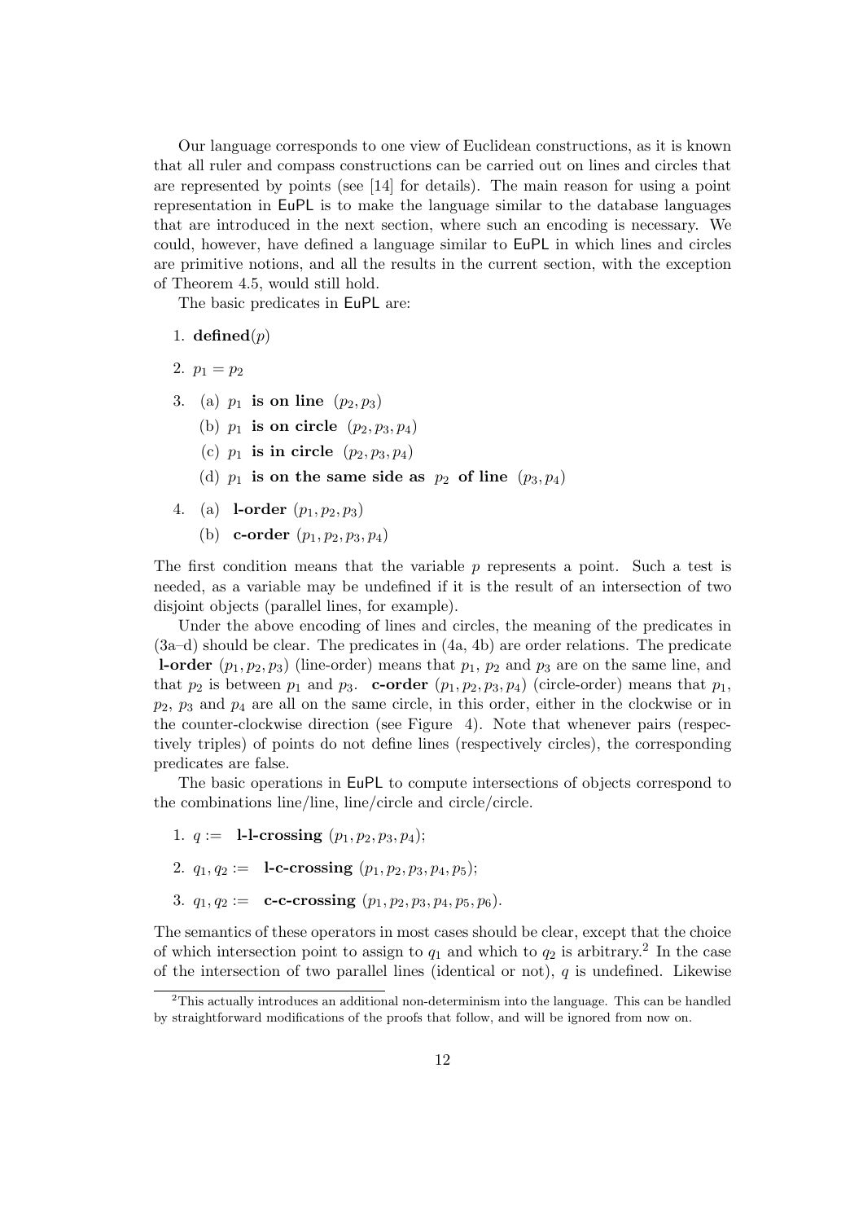Our language corresponds to one view of Euclidean constructions, as it is known that all ruler and compass constructions can be carried out on lines and circles that are represented by points (see [14] for details). The main reason for using a point representation in EuPL is to make the language similar to the database languages that are introduced in the next section, where such an encoding is necessary. We could, however, have defined a language similar to EuPL in which lines and circles are primitive notions, and all the results in the current section, with the exception of Theorem 4.5, would still hold.

The basic predicates in EuPL are:

1. **defined**$(p)$
2. $p_1 = p_2$
3. (a) $p_1$ **is on line** $(p_2, p_3)$
   (b) $p_1$ **is on circle** $(p_2, p_3, p_4)$
   (c) $p_1$ **is in circle** $(p_2, p_3, p_4)$
   (d) $p_1$ **is on the same side as** $p_2$ **of line** $(p_3, p_4)$
4. (a) **l-order** $(p_1, p_2, p_3)$
   (b) **c-order** $(p_1, p_2, p_3, p_4)$

The first condition means that the variable $p$ represents a point. Such a test is needed, as a variable may be undefined if it is the result of an intersection of two disjoint objects (parallel lines, for example).

Under the above encoding of lines and circles, the meaning of the predicates in (3a–d) should be clear. The predicates in (4a, 4b) are order relations. The predicate **l-order** $(p_1, p_2, p_3)$ (line-order) means that $p_1$, $p_2$ and $p_3$ are on the same line, and that $p_2$ is between $p_1$ and $p_3$. **c-order** $(p_1, p_2, p_3, p_4)$ (circle-order) means that $p_1$, $p_2$, $p_3$ and $p_4$ are all on the same circle, in this order, either in the clockwise or in the counter-clockwise direction (see Figure 4). Note that whenever pairs (respectively triples) of points do not define lines (respectively circles), the corresponding predicates are false.

The basic operations in EuPL to compute intersections of objects correspond to the combinations line/line, line/circle and circle/circle.

1. $q :=$ **l-l-crossing** $(p_1, p_2, p_3, p_4)$;
2. $q_1, q_2 :=$ **l-c-crossing** $(p_1, p_2, p_3, p_4, p_5)$;
3. $q_1, q_2 :=$ **c-c-crossing** $(p_1, p_2, p_3, p_4, p_5, p_6)$.

The semantics of these operators in most cases should be clear, except that the choice of which intersection point to assign to $q_1$ and which to $q_2$ is arbitrary.[2] In the case of the intersection of two parallel lines (identical or not), $q$ is undefined. Likewise

[2] This actually introduces an additional non-determinism into the language. This can be handled by straightforward modifications of the proofs that follow, and will be ignored from now on.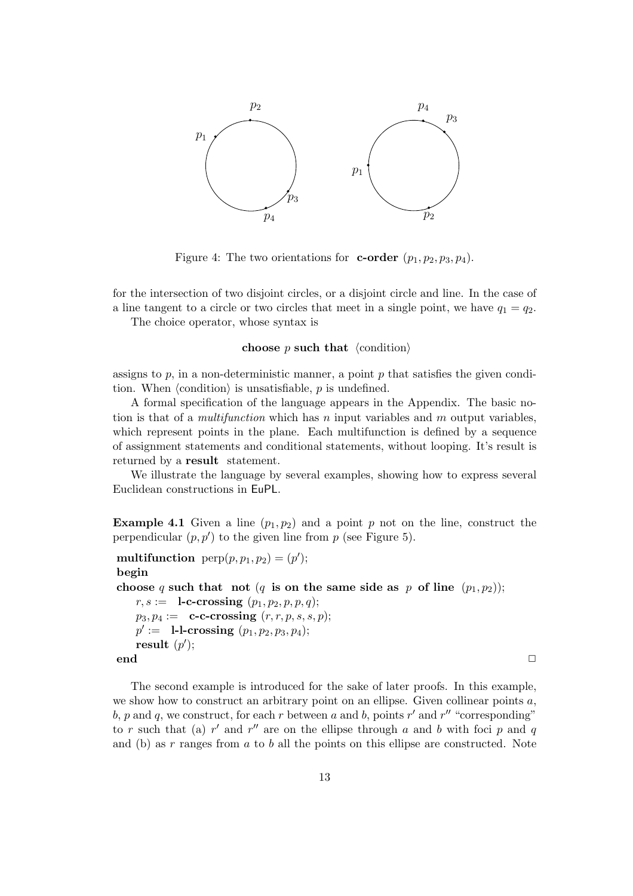Figure 4: The two orientations for **c-order** $(p_1, p_2, p_3, p_4)$.

for the intersection of two disjoint circles, or a disjoint circle and line. In the case of a line tangent to a circle or two circles that meet in a single point, we have $q_1 = q_2$.

The choice operator, whose syntax is

**choose** $p$ **such that** $\langle$condition$\rangle$

assigns to $p$, in a non-deterministic manner, a point $p$ that satisfies the given condition. When $\langle$condition$\rangle$ is unsatisfiable, $p$ is undefined.

A formal specification of the language appears in the Appendix. The basic notion is that of a *multifunction* which has $n$ input variables and $m$ output variables, which represent points in the plane. Each multifunction is defined by a sequence of assignment statements and conditional statements, without looping. It's result is returned by a **result** statement.

We illustrate the language by several examples, showing how to express several Euclidean constructions in EuPL.

**Example 4.1** Given a line $(p_1, p_2)$ and a point $p$ not on the line, construct the perpendicular $(p, p')$ to the given line from $p$ (see Figure 5).

**multifunction** $\text{perp}(p, p_1, p_2) = (p')$;
**begin**
**choose** $q$ **such that not** ($q$ **is on the same side as** $p$ **of line** $(p_1, p_2)$);
  $r, s :=$ **l-c-crossing** $(p_1, p_2, p, p, q)$;
  $p_3, p_4 :=$ **c-c-crossing** $(r, r, p, s, s, p)$;
  $p' :=$ **l-l-crossing** $(p_1, p_2, p_3, p_4)$;
  **result** $(p')$;
**end** □

The second example is introduced for the sake of later proofs. In this example, we show how to construct an arbitrary point on an ellipse. Given collinear points $a$, $b$, $p$ and $q$, we construct, for each $r$ between $a$ and $b$, points $r'$ and $r''$ "corresponding" to $r$ such that (a) $r'$ and $r''$ are on the ellipse through $a$ and $b$ with foci $p$ and $q$ and (b) as $r$ ranges from $a$ to $b$ all the points on this ellipse are constructed. Note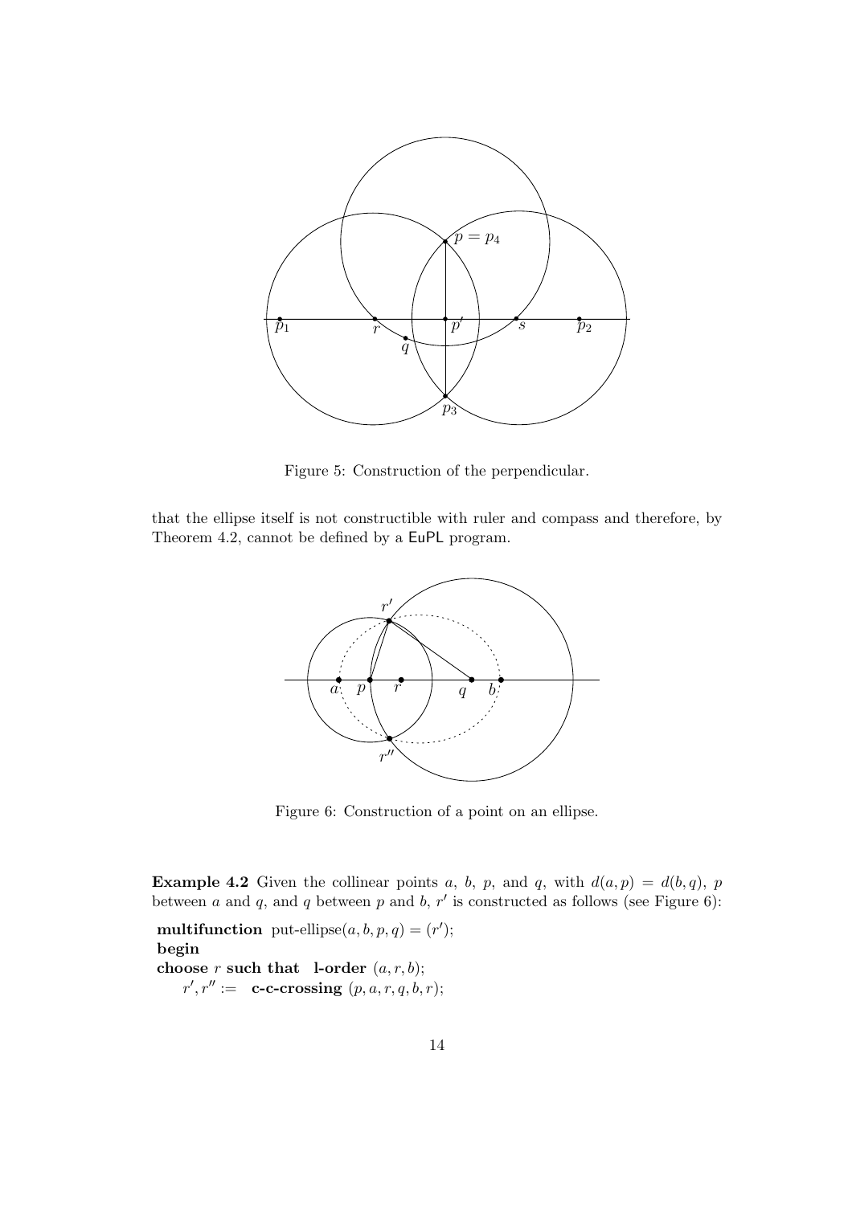Figure 5: Construction of the perpendicular.

that the ellipse itself is not constructible with ruler and compass and therefore, by Theorem 4.2, cannot be defined by a EuPL program.

Figure 6: Construction of a point on an ellipse.

**Example 4.2** Given the collinear points $a$, $b$, $p$, and $q$, with $d(a,p) = d(b,q)$, $p$ between $a$ and $q$, and $q$ between $p$ and $b$, $r'$ is constructed as follows (see Figure 6):

**multifunction** put-ellipse$(a, b, p, q) = (r')$;
**begin**
**choose** $r$ **such that** **l-order** $(a, r, b)$;
  $r', r'' :=$ **c-c-crossing** $(p, a, r, q, b, r)$;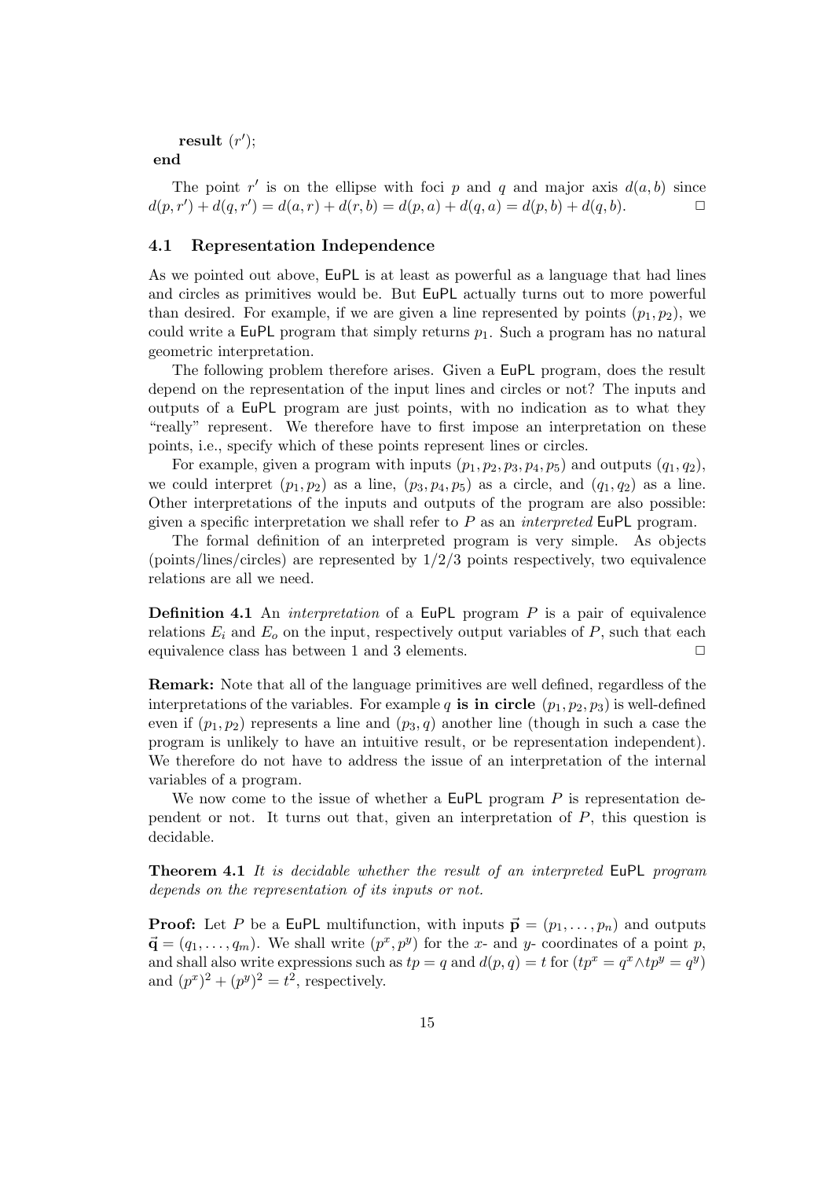```
    result (r');
end
```

The point $r'$ is on the ellipse with foci $p$ and $q$ and major axis $d(a,b)$ since $d(p,r') + d(q,r') = d(a,r) + d(r,b) = d(p,a) + d(q,a) = d(p,b) + d(q,b)$. $\Box$

### 4.1 Representation Independence

As we pointed out above, EuPL is at least as powerful as a language that had lines and circles as primitives would be. But EuPL actually turns out to more powerful than desired. For example, if we are given a line represented by points $(p_1, p_2)$, we could write a EuPL program that simply returns $p_1$. Such a program has no natural geometric interpretation.

The following problem therefore arises. Given a EuPL program, does the result depend on the representation of the input lines and circles or not? The inputs and outputs of a EuPL program are just points, with no indication as to what they "really" represent. We therefore have to first impose an interpretation on these points, i.e., specify which of these points represent lines or circles.

For example, given a program with inputs $(p_1, p_2, p_3, p_4, p_5)$ and outputs $(q_1, q_2)$, we could interpret $(p_1, p_2)$ as a line, $(p_3, p_4, p_5)$ as a circle, and $(q_1, q_2)$ as a line. Other interpretations of the inputs and outputs of the program are also possible: given a specific interpretation we shall refer to $P$ as an *interpreted* EuPL program.

The formal definition of an interpreted program is very simple. As objects (points/lines/circles) are represented by 1/2/3 points respectively, two equivalence relations are all we need.

**Definition 4.1** An *interpretation* of a EuPL program $P$ is a pair of equivalence relations $E_i$ and $E_o$ on the input, respectively output variables of $P$, such that each equivalence class has between 1 and 3 elements. $\Box$

**Remark:** Note that all of the language primitives are well defined, regardless of the interpretations of the variables. For example $q$ **is in circle** $(p_1, p_2, p_3)$ is well-defined even if $(p_1, p_2)$ represents a line and $(p_3, q)$ another line (though in such a case the program is unlikely to have an intuitive result, or be representation independent). We therefore do not have to address the issue of an interpretation of the internal variables of a program.

We now come to the issue of whether a EuPL program $P$ is representation dependent or not. It turns out that, given an interpretation of $P$, this question is decidable.

**Theorem 4.1** *It is decidable whether the result of an interpreted* EuPL *program depends on the representation of its inputs or not.*

**Proof:** Let $P$ be a EuPL multifunction, with inputs $\vec{\mathbf{p}} = (p_1, \ldots, p_n)$ and outputs $\vec{\mathbf{q}} = (q_1, \ldots, q_m)$. We shall write $(p^x, p^y)$ for the $x$- and $y$- coordinates of a point $p$, and shall also write expressions such as $tp = q$ and $d(p,q) = t$ for $(tp^x = q^x \wedge tp^y = q^y)$ and $(p^x)^2 + (p^y)^2 = t^2$, respectively.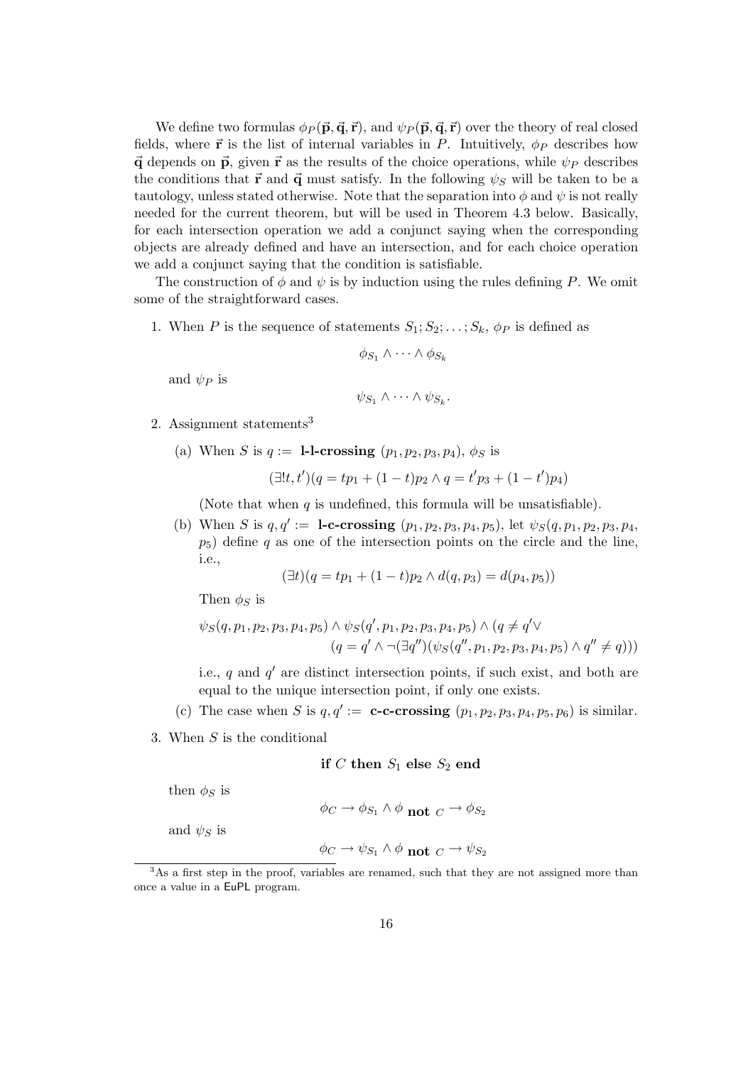We define two formulas $\phi_P(\vec{\mathbf{p}}, \vec{\mathbf{q}}, \vec{\mathbf{r}})$, and $\psi_P(\vec{\mathbf{p}}, \vec{\mathbf{q}}, \vec{\mathbf{r}})$ over the theory of real closed fields, where $\vec{\mathbf{r}}$ is the list of internal variables in $P$. Intuitively, $\phi_P$ describes how $\vec{\mathbf{q}}$ depends on $\vec{\mathbf{p}}$, given $\vec{\mathbf{r}}$ as the results of the choice operations, while $\psi_P$ describes the conditions that $\vec{\mathbf{r}}$ and $\vec{\mathbf{q}}$ must satisfy. In the following $\psi_S$ will be taken to be a tautology, unless stated otherwise. Note that the separation into $\phi$ and $\psi$ is not really needed for the current theorem, but will be used in Theorem 4.3 below. Basically, for each intersection operation we add a conjunct saying when the corresponding objects are already defined and have an intersection, and for each choice operation we add a conjunct saying that the condition is satisfiable.

The construction of $\phi$ and $\psi$ is by induction using the rules defining $P$. We omit some of the straightforward cases.

1. When $P$ is the sequence of statements $S_1; S_2; \ldots; S_k$, $\phi_P$ is defined as

$$\phi_{S_1} \wedge \cdots \wedge \phi_{S_k}$$

and $\psi_P$ is

$$\psi_{S_1} \wedge \cdots \wedge \psi_{S_k}.$$

2. Assignment statements[3]

   (a) When $S$ is $q :=$ **l-l-crossing** $(p_1, p_2, p_3, p_4)$, $\phi_S$ is

   $$(\exists! t, t')(q = tp_1 + (1-t)p_2 \wedge q = t'p_3 + (1-t')p_4)$$

   (Note that when $q$ is undefined, this formula will be unsatisfiable).

   (b) When $S$ is $q, q' :=$ **l-c-crossing** $(p_1, p_2, p_3, p_4, p_5)$, let $\psi_S(q, p_1, p_2, p_3, p_4, p_5)$ define $q$ as one of the intersection points on the circle and the line, i.e.,

   $$(\exists t)(q = tp_1 + (1-t)p_2 \wedge d(q, p_3) = d(p_4, p_5))$$

   Then $\phi_S$ is

   $$\psi_S(q, p_1, p_2, p_3, p_4, p_5) \wedge \psi_S(q', p_1, p_2, p_3, p_4, p_5) \wedge (q \neq q' \vee (q = q' \wedge \neg(\exists q'')(\psi_S(q'', p_1, p_2, p_3, p_4, p_5) \wedge q'' \neq q)))$$

   i.e., $q$ and $q'$ are distinct intersection points, if such exist, and both are equal to the unique intersection point, if only one exists.

   (c) The case when $S$ is $q, q' :=$ **c-c-crossing** $(p_1, p_2, p_3, p_4, p_5, p_6)$ is similar.

3. When $S$ is the conditional

   **if** $C$ **then** $S_1$ **else** $S_2$ **end**

   then $\phi_S$ is

   $$\phi_C \to \phi_{S_1} \wedge \phi_{\textbf{not } C} \to \phi_{S_2}$$

   and $\psi_S$ is

   $$\phi_C \to \psi_{S_1} \wedge \phi_{\textbf{not } C} \to \psi_{S_2}$$

[3] As a first step in the proof, variables are renamed, such that they are not assigned more than once a value in a EuPL program.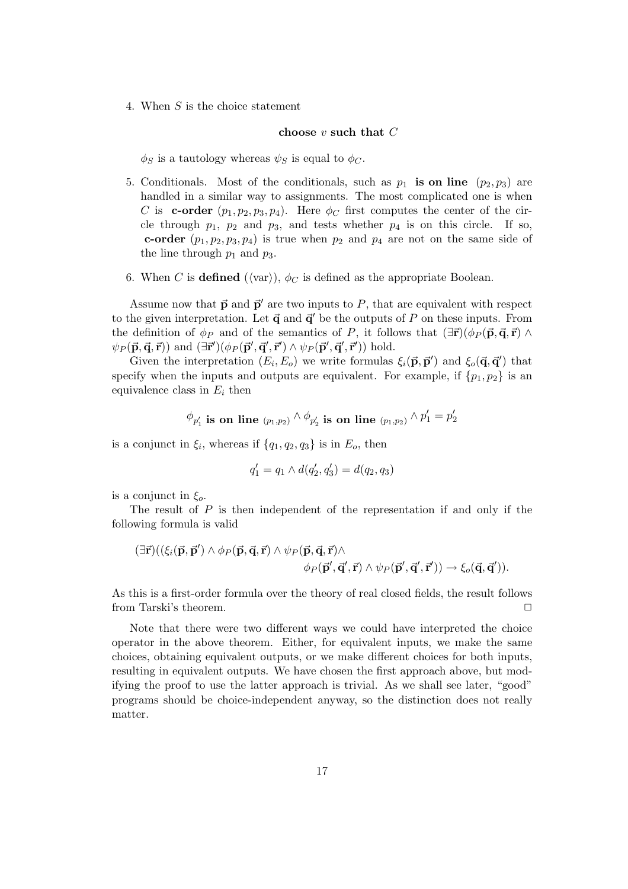4. When $S$ is the choice statement

   **choose** $v$ **such that** $C$

   $\phi_S$ is a tautology whereas $\psi_S$ is equal to $\phi_C$.

5. Conditionals. Most of the conditionals, such as $p_1$ **is on line** $(p_2, p_3)$ are handled in a similar way to assignments. The most complicated one is when $C$ is **c-order** $(p_1, p_2, p_3, p_4)$. Here $\phi_C$ first computes the center of the circle through $p_1$, $p_2$ and $p_3$, and tests whether $p_4$ is on this circle. If so, **c-order** $(p_1, p_2, p_3, p_4)$ is true when $p_2$ and $p_4$ are not on the same side of the line through $p_1$ and $p_3$.

6. When $C$ is **defined** ($\langle$var$\rangle$), $\phi_C$ is defined as the appropriate Boolean.

Assume now that $\vec{\mathbf{p}}$ and $\vec{\mathbf{p}}'$ are two inputs to $P$, that are equivalent with respect to the given interpretation. Let $\vec{\mathbf{q}}$ and $\vec{\mathbf{q}}'$ be the outputs of $P$ on these inputs. From the definition of $\phi_P$ and of the semantics of $P$, it follows that $(\exists\vec{\mathbf{r}})(\phi_P(\vec{\mathbf{p}}, \vec{\mathbf{q}}, \vec{\mathbf{r}}) \wedge \psi_P(\vec{\mathbf{p}}, \vec{\mathbf{q}}, \vec{\mathbf{r}}))$ and $(\exists\vec{\mathbf{r}}')(\phi_P(\vec{\mathbf{p}}', \vec{\mathbf{q}}', \vec{\mathbf{r}}') \wedge \psi_P(\vec{\mathbf{p}}', \vec{\mathbf{q}}', \vec{\mathbf{r}}'))$ hold.

Given the interpretation $(E_i, E_o)$ we write formulas $\xi_i(\vec{\mathbf{p}}, \vec{\mathbf{p}}')$ and $\xi_o(\vec{\mathbf{q}}, \vec{\mathbf{q}}')$ that specify when the inputs and outputs are equivalent. For example, if $\{p_1, p_2\}$ is an equivalence class in $E_i$ then

$$\phi_{p_1' \textbf{ is on line } (p_1,p_2)} \wedge \phi_{p_2' \textbf{ is on line } (p_1,p_2)} \wedge p_1' = p_2'$$

is a conjunct in $\xi_i$, whereas if $\{q_1, q_2, q_3\}$ is in $E_o$, then

$$q_1' = q_1 \wedge d(q_2', q_3') = d(q_2, q_3)$$

is a conjunct in $\xi_o$.

The result of $P$ is then independent of the representation if and only if the following formula is valid

$$(\exists\vec{\mathbf{r}})((\xi_i(\vec{\mathbf{p}}, \vec{\mathbf{p}}') \wedge \phi_P(\vec{\mathbf{p}}, \vec{\mathbf{q}}, \vec{\mathbf{r}}) \wedge \psi_P(\vec{\mathbf{p}}, \vec{\mathbf{q}}, \vec{\mathbf{r}}) \wedge \phi_P(\vec{\mathbf{p}}', \vec{\mathbf{q}}', \vec{\mathbf{r}}) \wedge \psi_P(\vec{\mathbf{p}}', \vec{\mathbf{q}}', \vec{\mathbf{r}}')) \rightarrow \xi_o(\vec{\mathbf{q}}, \vec{\mathbf{q}}')).$$

As this is a first-order formula over the theory of real closed fields, the result follows from Tarski's theorem. □

Note that there were two different ways we could have interpreted the choice operator in the above theorem. Either, for equivalent inputs, we make the same choices, obtaining equivalent outputs, or we make different choices for both inputs, resulting in equivalent outputs. We have chosen the first approach above, but modifying the proof to use the latter approach is trivial. As we shall see later, "good" programs should be choice-independent anyway, so the distinction does not really matter.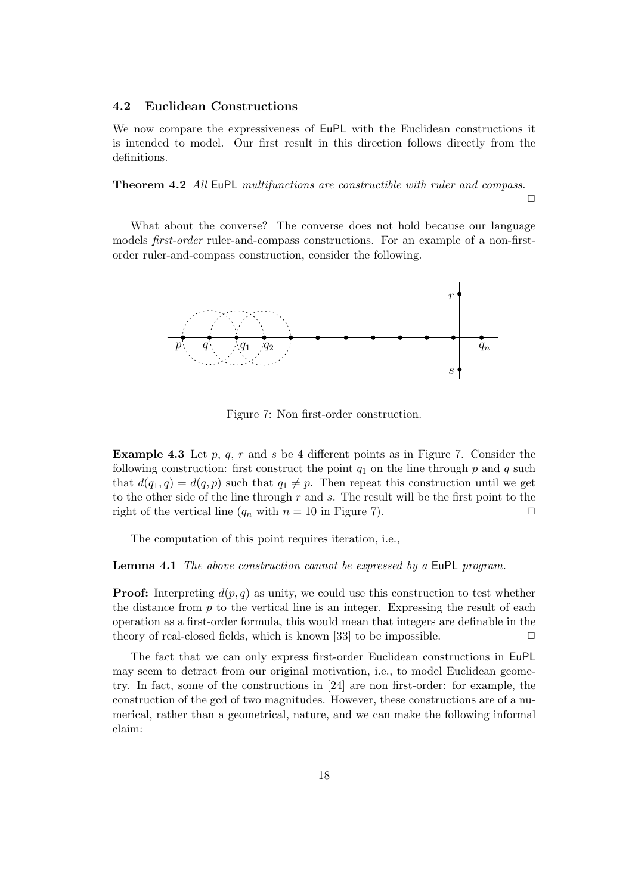### 4.2 Euclidean Constructions

We now compare the expressiveness of EuPL with the Euclidean constructions it is intended to model. Our first result in this direction follows directly from the definitions.

**Theorem 4.2** *All* EuPL *multifunctions are constructible with ruler and compass.* □

What about the converse? The converse does not hold because our language models *first-order* ruler-and-compass constructions. For an example of a non-first-order ruler-and-compass construction, consider the following.

Figure 7: Non first-order construction.

**Example 4.3** Let $p$, $q$, $r$ and $s$ be 4 different points as in Figure 7. Consider the following construction: first construct the point $q_1$ on the line through $p$ and $q$ such that $d(q_1, q) = d(q, p)$ such that $q_1 \neq p$. Then repeat this construction until we get to the other side of the line through $r$ and $s$. The result will be the first point to the right of the vertical line ($q_n$ with $n = 10$ in Figure 7). □

The computation of this point requires iteration, i.e.,

**Lemma 4.1** *The above construction cannot be expressed by a* EuPL *program.*

**Proof:** Interpreting $d(p, q)$ as unity, we could use this construction to test whether the distance from $p$ to the vertical line is an integer. Expressing the result of each operation as a first-order formula, this would mean that integers are definable in the theory of real-closed fields, which is known [33] to be impossible. □

The fact that we can only express first-order Euclidean constructions in EuPL may seem to detract from our original motivation, i.e., to model Euclidean geometry. In fact, some of the constructions in [24] are non first-order: for example, the construction of the gcd of two magnitudes. However, these constructions are of a numerical, rather than a geometrical, nature, and we can make the following informal claim: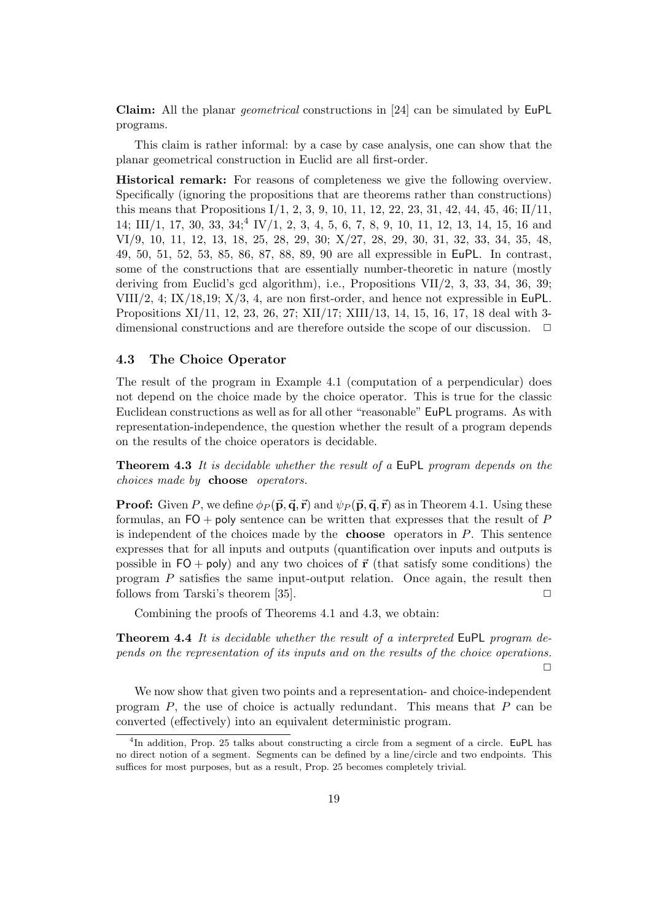**Claim:** All the planar *geometrical* constructions in [24] can be simulated by EuPL programs.

This claim is rather informal: by a case by case analysis, one can show that the planar geometrical construction in Euclid are all first-order.

**Historical remark:** For reasons of completeness we give the following overview. Specifically (ignoring the propositions that are theorems rather than constructions) this means that Propositions I/1, 2, 3, 9, 10, 11, 12, 22, 23, 31, 42, 44, 45, 46; II/11, 14; III/1, 17, 30, 33, 34;[4] IV/1, 2, 3, 4, 5, 6, 7, 8, 9, 10, 11, 12, 13, 14, 15, 16 and VI/9, 10, 11, 12, 13, 18, 25, 28, 29, 30; X/27, 28, 29, 30, 31, 32, 33, 34, 35, 48, 49, 50, 51, 52, 53, 85, 86, 87, 88, 89, 90 are all expressible in EuPL. In contrast, some of the constructions that are essentially number-theoretic in nature (mostly deriving from Euclid's gcd algorithm), i.e., Propositions VII/2, 3, 33, 34, 36, 39; VIII/2, 4; IX/18,19; X/3, 4, are non first-order, and hence not expressible in EuPL. Propositions XI/11, 12, 23, 26, 27; XII/17; XIII/13, 14, 15, 16, 17, 18 deal with 3-dimensional constructions and are therefore outside the scope of our discussion. □

### 4.3 The Choice Operator

The result of the program in Example 4.1 (computation of a perpendicular) does not depend on the choice made by the choice operator. This is true for the classic Euclidean constructions as well as for all other "reasonable" EuPL programs. As with representation-independence, the question whether the result of a program depends on the results of the choice operators is decidable.

**Theorem 4.3** *It is decidable whether the result of a* EuPL *program depends on the choices made by* **choose** *operators.*

**Proof:** Given $P$, we define $\phi_P(\vec{\mathbf{p}}, \vec{\mathbf{q}}, \vec{\mathbf{r}})$ and $\psi_P(\vec{\mathbf{p}}, \vec{\mathbf{q}}, \vec{\mathbf{r}})$ as in Theorem 4.1. Using these formulas, an $\mathsf{FO} + \mathsf{poly}$ sentence can be written that expresses that the result of $P$ is independent of the choices made by the **choose** operators in $P$. This sentence expresses that for all inputs and outputs (quantification over inputs and outputs is possible in $\mathsf{FO} + \mathsf{poly}$) and any two choices of $\vec{\mathbf{r}}$ (that satisfy some conditions) the program $P$ satisfies the same input-output relation. Once again, the result then follows from Tarski's theorem [35]. □

Combining the proofs of Theorems 4.1 and 4.3, we obtain:

**Theorem 4.4** *It is decidable whether the result of a interpreted* EuPL *program depends on the representation of its inputs and on the results of the choice operations.* □

We now show that given two points and a representation- and choice-independent program $P$, the use of choice is actually redundant. This means that $P$ can be converted (effectively) into an equivalent deterministic program.

[4] In addition, Prop. 25 talks about constructing a circle from a segment of a circle. EuPL has no direct notion of a segment. Segments can be defined by a line/circle and two endpoints. This suffices for most purposes, but as a result, Prop. 25 becomes completely trivial.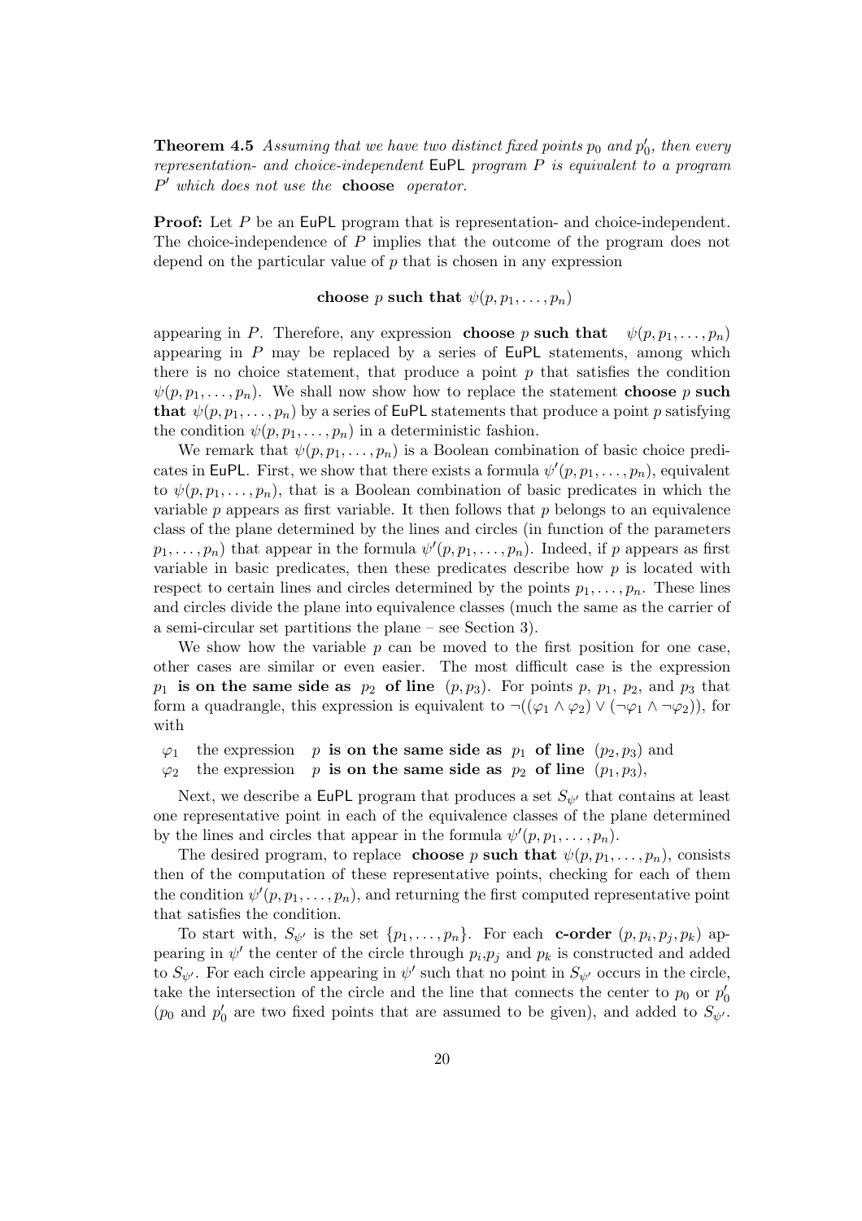**Theorem 4.5** *Assuming that we have two distinct fixed points $p_0$ and $p_0'$, then every representation- and choice-independent* EuPL *program $P$ is equivalent to a program $P'$ which does not use the* **choose** *operator.*

**Proof:** Let $P$ be an EuPL program that is representation- and choice-independent. The choice-independence of $P$ implies that the outcome of the program does not depend on the particular value of $p$ that is chosen in any expression

$$\textbf{choose } p \textbf{ such that } \psi(p, p_1, \ldots, p_n)$$

appearing in $P$. Therefore, any expression **choose** $p$ **such that** $\psi(p, p_1, \ldots, p_n)$ appearing in $P$ may be replaced by a series of EuPL statements, among which there is no choice statement, that produce a point $p$ that satisfies the condition $\psi(p, p_1, \ldots, p_n)$. We shall now show how to replace the statement **choose** $p$ **such that** $\psi(p, p_1, \ldots, p_n)$ by a series of EuPL statements that produce a point $p$ satisfying the condition $\psi(p, p_1, \ldots, p_n)$ in a deterministic fashion.

We remark that $\psi(p, p_1, \ldots, p_n)$ is a Boolean combination of basic choice predicates in EuPL. First, we show that there exists a formula $\psi'(p, p_1, \ldots, p_n)$, equivalent to $\psi(p, p_1, \ldots, p_n)$, that is a Boolean combination of basic predicates in which the variable $p$ appears as first variable. It then follows that $p$ belongs to an equivalence class of the plane determined by the lines and circles (in function of the parameters $p_1, \ldots, p_n$) that appear in the formula $\psi'(p, p_1, \ldots, p_n)$. Indeed, if $p$ appears as first variable in basic predicates, then these predicates describe how $p$ is located with respect to certain lines and circles determined by the points $p_1, \ldots, p_n$. These lines and circles divide the plane into equivalence classes (much the same as the carrier of a semi-circular set partitions the plane – see Section 3).

We show how the variable $p$ can be moved to the first position for one case, other cases are similar or even easier. The most difficult case is the expression $p_1$ **is on the same side as** $p_2$ **of line** $(p, p_3)$. For points $p$, $p_1$, $p_2$, and $p_3$ that form a quadrangle, this expression is equivalent to $\neg((\varphi_1 \wedge \varphi_2) \vee (\neg\varphi_1 \wedge \neg\varphi_2))$, for with

- $\varphi_1$ the expression $p$ **is on the same side as** $p_1$ **of line** $(p_2, p_3)$ and
- $\varphi_2$ the expression $p$ **is on the same side as** $p_2$ **of line** $(p_1, p_3)$,

Next, we describe a EuPL program that produces a set $S_{\psi'}$ that contains at least one representative point in each of the equivalence classes of the plane determined by the lines and circles that appear in the formula $\psi'(p, p_1, \ldots, p_n)$.

The desired program, to replace **choose** $p$ **such that** $\psi(p, p_1, \ldots, p_n)$, consists then of the computation of these representative points, checking for each of them the condition $\psi'(p, p_1, \ldots, p_n)$, and returning the first computed representative point that satisfies the condition.

To start with, $S_{\psi'}$ is the set $\{p_1, \ldots, p_n\}$. For each **c-order** $(p, p_i, p_j, p_k)$ appearing in $\psi'$ the center of the circle through $p_i$,$p_j$ and $p_k$ is constructed and added to $S_{\psi'}$. For each circle appearing in $\psi'$ such that no point in $S_{\psi'}$ occurs in the circle, take the intersection of the circle and the line that connects the center to $p_0$ or $p_0'$ ($p_0$ and $p_0'$ are two fixed points that are assumed to be given), and added to $S_{\psi'}$.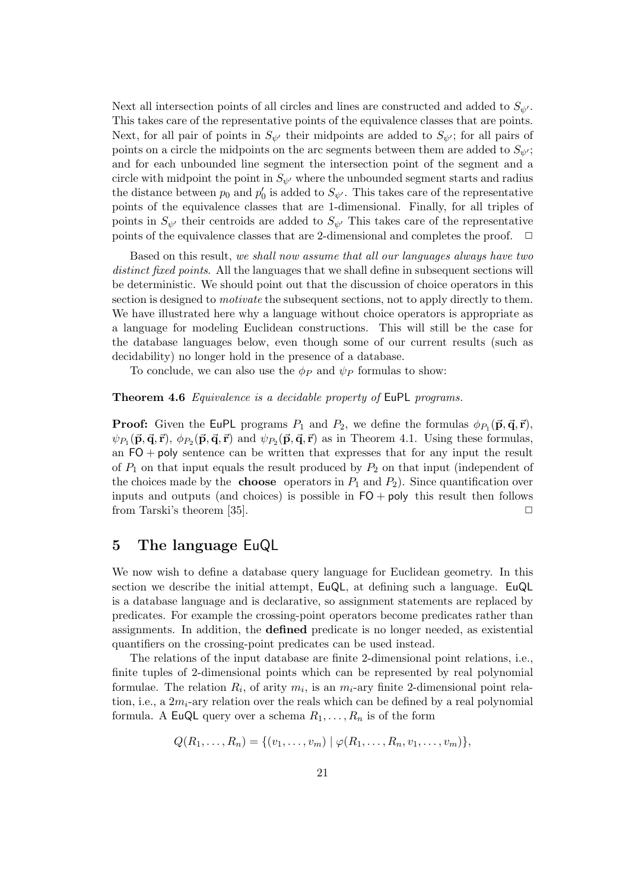Next all intersection points of all circles and lines are constructed and added to $S_{\psi'}$. This takes care of the representative points of the equivalence classes that are points. Next, for all pair of points in $S_{\psi'}$ their midpoints are added to $S_{\psi'}$; for all pairs of points on a circle the midpoints on the arc segments between them are added to $S_{\psi'}$; and for each unbounded line segment the intersection point of the segment and a circle with midpoint the point in $S_{\psi'}$ where the unbounded segment starts and radius the distance between $p_0$ and $p_0'$ is added to $S_{\psi'}$. This takes care of the representative points of the equivalence classes that are 1-dimensional. Finally, for all triples of points in $S_{\psi'}$ their centroids are added to $S_{\psi'}$ This takes care of the representative points of the equivalence classes that are 2-dimensional and completes the proof. □

Based on this result, *we shall now assume that all our languages always have two distinct fixed points*. All the languages that we shall define in subsequent sections will be deterministic. We should point out that the discussion of choice operators in this section is designed to *motivate* the subsequent sections, not to apply directly to them. We have illustrated here why a language without choice operators is appropriate as a language for modeling Euclidean constructions. This will still be the case for the database languages below, even though some of our current results (such as decidability) no longer hold in the presence of a database.

To conclude, we can also use the $\phi_P$ and $\psi_P$ formulas to show:

**Theorem 4.6** *Equivalence is a decidable property of* EuPL *programs.*

**Proof:** Given the EuPL programs $P_1$ and $P_2$, we define the formulas $\phi_{P_1}(\vec{\mathbf{p}}, \vec{\mathbf{q}}, \vec{\mathbf{r}})$, $\psi_{P_1}(\vec{\mathbf{p}}, \vec{\mathbf{q}}, \vec{\mathbf{r}})$, $\phi_{P_2}(\vec{\mathbf{p}}, \vec{\mathbf{q}}, \vec{\mathbf{r}})$ and $\psi_{P_2}(\vec{\mathbf{p}}, \vec{\mathbf{q}}, \vec{\mathbf{r}})$ as in Theorem 4.1. Using these formulas, an $\mathsf{FO} + \mathsf{poly}$ sentence can be written that expresses that for any input the result of $P_1$ on that input equals the result produced by $P_2$ on that input (independent of the choices made by the **choose** operators in $P_1$ and $P_2$). Since quantification over inputs and outputs (and choices) is possible in $\mathsf{FO} + \mathsf{poly}$ this result then follows from Tarski's theorem [35]. □

## 5 The language EuQL

We now wish to define a database query language for Euclidean geometry. In this section we describe the initial attempt, EuQL, at defining such a language. EuQL is a database language and is declarative, so assignment statements are replaced by predicates. For example the crossing-point operators become predicates rather than assignments. In addition, the **defined** predicate is no longer needed, as existential quantifiers on the crossing-point predicates can be used instead.

The relations of the input database are finite 2-dimensional point relations, i.e., finite tuples of 2-dimensional points which can be represented by real polynomial formulae. The relation $R_i$, of arity $m_i$, is an $m_i$-ary finite 2-dimensional point relation, i.e., a $2m_i$-ary relation over the reals which can be defined by a real polynomial formula. A EuQL query over a schema $R_1, \ldots, R_n$ is of the form

$$Q(R_1, \ldots, R_n) = \{(v_1, \ldots, v_m) \mid \varphi(R_1, \ldots, R_n, v_1, \ldots, v_m)\},$$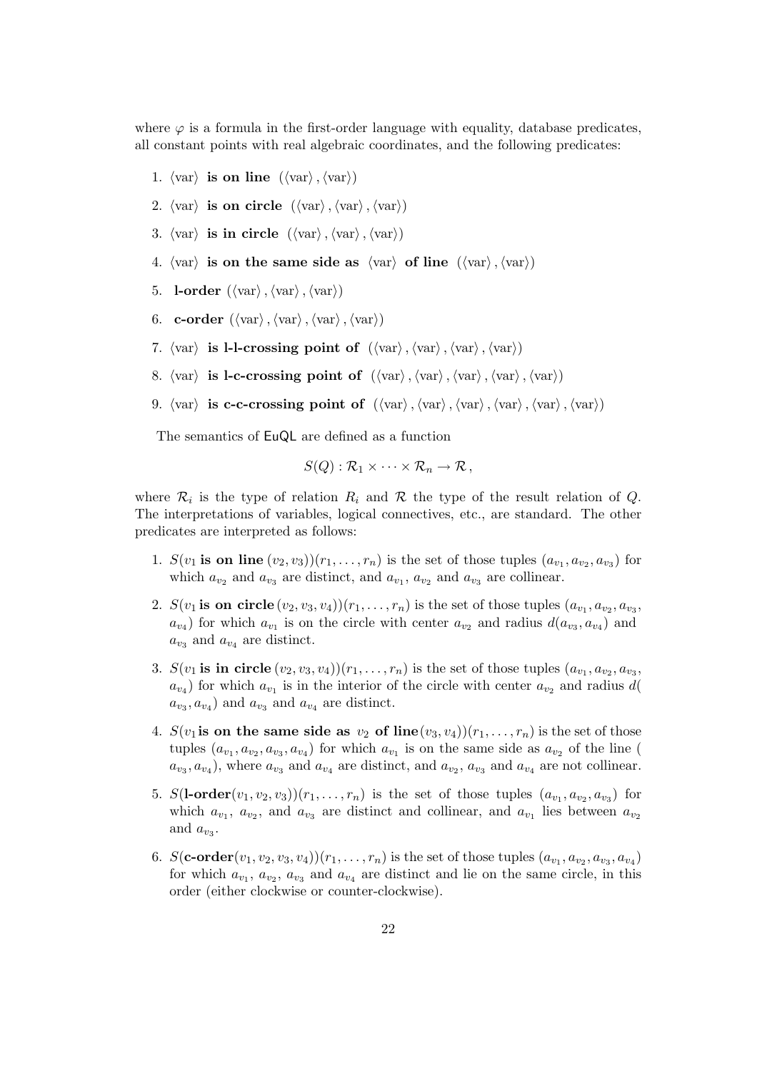where $\varphi$ is a formula in the first-order language with equality, database predicates, all constant points with real algebraic coordinates, and the following predicates:

1. $\langle\text{var}\rangle$ **is on line** $(\langle\text{var}\rangle, \langle\text{var}\rangle)$
2. $\langle\text{var}\rangle$ **is on circle** $(\langle\text{var}\rangle, \langle\text{var}\rangle, \langle\text{var}\rangle)$
3. $\langle\text{var}\rangle$ **is in circle** $(\langle\text{var}\rangle, \langle\text{var}\rangle, \langle\text{var}\rangle)$
4. $\langle\text{var}\rangle$ **is on the same side as** $\langle\text{var}\rangle$ **of line** $(\langle\text{var}\rangle, \langle\text{var}\rangle)$
5. **l-order** $(\langle\text{var}\rangle, \langle\text{var}\rangle, \langle\text{var}\rangle)$
6. **c-order** $(\langle\text{var}\rangle, \langle\text{var}\rangle, \langle\text{var}\rangle, \langle\text{var}\rangle)$
7. $\langle\text{var}\rangle$ **is l-l-crossing point of** $(\langle\text{var}\rangle, \langle\text{var}\rangle, \langle\text{var}\rangle, \langle\text{var}\rangle)$
8. $\langle\text{var}\rangle$ **is l-c-crossing point of** $(\langle\text{var}\rangle, \langle\text{var}\rangle, \langle\text{var}\rangle, \langle\text{var}\rangle, \langle\text{var}\rangle)$
9. $\langle\text{var}\rangle$ **is c-c-crossing point of** $(\langle\text{var}\rangle, \langle\text{var}\rangle, \langle\text{var}\rangle, \langle\text{var}\rangle, \langle\text{var}\rangle, \langle\text{var}\rangle)$

The semantics of EuQL are defined as a function

$$S(Q) : \mathcal{R}_1 \times \cdots \times \mathcal{R}_n \to \mathcal{R},$$

where $\mathcal{R}_i$ is the type of relation $R_i$ and $\mathcal{R}$ the type of the result relation of $Q$. The interpretations of variables, logical connectives, etc., are standard. The other predicates are interpreted as follows:

1. $S(v_1 \textbf{ is on line } (v_2, v_3))(r_1, \ldots, r_n)$ is the set of those tuples $(a_{v_1}, a_{v_2}, a_{v_3})$ for which $a_{v_2}$ and $a_{v_3}$ are distinct, and $a_{v_1}$, $a_{v_2}$ and $a_{v_3}$ are collinear.
2. $S(v_1 \textbf{ is on circle } (v_2, v_3, v_4))(r_1, \ldots, r_n)$ is the set of those tuples $(a_{v_1}, a_{v_2}, a_{v_3}, a_{v_4})$ for which $a_{v_1}$ is on the circle with center $a_{v_2}$ and radius $d(a_{v_3}, a_{v_4})$ and $a_{v_3}$ and $a_{v_4}$ are distinct.
3. $S(v_1 \textbf{ is in circle } (v_2, v_3, v_4))(r_1, \ldots, r_n)$ is the set of those tuples $(a_{v_1}, a_{v_2}, a_{v_3}, a_{v_4})$ for which $a_{v_1}$ is in the interior of the circle with center $a_{v_2}$ and radius $d(a_{v_3}, a_{v_4})$ and $a_{v_3}$ and $a_{v_4}$ are distinct.
4. $S(v_1 \textbf{ is on the same side as } v_2 \textbf{ of line} (v_3, v_4))(r_1, \ldots, r_n)$ is the set of those tuples $(a_{v_1}, a_{v_2}, a_{v_3}, a_{v_4})$ for which $a_{v_1}$ is on the same side as $a_{v_2}$ of the line $(a_{v_3}, a_{v_4})$, where $a_{v_3}$ and $a_{v_4}$ are distinct, and $a_{v_2}$, $a_{v_3}$ and $a_{v_4}$ are not collinear.
5. $S(\textbf{l-order}(v_1, v_2, v_3))(r_1, \ldots, r_n)$ is the set of those tuples $(a_{v_1}, a_{v_2}, a_{v_3})$ for which $a_{v_1}$, $a_{v_2}$, and $a_{v_3}$ are distinct and collinear, and $a_{v_1}$ lies between $a_{v_2}$ and $a_{v_3}$.
6. $S(\textbf{c-order}(v_1, v_2, v_3, v_4))(r_1, \ldots, r_n)$ is the set of those tuples $(a_{v_1}, a_{v_2}, a_{v_3}, a_{v_4})$ for which $a_{v_1}$, $a_{v_2}$, $a_{v_3}$ and $a_{v_4}$ are distinct and lie on the same circle, in this order (either clockwise or counter-clockwise).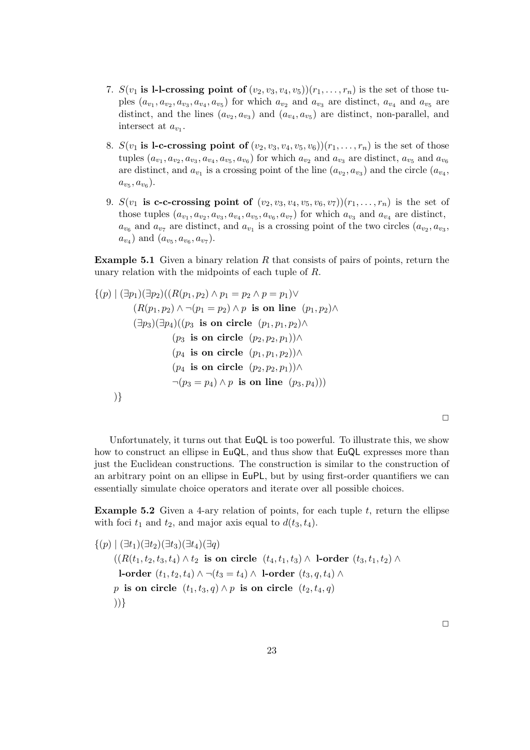7. $S(v_1$ **is l-l-crossing point of** $(v_2, v_3, v_4, v_5))(r_1, \ldots, r_n)$ is the set of those tuples $(a_{v_1}, a_{v_2}, a_{v_3}, a_{v_4}, a_{v_5})$ for which $a_{v_2}$ and $a_{v_3}$ are distinct, $a_{v_4}$ and $a_{v_5}$ are distinct, and the lines $(a_{v_2}, a_{v_3})$ and $(a_{v_4}, a_{v_5})$ are distinct, non-parallel, and intersect at $a_{v_1}$.

8. $S(v_1$ **is l-c-crossing point of** $(v_2, v_3, v_4, v_5, v_6))(r_1, \ldots, r_n)$ is the set of those tuples $(a_{v_1}, a_{v_2}, a_{v_3}, a_{v_4}, a_{v_5}, a_{v_6})$ for which $a_{v_2}$ and $a_{v_3}$ are distinct, $a_{v_5}$ and $a_{v_6}$ are distinct, and $a_{v_1}$ is a crossing point of the line $(a_{v_2}, a_{v_3})$ and the circle $(a_{v_4}, a_{v_5}, a_{v_6})$.

9. $S(v_1$ **is c-c-crossing point of** $(v_2, v_3, v_4, v_5, v_6, v_7))(r_1, \ldots, r_n)$ is the set of those tuples $(a_{v_1}, a_{v_2}, a_{v_3}, a_{v_4}, a_{v_5}, a_{v_6}, a_{v_7})$ for which $a_{v_3}$ and $a_{v_4}$ are distinct, $a_{v_6}$ and $a_{v_7}$ are distinct, and $a_{v_1}$ is a crossing point of the two circles $(a_{v_2}, a_{v_3}, a_{v_4})$ and $(a_{v_5}, a_{v_6}, a_{v_7})$.

**Example 5.1** Given a binary relation $R$ that consists of pairs of points, return the unary relation with the midpoints of each tuple of $R$.

$$
\begin{aligned}
\{(p) \mid\ & (\exists p_1)(\exists p_2)((R(p_1, p_2) \wedge p_1 = p_2 \wedge p = p_1) \vee \\
& \quad (R(p_1, p_2) \wedge \neg(p_1 = p_2) \wedge p \ \textbf{ is on line } \ (p_1, p_2) \wedge \\
& \quad (\exists p_3)(\exists p_4)((p_3 \ \textbf{ is on circle } \ (p_1, p_1, p_2) \wedge \\
& \qquad (p_3 \ \textbf{ is on circle } \ (p_2, p_2, p_1)) \wedge \\
& \qquad (p_4 \ \textbf{ is on circle } \ (p_1, p_1, p_2)) \wedge \\
& \qquad (p_4 \ \textbf{ is on circle } \ (p_2, p_2, p_1)) \wedge \\
& \qquad \neg(p_3 = p_4) \wedge p \ \textbf{ is on line } \ (p_3, p_4))) \\
& )\}
\end{aligned}
$$

□

Unfortunately, it turns out that EuQL is too powerful. To illustrate this, we show how to construct an ellipse in EuQL, and thus show that EuQL expresses more than just the Euclidean constructions. The construction is similar to the construction of an arbitrary point on an ellipse in EuPL, but by using first-order quantifiers we can essentially simulate choice operators and iterate over all possible choices.

**Example 5.2** Given a 4-ary relation of points, for each tuple $t$, return the ellipse with foci $t_1$ and $t_2$, and major axis equal to $d(t_3, t_4)$.

$$
\begin{aligned}
\{(p) \mid\ & (\exists t_1)(\exists t_2)(\exists t_3)(\exists t_4)(\exists q) \\
& ((R(t_1, t_2, t_3, t_4) \wedge t_2 \ \textbf{ is on circle } \ (t_4, t_1, t_3) \wedge \ \textbf{l-order } (t_3, t_1, t_2) \wedge \\
& \ \textbf{l-order } (t_1, t_2, t_4) \wedge \neg(t_3 = t_4) \wedge \ \textbf{l-order } (t_3, q, t_4) \wedge \\
& p \ \textbf{ is on circle } \ (t_1, t_3, q) \wedge p \ \textbf{ is on circle } \ (t_2, t_4, q) \\
& ))\}
\end{aligned}
$$

□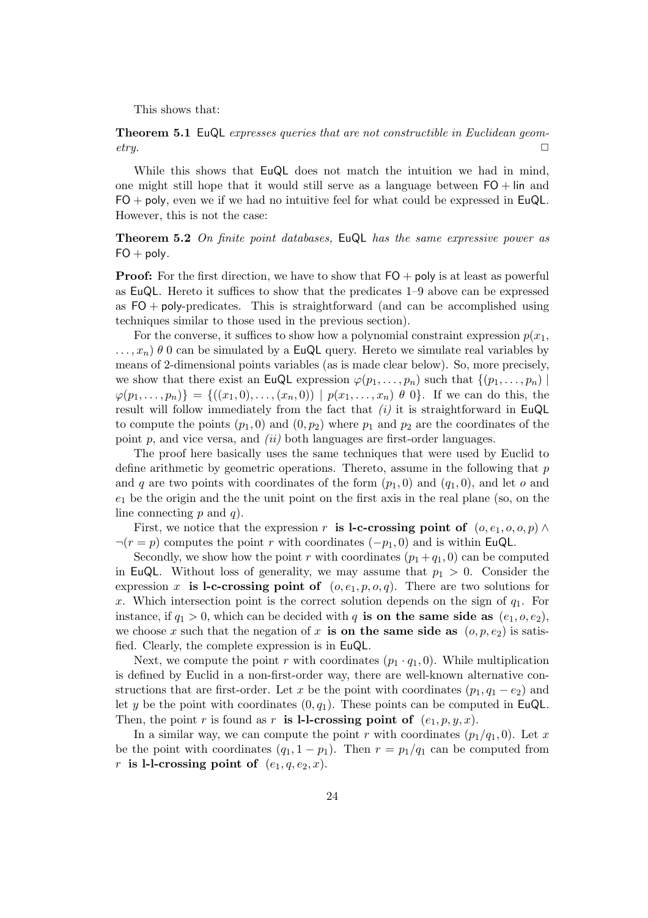This shows that:

**Theorem 5.1** EuQL *expresses queries that are not constructible in Euclidean geometry.* □

While this shows that EuQL does not match the intuition we had in mind, one might still hope that it would still serve as a language between FO + lin and FO + poly, even we if we had no intuitive feel for what could be expressed in EuQL. However, this is not the case:

**Theorem 5.2** *On finite point databases,* EuQL *has the same expressive power as* FO + poly.

**Proof:** For the first direction, we have to show that FO + poly is at least as powerful as EuQL. Hereto it suffices to show that the predicates 1–9 above can be expressed as FO + poly-predicates. This is straightforward (and can be accomplished using techniques similar to those used in the previous section).

For the converse, it suffices to show how a polynomial constraint expression $p(x_1, \ldots, x_n)\ \theta\ 0$ can be simulated by a EuQL query. Hereto we simulate real variables by means of 2-dimensional points variables (as is made clear below). So, more precisely, we show that there exist an EuQL expression $\varphi(p_1, \ldots, p_n)$ such that $\{(p_1, \ldots, p_n) \mid \varphi(p_1, \ldots, p_n)\} = \{((x_1, 0), \ldots, (x_n, 0)) \mid p(x_1, \ldots, x_n)\ \theta\ 0\}$. If we can do this, the result will follow immediately from the fact that *(i)* it is straightforward in EuQL to compute the points $(p_1, 0)$ and $(0, p_2)$ where $p_1$ and $p_2$ are the coordinates of the point $p$, and vice versa, and *(ii)* both languages are first-order languages.

The proof here basically uses the same techniques that were used by Euclid to define arithmetic by geometric operations. Thereto, assume in the following that $p$ and $q$ are two points with coordinates of the form $(p_1, 0)$ and $(q_1, 0)$, and let $o$ and $e_1$ be the origin and the the unit point on the first axis in the real plane (so, on the line connecting $p$ and $q$).

First, we notice that the expression $r$ **is l-c-crossing point of** $(o, e_1, o, o, p) \wedge \neg(r = p)$ computes the point $r$ with coordinates $(-p_1, 0)$ and is within EuQL.

Secondly, we show how the point $r$ with coordinates $(p_1 + q_1, 0)$ can be computed in EuQL. Without loss of generality, we may assume that $p_1 > 0$. Consider the expression $x$ **is l-c-crossing point of** $(o, e_1, p, o, q)$. There are two solutions for $x$. Which intersection point is the correct solution depends on the sign of $q_1$. For instance, if $q_1 > 0$, which can be decided with $q$ **is on the same side as** $(e_1, o, e_2)$, we choose $x$ such that the negation of $x$ **is on the same side as** $(o, p, e_2)$ is satisfied. Clearly, the complete expression is in EuQL.

Next, we compute the point $r$ with coordinates $(p_1 \cdot q_1, 0)$. While multiplication is defined by Euclid in a non-first-order way, there are well-known alternative constructions that are first-order. Let $x$ be the point with coordinates $(p_1, q_1 - e_2)$ and let $y$ be the point with coordinates $(0, q_1)$. These points can be computed in EuQL. Then, the point $r$ is found as $r$ **is l-l-crossing point of** $(e_1, p, y, x)$.

In a similar way, we can compute the point $r$ with coordinates $(p_1/q_1, 0)$. Let $x$ be the point with coordinates $(q_1, 1 - p_1)$. Then $r = p_1/q_1$ can be computed from $r$ **is l-l-crossing point of** $(e_1, q, e_2, x)$.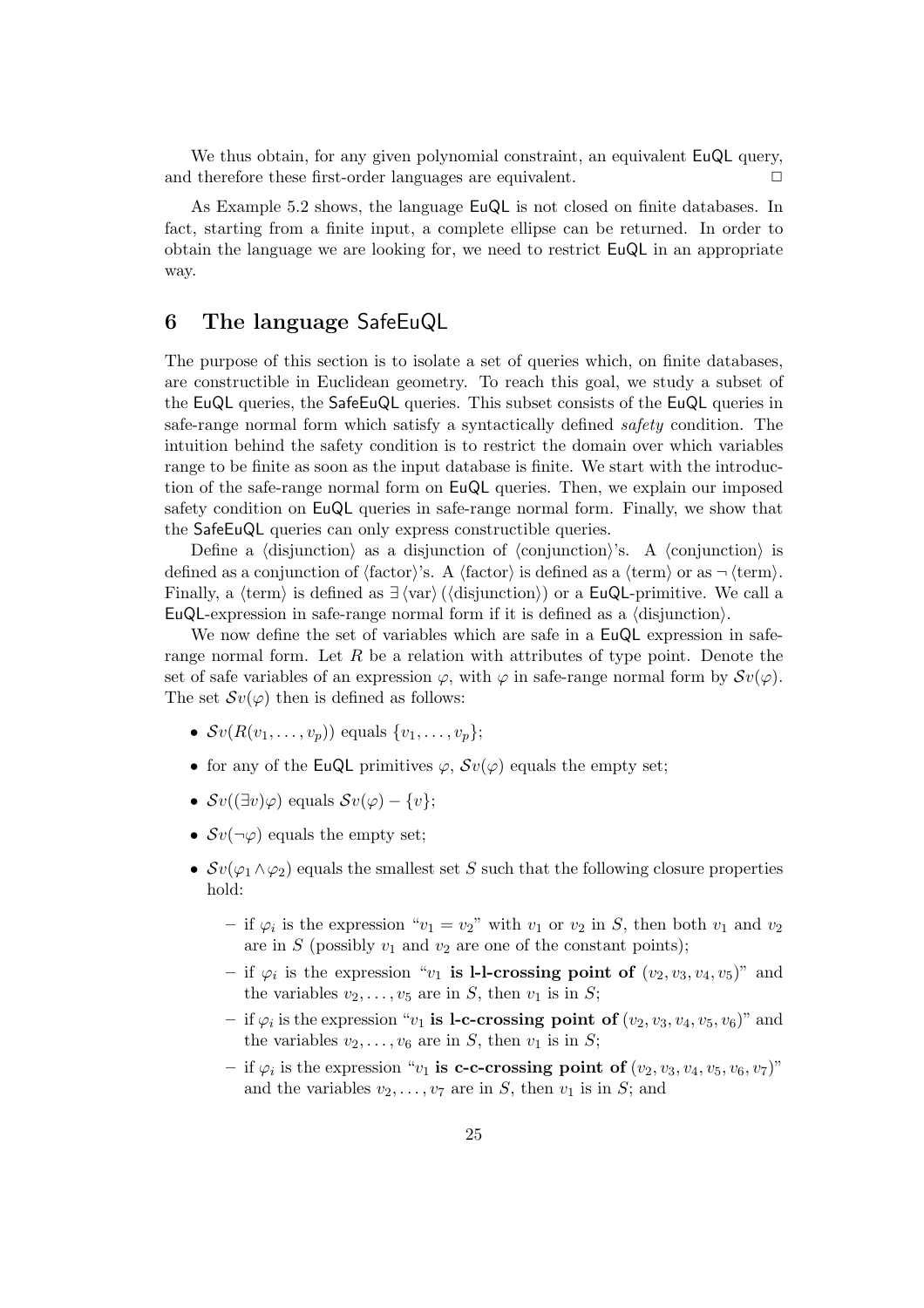We thus obtain, for any given polynomial constraint, an equivalent EuQL query, and therefore these first-order languages are equivalent. □

As Example 5.2 shows, the language EuQL is not closed on finite databases. In fact, starting from a finite input, a complete ellipse can be returned. In order to obtain the language we are looking for, we need to restrict EuQL in an appropriate way.

## 6 The language SafeEuQL

The purpose of this section is to isolate a set of queries which, on finite databases, are constructible in Euclidean geometry. To reach this goal, we study a subset of the EuQL queries, the SafeEuQL queries. This subset consists of the EuQL queries in safe-range normal form which satisfy a syntactically defined *safety* condition. The intuition behind the safety condition is to restrict the domain over which variables range to be finite as soon as the input database is finite. We start with the introduction of the safe-range normal form on EuQL queries. Then, we explain our imposed safety condition on EuQL queries in safe-range normal form. Finally, we show that the SafeEuQL queries can only express constructible queries.

Define a $\langle\text{disjunction}\rangle$ as a disjunction of $\langle\text{conjunction}\rangle$'s. A $\langle\text{conjunction}\rangle$ is defined as a conjunction of $\langle\text{factor}\rangle$'s. A $\langle\text{factor}\rangle$ is defined as a $\langle\text{term}\rangle$ or as $\neg\,\langle\text{term}\rangle$. Finally, a $\langle\text{term}\rangle$ is defined as $\exists\,\langle\text{var}\rangle\,(\langle\text{disjunction}\rangle)$ or a EuQL-primitive. We call a EuQL-expression in safe-range normal form if it is defined as a $\langle\text{disjunction}\rangle$.

We now define the set of variables which are safe in a EuQL expression in safe-range normal form. Let $R$ be a relation with attributes of type point. Denote the set of safe variables of an expression $\varphi$, with $\varphi$ in safe-range normal form by $\mathcal{S}v(\varphi)$. The set $\mathcal{S}v(\varphi)$ then is defined as follows:

- $\mathcal{S}v(R(v_1, \ldots, v_p))$ equals $\{v_1, \ldots, v_p\}$;
- for any of the EuQL primitives $\varphi$, $\mathcal{S}v(\varphi)$ equals the empty set;
- $\mathcal{S}v((\exists v)\varphi)$ equals $\mathcal{S}v(\varphi) - \{v\}$;
- $\mathcal{S}v(\neg\varphi)$ equals the empty set;
- $\mathcal{S}v(\varphi_1 \wedge \varphi_2)$ equals the smallest set $S$ such that the following closure properties hold:
  - if $\varphi_i$ is the expression "$v_1 = v_2$" with $v_1$ or $v_2$ in $S$, then both $v_1$ and $v_2$ are in $S$ (possibly $v_1$ and $v_2$ are one of the constant points);
  - if $\varphi_i$ is the expression "$v_1$ **is l-l-crossing point of** $(v_2, v_3, v_4, v_5)$" and the variables $v_2, \ldots, v_5$ are in $S$, then $v_1$ is in $S$;
  - if $\varphi_i$ is the expression "$v_1$ **is l-c-crossing point of** $(v_2, v_3, v_4, v_5, v_6)$" and the variables $v_2, \ldots, v_6$ are in $S$, then $v_1$ is in $S$;
  - if $\varphi_i$ is the expression "$v_1$ **is c-c-crossing point of** $(v_2, v_3, v_4, v_5, v_6, v_7)$" and the variables $v_2, \ldots, v_7$ are in $S$, then $v_1$ is in $S$; and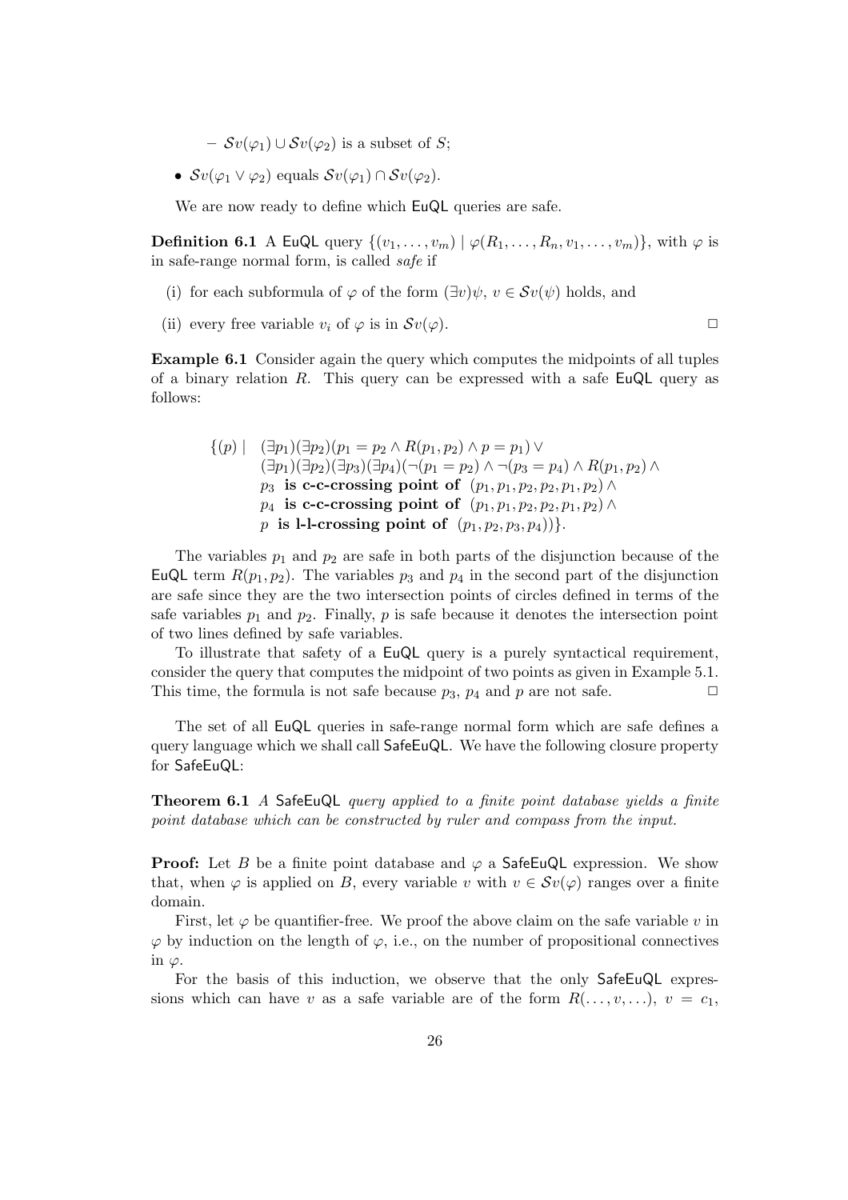– $\mathcal{S}v(\varphi_1) \cup \mathcal{S}v(\varphi_2)$ is a subset of $S$;

- $\mathcal{S}v(\varphi_1 \vee \varphi_2)$ equals $\mathcal{S}v(\varphi_1) \cap \mathcal{S}v(\varphi_2)$.

We are now ready to define which EuQL queries are safe.

**Definition 6.1** A EuQL query $\{(v_1, \ldots, v_m) \mid \varphi(R_1, \ldots, R_n, v_1, \ldots, v_m)\}$, with $\varphi$ is in safe-range normal form, is called *safe* if

(i) for each subformula of $\varphi$ of the form $(\exists v)\psi$, $v \in \mathcal{S}v(\psi)$ holds, and

(ii) every free variable $v_i$ of $\varphi$ is in $\mathcal{S}v(\varphi)$. □

**Example 6.1** Consider again the query which computes the midpoints of all tuples of a binary relation $R$. This query can be expressed with a safe EuQL query as follows:

$$
\begin{aligned}
\{(p) \mid\ & (\exists p_1)(\exists p_2)(p_1 = p_2 \wedge R(p_1, p_2) \wedge p = p_1) \vee \\
& (\exists p_1)(\exists p_2)(\exists p_3)(\exists p_4)(\neg(p_1 = p_2) \wedge \neg(p_3 = p_4) \wedge R(p_1, p_2) \wedge \\
& p_3 \textbf{ is c-c-crossing point of } (p_1, p_1, p_2, p_2, p_1, p_2) \wedge \\
& p_4 \textbf{ is c-c-crossing point of } (p_1, p_1, p_2, p_2, p_1, p_2) \wedge \\
& p \textbf{ is l-l-crossing point of } (p_1, p_2, p_3, p_4))\}.
\end{aligned}
$$

The variables $p_1$ and $p_2$ are safe in both parts of the disjunction because of the EuQL term $R(p_1, p_2)$. The variables $p_3$ and $p_4$ in the second part of the disjunction are safe since they are the two intersection points of circles defined in terms of the safe variables $p_1$ and $p_2$. Finally, $p$ is safe because it denotes the intersection point of two lines defined by safe variables.

To illustrate that safety of a EuQL query is a purely syntactical requirement, consider the query that computes the midpoint of two points as given in Example 5.1. This time, the formula is not safe because $p_3$, $p_4$ and $p$ are not safe. □

The set of all EuQL queries in safe-range normal form which are safe defines a query language which we shall call SafeEuQL. We have the following closure property for SafeEuQL:

**Theorem 6.1** *A* SafeEuQL *query applied to a finite point database yields a finite point database which can be constructed by ruler and compass from the input.*

**Proof:** Let $B$ be a finite point database and $\varphi$ a SafeEuQL expression. We show that, when $\varphi$ is applied on $B$, every variable $v$ with $v \in \mathcal{S}v(\varphi)$ ranges over a finite domain.

First, let $\varphi$ be quantifier-free. We proof the above claim on the safe variable $v$ in $\varphi$ by induction on the length of $\varphi$, i.e., on the number of propositional connectives in $\varphi$.

For the basis of this induction, we observe that the only SafeEuQL expressions which can have $v$ as a safe variable are of the form $R(\ldots, v, \ldots)$, $v = c_1$,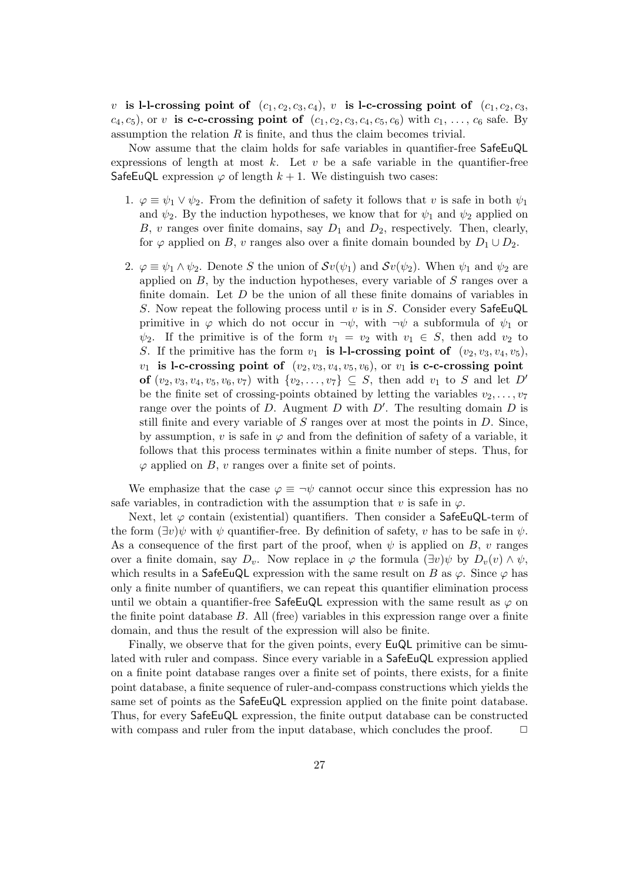$v$ **is l-l-crossing point of** $(c_1, c_2, c_3, c_4)$, $v$ **is l-c-crossing point of** $(c_1, c_2, c_3, c_4, c_5)$, or $v$ **is c-c-crossing point of** $(c_1, c_2, c_3, c_4, c_5, c_6)$ with $c_1, \ldots, c_6$ safe. By assumption the relation $R$ is finite, and thus the claim becomes trivial.

Now assume that the claim holds for safe variables in quantifier-free SafeEuQL expressions of length at most $k$. Let $v$ be a safe variable in the quantifier-free SafeEuQL expression $\varphi$ of length $k+1$. We distinguish two cases:

1. $\varphi \equiv \psi_1 \vee \psi_2$. From the definition of safety it follows that $v$ is safe in both $\psi_1$ and $\psi_2$. By the induction hypotheses, we know that for $\psi_1$ and $\psi_2$ applied on $B$, $v$ ranges over finite domains, say $D_1$ and $D_2$, respectively. Then, clearly, for $\varphi$ applied on $B$, $v$ ranges also over a finite domain bounded by $D_1 \cup D_2$.

2. $\varphi \equiv \psi_1 \wedge \psi_2$. Denote $S$ the union of $\mathcal{S}v(\psi_1)$ and $\mathcal{S}v(\psi_2)$. When $\psi_1$ and $\psi_2$ are applied on $B$, by the induction hypotheses, every variable of $S$ ranges over a finite domain. Let $D$ be the union of all these finite domains of variables in $S$. Now repeat the following process until $v$ is in $S$. Consider every SafeEuQL primitive in $\varphi$ which do not occur in $\neg\psi$, with $\neg\psi$ a subformula of $\psi_1$ or $\psi_2$. If the primitive is of the form $v_1 = v_2$ with $v_1 \in S$, then add $v_2$ to $S$. If the primitive has the form $v_1$ **is l-l-crossing point of** $(v_2, v_3, v_4, v_5)$, $v_1$ **is l-c-crossing point of** $(v_2, v_3, v_4, v_5, v_6)$, or $v_1$ **is c-c-crossing point of** $(v_2, v_3, v_4, v_5, v_6, v_7)$ with $\{v_2, \ldots, v_7\} \subseteq S$, then add $v_1$ to $S$ and let $D'$ be the finite set of crossing-points obtained by letting the variables $v_2, \ldots, v_7$ range over the points of $D$. Augment $D$ with $D'$. The resulting domain $D$ is still finite and every variable of $S$ ranges over at most the points in $D$. Since, by assumption, $v$ is safe in $\varphi$ and from the definition of safety of a variable, it follows that this process terminates within a finite number of steps. Thus, for $\varphi$ applied on $B$, $v$ ranges over a finite set of points.

We emphasize that the case $\varphi \equiv \neg\psi$ cannot occur since this expression has no safe variables, in contradiction with the assumption that $v$ is safe in $\varphi$.

Next, let $\varphi$ contain (existential) quantifiers. Then consider a SafeEuQL-term of the form $(\exists v)\psi$ with $\psi$ quantifier-free. By definition of safety, $v$ has to be safe in $\psi$. As a consequence of the first part of the proof, when $\psi$ is applied on $B$, $v$ ranges over a finite domain, say $D_v$. Now replace in $\varphi$ the formula $(\exists v)\psi$ by $D_v(v) \wedge \psi$, which results in a SafeEuQL expression with the same result on $B$ as $\varphi$. Since $\varphi$ has only a finite number of quantifiers, we can repeat this quantifier elimination process until we obtain a quantifier-free SafeEuQL expression with the same result as $\varphi$ on the finite point database $B$. All (free) variables in this expression range over a finite domain, and thus the result of the expression will also be finite.

Finally, we observe that for the given points, every EuQL primitive can be simulated with ruler and compass. Since every variable in a SafeEuQL expression applied on a finite point database ranges over a finite set of points, there exists, for a finite point database, a finite sequence of ruler-and-compass constructions which yields the same set of points as the SafeEuQL expression applied on the finite point database. Thus, for every SafeEuQL expression, the finite output database can be constructed with compass and ruler from the input database, which concludes the proof. $\square$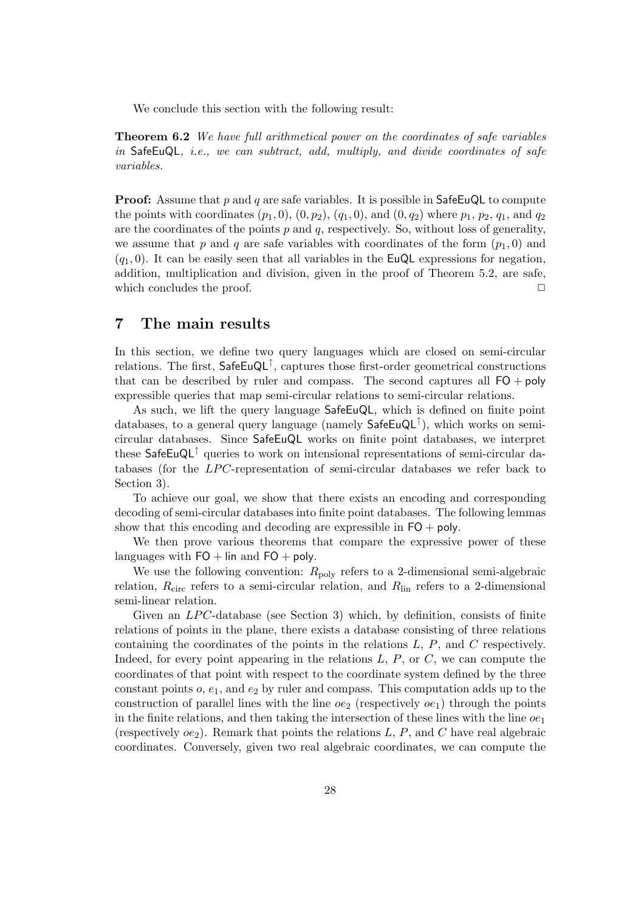We conclude this section with the following result:

**Theorem 6.2** *We have full arithmetical power on the coordinates of safe variables in* SafeEuQL*, i.e., we can subtract, add, multiply, and divide coordinates of safe variables.*

**Proof:** Assume that $p$ and $q$ are safe variables. It is possible in SafeEuQL to compute the points with coordinates $(p_1, 0)$, $(0, p_2)$, $(q_1, 0)$, and $(0, q_2)$ where $p_1$, $p_2$, $q_1$, and $q_2$ are the coordinates of the points $p$ and $q$, respectively. So, without loss of generality, we assume that $p$ and $q$ are safe variables with coordinates of the form $(p_1, 0)$ and $(q_1, 0)$. It can be easily seen that all variables in the EuQL expressions for negation, addition, multiplication and division, given in the proof of Theorem 5.2, are safe, which concludes the proof. □

## 7 The main results

In this section, we define two query languages which are closed on semi-circular relations. The first, $\mathsf{SafeEuQL}^{\uparrow}$, captures those first-order geometrical constructions that can be described by ruler and compass. The second captures all $\mathsf{FO} + \mathsf{poly}$ expressible queries that map semi-circular relations to semi-circular relations.

As such, we lift the query language SafeEuQL, which is defined on finite point databases, to a general query language (namely $\mathsf{SafeEuQL}^{\uparrow}$), which works on semi-circular databases. Since SafeEuQL works on finite point databases, we interpret these $\mathsf{SafeEuQL}^{\uparrow}$ queries to work on intensional representations of semi-circular databases (for the $LPC$-representation of semi-circular databases we refer back to Section 3).

To achieve our goal, we show that there exists an encoding and corresponding decoding of semi-circular databases into finite point databases. The following lemmas show that this encoding and decoding are expressible in $\mathsf{FO} + \mathsf{poly}$.

We then prove various theorems that compare the expressive power of these languages with $\mathsf{FO} + \mathsf{lin}$ and $\mathsf{FO} + \mathsf{poly}$.

We use the following convention: $R_{\text{poly}}$ refers to a 2-dimensional semi-algebraic relation, $R_{\text{circ}}$ refers to a semi-circular relation, and $R_{\text{lin}}$ refers to a 2-dimensional semi-linear relation.

Given an $LPC$-database (see Section 3) which, by definition, consists of finite relations of points in the plane, there exists a database consisting of three relations containing the coordinates of the points in the relations $L$, $P$, and $C$ respectively. Indeed, for every point appearing in the relations $L$, $P$, or $C$, we can compute the coordinates of that point with respect to the coordinate system defined by the three constant points $o$, $e_1$, and $e_2$ by ruler and compass. This computation adds up to the construction of parallel lines with the line $oe_2$ (respectively $oe_1$) through the points in the finite relations, and then taking the intersection of these lines with the line $oe_1$ (respectively $oe_2$). Remark that points the relations $L$, $P$, and $C$ have real algebraic coordinates. Conversely, given two real algebraic coordinates, we can compute the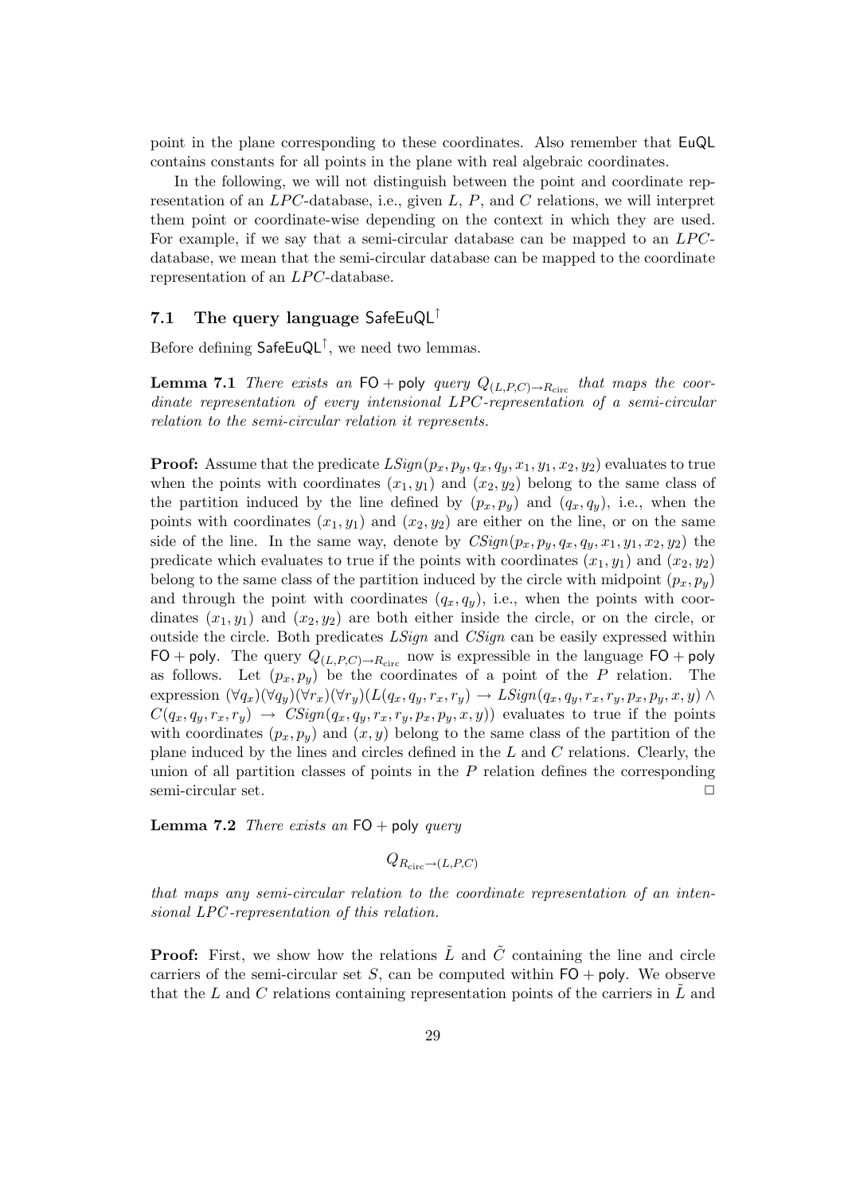point in the plane corresponding to these coordinates. Also remember that EuQL contains constants for all points in the plane with real algebraic coordinates.

In the following, we will not distinguish between the point and coordinate representation of an $LPC$-database, i.e., given $L$, $P$, and $C$ relations, we will interpret them point or coordinate-wise depending on the context in which they are used. For example, if we say that a semi-circular database can be mapped to an $LPC$-database, we mean that the semi-circular database can be mapped to the coordinate representation of an $LPC$-database.

### 7.1 The query language $\mathsf{SafeEuQL}^{\uparrow}$

Before defining $\mathsf{SafeEuQL}^{\uparrow}$, we need two lemmas.

**Lemma 7.1** *There exists an* $\mathsf{FO} + \mathsf{poly}$ *query* $Q_{(L,P,C)\to R_{\mathrm{circ}}}$ *that maps the coordinate representation of every intensional LPC-representation of a semi-circular relation to the semi-circular relation it represents.*

**Proof:** Assume that the predicate $LSign(p_x, p_y, q_x, q_y, x_1, y_1, x_2, y_2)$ evaluates to true when the points with coordinates $(x_1, y_1)$ and $(x_2, y_2)$ belong to the same class of the partition induced by the line defined by $(p_x, p_y)$ and $(q_x, q_y)$, i.e., when the points with coordinates $(x_1, y_1)$ and $(x_2, y_2)$ are either on the line, or on the same side of the line. In the same way, denote by $CSign(p_x, p_y, q_x, q_y, x_1, y_1, x_2, y_2)$ the predicate which evaluates to true if the points with coordinates $(x_1, y_1)$ and $(x_2, y_2)$ belong to the same class of the partition induced by the circle with midpoint $(p_x, p_y)$ and through the point with coordinates $(q_x, q_y)$, i.e., when the points with coordinates $(x_1, y_1)$ and $(x_2, y_2)$ are both either inside the circle, or on the circle, or outside the circle. Both predicates $LSign$ and $CSign$ can be easily expressed within $\mathsf{FO} + \mathsf{poly}$. The query $Q_{(L,P,C)\to R_{\mathrm{circ}}}$ now is expressible in the language $\mathsf{FO} + \mathsf{poly}$ as follows. Let $(p_x, p_y)$ be the coordinates of a point of the $P$ relation. The expression $(\forall q_x)(\forall q_y)(\forall r_x)(\forall r_y)(L(q_x, q_y, r_x, r_y) \to LSign(q_x, q_y, r_x, r_y, p_x, p_y, x, y) \wedge C(q_x, q_y, r_x, r_y) \to CSign(q_x, q_y, r_x, r_y, p_x, p_y, x, y))$ evaluates to true if the points with coordinates $(p_x, p_y)$ and $(x, y)$ belong to the same class of the partition of the plane induced by the lines and circles defined in the $L$ and $C$ relations. Clearly, the union of all partition classes of points in the $P$ relation defines the corresponding semi-circular set. □

**Lemma 7.2** *There exists an* $\mathsf{FO} + \mathsf{poly}$ *query*

$$Q_{R_{\mathrm{circ}}\to(L,P,C)}$$

*that maps any semi-circular relation to the coordinate representation of an intensional LPC-representation of this relation.*

**Proof:** First, we show how the relations $\tilde{L}$ and $\tilde{C}$ containing the line and circle carriers of the semi-circular set $S$, can be computed within $\mathsf{FO} + \mathsf{poly}$. We observe that the $L$ and $C$ relations containing representation points of the carriers in $\tilde{L}$ and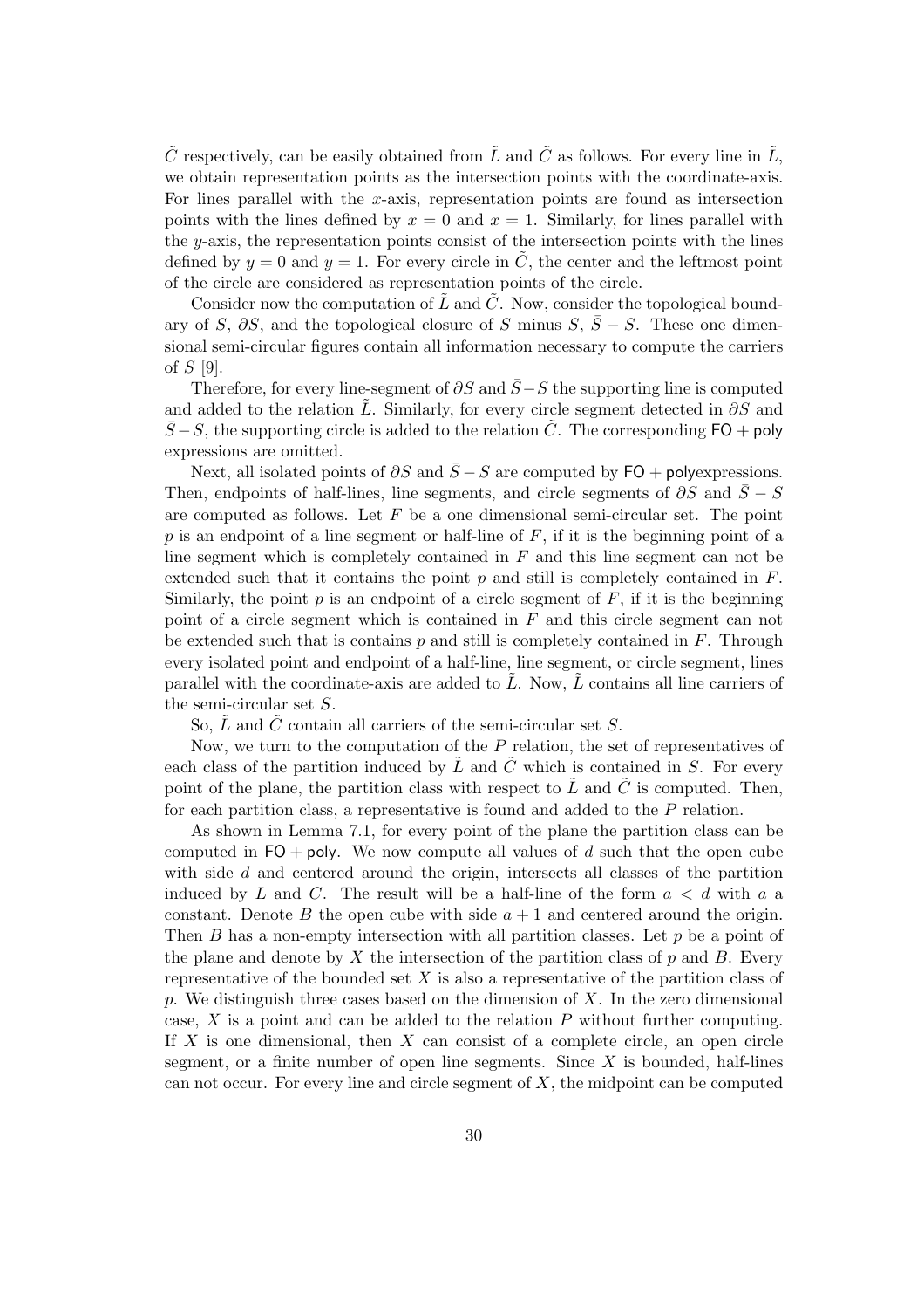$\tilde{C}$ respectively, can be easily obtained from $\tilde{L}$ and $\tilde{C}$ as follows. For every line in $\tilde{L}$, we obtain representation points as the intersection points with the coordinate-axis. For lines parallel with the $x$-axis, representation points are found as intersection points with the lines defined by $x = 0$ and $x = 1$. Similarly, for lines parallel with the $y$-axis, the representation points consist of the intersection points with the lines defined by $y = 0$ and $y = 1$. For every circle in $\tilde{C}$, the center and the leftmost point of the circle are considered as representation points of the circle.

Consider now the computation of $\tilde{L}$ and $\tilde{C}$. Now, consider the topological boundary of $S$, $\partial S$, and the topological closure of $S$ minus $S$, $\bar{S} - S$. These one dimensional semi-circular figures contain all information necessary to compute the carriers of $S$ [9].

Therefore, for every line-segment of $\partial S$ and $\bar{S} - S$ the supporting line is computed and added to the relation $\tilde{L}$. Similarly, for every circle segment detected in $\partial S$ and $\bar{S} - S$, the supporting circle is added to the relation $\tilde{C}$. The corresponding $\mathsf{FO} + \mathsf{poly}$ expressions are omitted.

Next, all isolated points of $\partial S$ and $\bar{S} - S$ are computed by $\mathsf{FO} + \mathsf{poly}$expressions. Then, endpoints of half-lines, line segments, and circle segments of $\partial S$ and $\bar{S} - S$ are computed as follows. Let $F$ be a one dimensional semi-circular set. The point $p$ is an endpoint of a line segment or half-line of $F$, if it is the beginning point of a line segment which is completely contained in $F$ and this line segment can not be extended such that it contains the point $p$ and still is completely contained in $F$. Similarly, the point $p$ is an endpoint of a circle segment of $F$, if it is the beginning point of a circle segment which is contained in $F$ and this circle segment can not be extended such that is contains $p$ and still is completely contained in $F$. Through every isolated point and endpoint of a half-line, line segment, or circle segment, lines parallel with the coordinate-axis are added to $\tilde{L}$. Now, $\tilde{L}$ contains all line carriers of the semi-circular set $S$.

So, $\tilde{L}$ and $\tilde{C}$ contain all carriers of the semi-circular set $S$.

Now, we turn to the computation of the $P$ relation, the set of representatives of each class of the partition induced by $\tilde{L}$ and $\tilde{C}$ which is contained in $S$. For every point of the plane, the partition class with respect to $\tilde{L}$ and $\tilde{C}$ is computed. Then, for each partition class, a representative is found and added to the $P$ relation.

As shown in Lemma 7.1, for every point of the plane the partition class can be computed in $\mathsf{FO} + \mathsf{poly}$. We now compute all values of $d$ such that the open cube with side $d$ and centered around the origin, intersects all classes of the partition induced by $L$ and $C$. The result will be a half-line of the form $a < d$ with $a$ a constant. Denote $B$ the open cube with side $a + 1$ and centered around the origin. Then $B$ has a non-empty intersection with all partition classes. Let $p$ be a point of the plane and denote by $X$ the intersection of the partition class of $p$ and $B$. Every representative of the bounded set $X$ is also a representative of the partition class of $p$. We distinguish three cases based on the dimension of $X$. In the zero dimensional case, $X$ is a point and can be added to the relation $P$ without further computing. If $X$ is one dimensional, then $X$ can consist of a complete circle, an open circle segment, or a finite number of open line segments. Since $X$ is bounded, half-lines can not occur. For every line and circle segment of $X$, the midpoint can be computed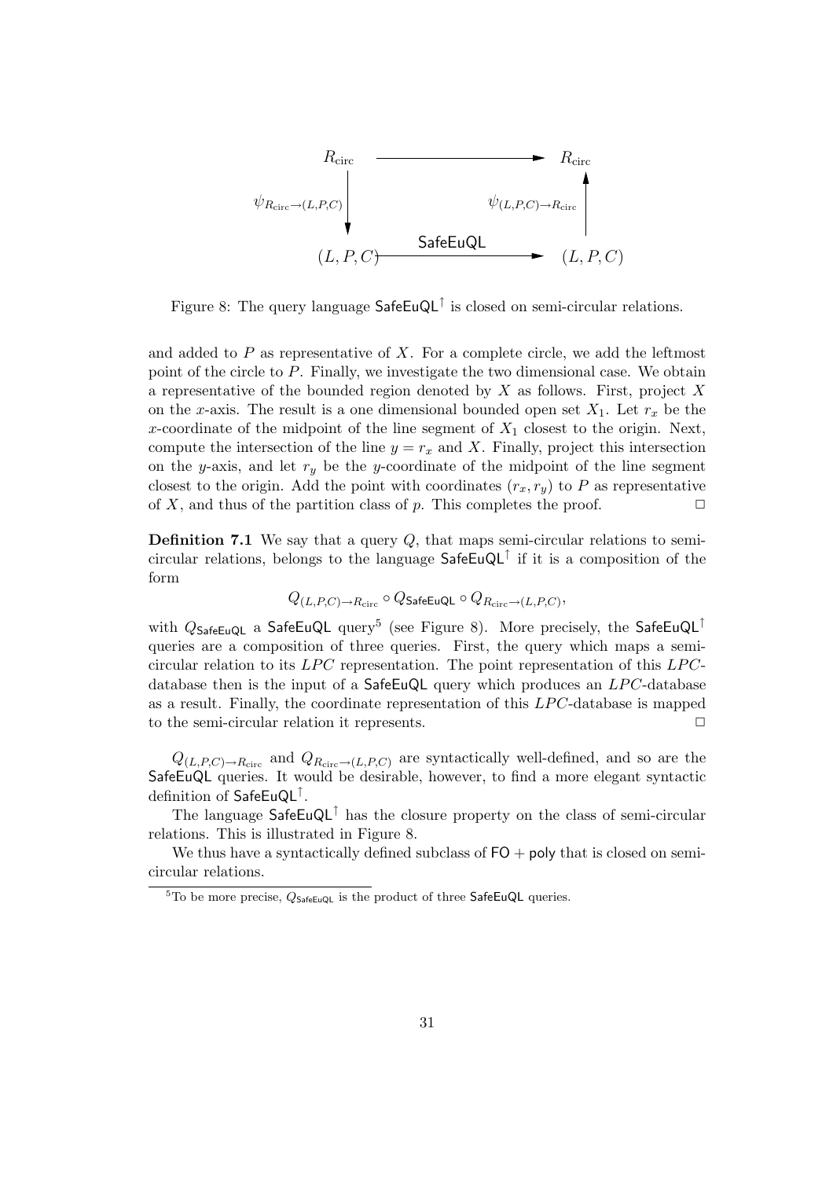Figure 8: The query language $\mathsf{SafeEuQL}^{\uparrow}$ is closed on semi-circular relations.

and added to $P$ as representative of $X$. For a complete circle, we add the leftmost point of the circle to $P$. Finally, we investigate the two dimensional case. We obtain a representative of the bounded region denoted by $X$ as follows. First, project $X$ on the $x$-axis. The result is a one dimensional bounded open set $X_1$. Let $r_x$ be the $x$-coordinate of the midpoint of the line segment of $X_1$ closest to the origin. Next, compute the intersection of the line $y = r_x$ and $X$. Finally, project this intersection on the $y$-axis, and let $r_y$ be the $y$-coordinate of the midpoint of the line segment closest to the origin. Add the point with coordinates $(r_x, r_y)$ to $P$ as representative of $X$, and thus of the partition class of $p$. This completes the proof. □

**Definition 7.1** We say that a query $Q$, that maps semi-circular relations to semi-circular relations, belongs to the language $\mathsf{SafeEuQL}^{\uparrow}$ if it is a composition of the form

$$Q_{(L,P,C)\to R_{\text{circ}}} \circ Q_{\mathsf{SafeEuQL}} \circ Q_{R_{\text{circ}}\to(L,P,C)},$$

with $Q_{\mathsf{SafeEuQL}}$ a SafeEuQL query[5] (see Figure 8). More precisely, the $\mathsf{SafeEuQL}^{\uparrow}$ queries are a composition of three queries. First, the query which maps a semi-circular relation to its $LPC$ representation. The point representation of this $LPC$-database then is the input of a SafeEuQL query which produces an $LPC$-database as a result. Finally, the coordinate representation of this $LPC$-database is mapped to the semi-circular relation it represents. □

$Q_{(L,P,C)\to R_{\text{circ}}}$ and $Q_{R_{\text{circ}}\to(L,P,C)}$ are syntactically well-defined, and so are the SafeEuQL queries. It would be desirable, however, to find a more elegant syntactic definition of $\mathsf{SafeEuQL}^{\uparrow}$.

The language $\mathsf{SafeEuQL}^{\uparrow}$ has the closure property on the class of semi-circular relations. This is illustrated in Figure 8.

We thus have a syntactically defined subclass of $\mathsf{FO} + \mathsf{poly}$ that is closed on semi-circular relations.

[5] To be more precise, $Q_{\mathsf{SafeEuQL}}$ is the product of three SafeEuQL queries.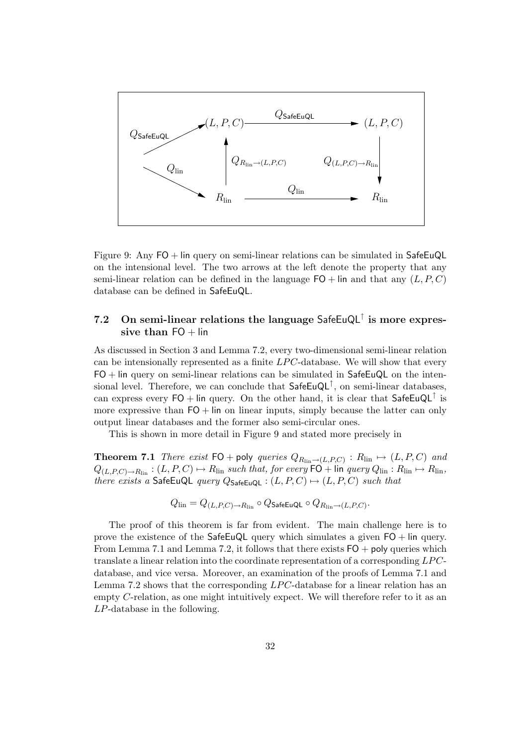Figure 9: Any $\mathsf{FO}+\mathsf{lin}$ query on semi-linear relations can be simulated in $\mathsf{SafeEuQL}$ on the intensional level. The two arrows at the left denote the property that any semi-linear relation can be defined in the language $\mathsf{FO}+\mathsf{lin}$ and that any $(L,P,C)$ database can be defined in $\mathsf{SafeEuQL}$.

### 7.2 On semi-linear relations the language $\mathsf{SafeEuQL}^{\uparrow}$ is more expressive than $\mathsf{FO}+\mathsf{lin}$

As discussed in Section 3 and Lemma 7.2, every two-dimensional semi-linear relation can be intensionally represented as a finite $LPC$-database. We will show that every $\mathsf{FO}+\mathsf{lin}$ query on semi-linear relations can be simulated in $\mathsf{SafeEuQL}$ on the intensional level. Therefore, we can conclude that $\mathsf{SafeEuQL}^{\uparrow}$, on semi-linear databases, can express every $\mathsf{FO}+\mathsf{lin}$ query. On the other hand, it is clear that $\mathsf{SafeEuQL}^{\uparrow}$ is more expressive than $\mathsf{FO}+\mathsf{lin}$ on linear inputs, simply because the latter can only output linear databases and the former also semi-circular ones.

This is shown in more detail in Figure 9 and stated more precisely in

**Theorem 7.1** *There exist* $\mathsf{FO}+\mathsf{poly}$ *queries* $Q_{R_{\text{lin}}\to(L,P,C)} : R_{\text{lin}} \mapsto (L,P,C)$ *and* $Q_{(L,P,C)\to R_{\text{lin}}} : (L,P,C) \mapsto R_{\text{lin}}$ *such that, for every* $\mathsf{FO}+\mathsf{lin}$ *query* $Q_{\text{lin}} : R_{\text{lin}} \mapsto R_{\text{lin}}$*, there exists a* $\mathsf{SafeEuQL}$ *query* $Q_{\mathsf{SafeEuQL}} : (L,P,C) \mapsto (L,P,C)$ *such that*

$$Q_{\text{lin}} = Q_{(L,P,C)\to R_{\text{lin}}} \circ Q_{\mathsf{SafeEuQL}} \circ Q_{R_{\text{lin}}\to(L,P,C)}.$$

The proof of this theorem is far from evident. The main challenge here is to prove the existence of the $\mathsf{SafeEuQL}$ query which simulates a given $\mathsf{FO}+\mathsf{lin}$ query. From Lemma 7.1 and Lemma 7.2, it follows that there exists $\mathsf{FO}+\mathsf{poly}$ queries which translate a linear relation into the coordinate representation of a corresponding $LPC$-database, and vice versa. Moreover, an examination of the proofs of Lemma 7.1 and Lemma 7.2 shows that the corresponding $LPC$-database for a linear relation has an empty $C$-relation, as one might intuitively expect. We will therefore refer to it as an $LP$-database in the following.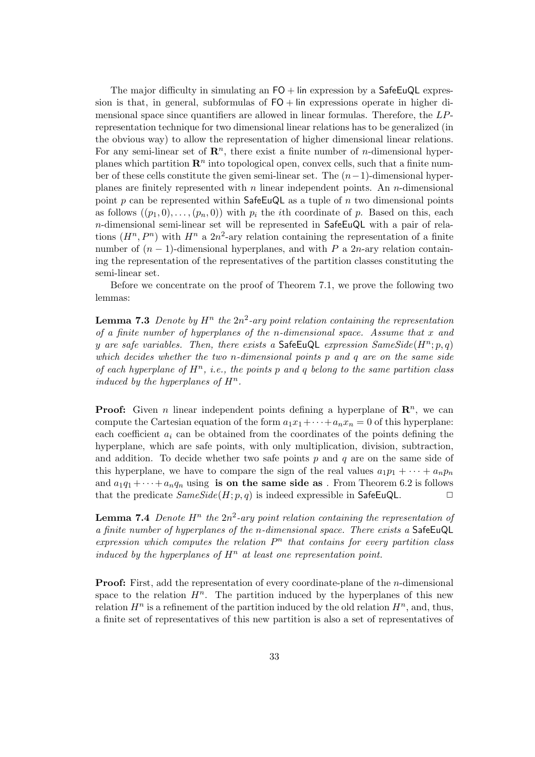The major difficulty in simulating an $\mathsf{FO}+\mathsf{lin}$ expression by a $\mathsf{SafeEuQL}$ expression is that, in general, subformulas of $\mathsf{FO}+\mathsf{lin}$ expressions operate in higher dimensional space since quantifiers are allowed in linear formulas. Therefore, the *LP*-representation technique for two dimensional linear relations has to be generalized (in the obvious way) to allow the representation of higher dimensional linear relations. For any semi-linear set of $\mathbf{R}^n$, there exist a finite number of $n$-dimensional hyperplanes which partition $\mathbf{R}^n$ into topological open, convex cells, such that a finite number of these cells constitute the given semi-linear set. The $(n-1)$-dimensional hyperplanes are finitely represented with $n$ linear independent points. An $n$-dimensional point $p$ can be represented within $\mathsf{SafeEuQL}$ as a tuple of $n$ two dimensional points as follows $((p_1, 0), \ldots, (p_n, 0))$ with $p_i$ the $i$th coordinate of $p$. Based on this, each $n$-dimensional semi-linear set will be represented in $\mathsf{SafeEuQL}$ with a pair of relations $(H^n, P^n)$ with $H^n$ a $2n^2$-ary relation containing the representation of a finite number of $(n-1)$-dimensional hyperplanes, and with $P$ a $2n$-ary relation containing the representation of the representatives of the partition classes constituting the semi-linear set.

Before we concentrate on the proof of Theorem 7.1, we prove the following two lemmas:

**Lemma 7.3** *Denote by $H^n$ the $2n^2$-ary point relation containing the representation of a finite number of hyperplanes of the n-dimensional space. Assume that x and y are safe variables. Then, there exists a* $\mathsf{SafeEuQL}$ *expression $SameSide(H^n; p, q)$ which decides whether the two n-dimensional points p and q are on the same side of each hyperplane of $H^n$, i.e., the points p and q belong to the same partition class induced by the hyperplanes of $H^n$.*

**Proof:** Given $n$ linear independent points defining a hyperplane of $\mathbf{R}^n$, we can compute the Cartesian equation of the form $a_1x_1 + \cdots + a_nx_n = 0$ of this hyperplane: each coefficient $a_i$ can be obtained from the coordinates of the points defining the hyperplane, which are safe points, with only multiplication, division, subtraction, and addition. To decide whether two safe points $p$ and $q$ are on the same side of this hyperplane, we have to compare the sign of the real values $a_1p_1 + \cdots + a_np_n$ and $a_1q_1 + \cdots + a_nq_n$ using **is on the same side as** . From Theorem 6.2 is follows that the predicate $SameSide(H; p, q)$ is indeed expressible in $\mathsf{SafeEuQL}$. $\Box$

**Lemma 7.4** *Denote $H^n$ the $2n^2$-ary point relation containing the representation of a finite number of hyperplanes of the n-dimensional space. There exists a* $\mathsf{SafeEuQL}$ *expression which computes the relation $P^n$ that contains for every partition class induced by the hyperplanes of $H^n$ at least one representation point.*

**Proof:** First, add the representation of every coordinate-plane of the $n$-dimensional space to the relation $H^n$. The partition induced by the hyperplanes of this new relation $H^n$ is a refinement of the partition induced by the old relation $H^n$, and, thus, a finite set of representatives of this new partition is also a set of representatives of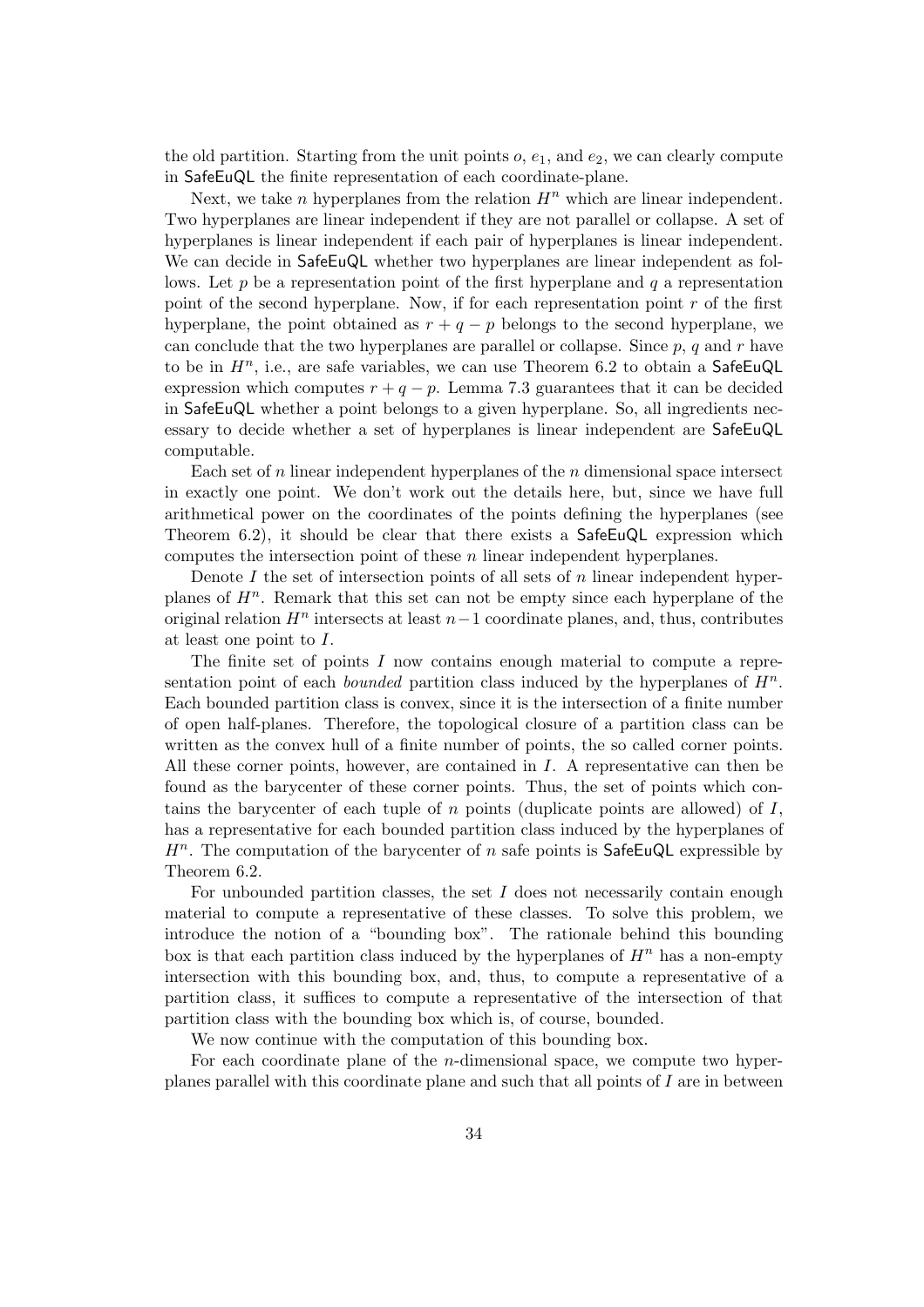the old partition. Starting from the unit points $o$, $e_1$, and $e_2$, we can clearly compute in SafeEuQL the finite representation of each coordinate-plane.

Next, we take $n$ hyperplanes from the relation $H^n$ which are linear independent. Two hyperplanes are linear independent if they are not parallel or collapse. A set of hyperplanes is linear independent if each pair of hyperplanes is linear independent. We can decide in SafeEuQL whether two hyperplanes are linear independent as follows. Let $p$ be a representation point of the first hyperplane and $q$ a representation point of the second hyperplane. Now, if for each representation point $r$ of the first hyperplane, the point obtained as $r + q - p$ belongs to the second hyperplane, we can conclude that the two hyperplanes are parallel or collapse. Since $p$, $q$ and $r$ have to be in $H^n$, i.e., are safe variables, we can use Theorem 6.2 to obtain a SafeEuQL expression which computes $r + q - p$. Lemma 7.3 guarantees that it can be decided in SafeEuQL whether a point belongs to a given hyperplane. So, all ingredients necessary to decide whether a set of hyperplanes is linear independent are SafeEuQL computable.

Each set of $n$ linear independent hyperplanes of the $n$ dimensional space intersect in exactly one point. We don't work out the details here, but, since we have full arithmetical power on the coordinates of the points defining the hyperplanes (see Theorem 6.2), it should be clear that there exists a SafeEuQL expression which computes the intersection point of these $n$ linear independent hyperplanes.

Denote $I$ the set of intersection points of all sets of $n$ linear independent hyperplanes of $H^n$. Remark that this set can not be empty since each hyperplane of the original relation $H^n$ intersects at least $n-1$ coordinate planes, and, thus, contributes at least one point to $I$.

The finite set of points $I$ now contains enough material to compute a representation point of each *bounded* partition class induced by the hyperplanes of $H^n$. Each bounded partition class is convex, since it is the intersection of a finite number of open half-planes. Therefore, the topological closure of a partition class can be written as the convex hull of a finite number of points, the so called corner points. All these corner points, however, are contained in $I$. A representative can then be found as the barycenter of these corner points. Thus, the set of points which contains the barycenter of each tuple of $n$ points (duplicate points are allowed) of $I$, has a representative for each bounded partition class induced by the hyperplanes of $H^n$. The computation of the barycenter of $n$ safe points is SafeEuQL expressible by Theorem 6.2.

For unbounded partition classes, the set $I$ does not necessarily contain enough material to compute a representative of these classes. To solve this problem, we introduce the notion of a "bounding box". The rationale behind this bounding box is that each partition class induced by the hyperplanes of $H^n$ has a non-empty intersection with this bounding box, and, thus, to compute a representative of a partition class, it suffices to compute a representative of the intersection of that partition class with the bounding box which is, of course, bounded.

We now continue with the computation of this bounding box.

For each coordinate plane of the $n$-dimensional space, we compute two hyperplanes parallel with this coordinate plane and such that all points of $I$ are in between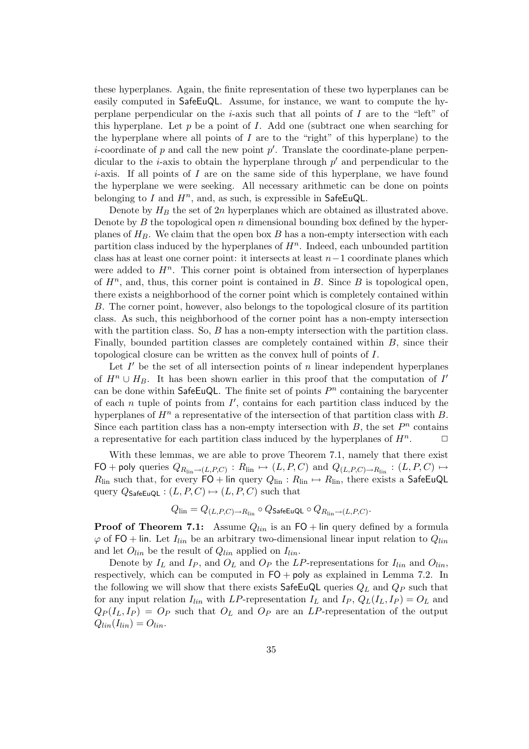these hyperplanes. Again, the finite representation of these two hyperplanes can be easily computed in SafeEuQL. Assume, for instance, we want to compute the hyperplane perpendicular on the $i$-axis such that all points of $I$ are to the "left" of this hyperplane. Let $p$ be a point of $I$. Add one (subtract one when searching for the hyperplane where all points of $I$ are to the "right" of this hyperplane) to the $i$-coordinate of $p$ and call the new point $p'$. Translate the coordinate-plane perpendicular to the $i$-axis to obtain the hyperplane through $p'$ and perpendicular to the $i$-axis. If all points of $I$ are on the same side of this hyperplane, we have found the hyperplane we were seeking. All necessary arithmetic can be done on points belonging to $I$ and $H^n$, and, as such, is expressible in SafeEuQL.

Denote by $H_B$ the set of $2n$ hyperplanes which are obtained as illustrated above. Denote by $B$ the topological open $n$ dimensional bounding box defined by the hyperplanes of $H_B$. We claim that the open box $B$ has a non-empty intersection with each partition class induced by the hyperplanes of $H^n$. Indeed, each unbounded partition class has at least one corner point: it intersects at least $n-1$ coordinate planes which were added to $H^n$. This corner point is obtained from intersection of hyperplanes of $H^n$, and, thus, this corner point is contained in $B$. Since $B$ is topological open, there exists a neighborhood of the corner point which is completely contained within $B$. The corner point, however, also belongs to the topological closure of its partition class. As such, this neighborhood of the corner point has a non-empty intersection with the partition class. So, $B$ has a non-empty intersection with the partition class. Finally, bounded partition classes are completely contained within $B$, since their topological closure can be written as the convex hull of points of $I$.

Let $I'$ be the set of all intersection points of $n$ linear independent hyperplanes of $H^n \cup H_B$. It has been shown earlier in this proof that the computation of $I'$ can be done within SafeEuQL. The finite set of points $P^n$ containing the barycenter of each $n$ tuple of points from $I'$, contains for each partition class induced by the hyperplanes of $H^n$ a representative of the intersection of that partition class with $B$. Since each partition class has a non-empty intersection with $B$, the set $P^n$ contains a representative for each partition class induced by the hyperplanes of $H^n$. $\Box$

With these lemmas, we are able to prove Theorem 7.1, namely that there exist $\mathsf{FO}+\mathsf{poly}$ queries $Q_{R_{\text{lin}}\to(L,P,C)} : R_{\text{lin}} \mapsto (L,P,C)$ and $Q_{(L,P,C)\to R_{\text{lin}}} : (L,P,C) \mapsto R_{\text{lin}}$ such that, for every $\mathsf{FO}+\mathsf{lin}$ query $Q_{\text{lin}} : R_{\text{lin}} \mapsto R_{\text{lin}}$, there exists a SafeEuQL query $Q_{\mathsf{SafeEuQL}} : (L,P,C) \mapsto (L,P,C)$ such that

$$Q_{\text{lin}} = Q_{(L,P,C)\to R_{\text{lin}}} \circ Q_{\mathsf{SafeEuQL}} \circ Q_{R_{\text{lin}}\to(L,P,C)}.$$

**Proof of Theorem 7.1:** Assume $Q_{lin}$ is an $\mathsf{FO}+\mathsf{lin}$ query defined by a formula $\varphi$ of $\mathsf{FO}+\mathsf{lin}$. Let $I_{lin}$ be an arbitrary two-dimensional linear input relation to $Q_{lin}$ and let $O_{lin}$ be the result of $Q_{lin}$ applied on $I_{lin}$.

Denote by $I_L$ and $I_P$, and $O_L$ and $O_P$ the $LP$-representations for $I_{lin}$ and $O_{lin}$, respectively, which can be computed in $\mathsf{FO}+\mathsf{poly}$ as explained in Lemma 7.2. In the following we will show that there exists SafeEuQL queries $Q_L$ and $Q_P$ such that for any input relation $I_{lin}$ with $LP$-representation $I_L$ and $I_P$, $Q_L(I_L, I_P) = O_L$ and $Q_P(I_L, I_P) = O_P$ such that $O_L$ and $O_P$ are an $LP$-representation of the output $Q_{lin}(I_{lin}) = O_{lin}$.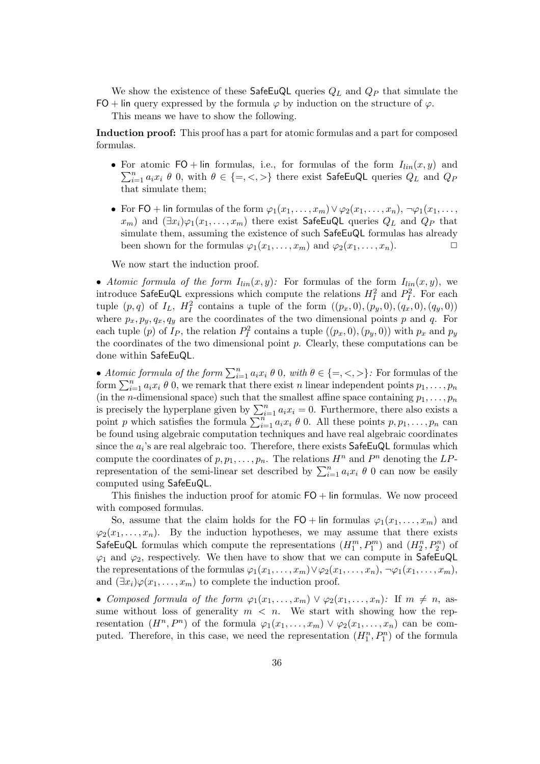We show the existence of these SafeEuQL queries $Q_L$ and $Q_P$ that simulate the $\mathsf{FO}+\mathsf{lin}$ query expressed by the formula $\varphi$ by induction on the structure of $\varphi$.

This means we have to show the following.

**Induction proof:** This proof has a part for atomic formulas and a part for composed formulas.

- For atomic $\mathsf{FO}+\mathsf{lin}$ formulas, i.e., for formulas of the form $I_{lin}(x,y)$ and $\sum_{i=1}^{n} a_i x_i \ \theta \ 0$, with $\theta \in \{=,<,>\}$ there exist SafeEuQL queries $Q_L$ and $Q_P$ that simulate them;
- For $\mathsf{FO}+\mathsf{lin}$ formulas of the form $\varphi_1(x_1,\ldots,x_m) \vee \varphi_2(x_1,\ldots,x_n)$, $\neg\varphi_1(x_1,\ldots,x_m)$ and $(\exists x_i)\varphi_1(x_1,\ldots,x_m)$ there exist SafeEuQL queries $Q_L$ and $Q_P$ that simulate them, assuming the existence of such SafeEuQL formulas has already been shown for the formulas $\varphi_1(x_1,\ldots,x_m)$ and $\varphi_2(x_1,\ldots,x_n)$. $\square$

We now start the induction proof.

• *Atomic formula of the form $I_{lin}(x,y)$:* For formulas of the form $I_{lin}(x,y)$, we introduce SafeEuQL expressions which compute the relations $H_I^2$ and $P_I^2$. For each tuple $(p,q)$ of $I_L$, $H_I^2$ contains a tuple of the form $((p_x,0),(p_y,0),(q_x,0),(q_y,0))$ where $p_x,p_y,q_x,q_y$ are the coordinates of the two dimensional points $p$ and $q$. For each tuple $(p)$ of $I_P$, the relation $P_I^2$ contains a tuple $((p_x,0),(p_y,0))$ with $p_x$ and $p_y$ the coordinates of the two dimensional point $p$. Clearly, these computations can be done within SafeEuQL.

• *Atomic formula of the form $\sum_{i=1}^{n} a_i x_i \ \theta \ 0$, with $\theta \in \{=,<,>\}$:* For formulas of the form $\sum_{i=1}^{n} a_i x_i \ \theta \ 0$, we remark that there exist $n$ linear independent points $p_1,\ldots,p_n$ (in the $n$-dimensional space) such that the smallest affine space containing $p_1,\ldots,p_n$ is precisely the hyperplane given by $\sum_{i=1}^{n} a_i x_i = 0$. Furthermore, there also exists a point $p$ which satisfies the formula $\sum_{i=1}^{n} a_i x_i \ \theta \ 0$. All these points $p,p_1,\ldots,p_n$ can be found using algebraic computation techniques and have real algebraic coordinates since the $a_i$'s are real algebraic too. Therefore, there exists SafeEuQL formulas which compute the coordinates of $p,p_1,\ldots,p_n$. The relations $H^n$ and $P^n$ denoting the *LP*-representation of the semi-linear set described by $\sum_{i=1}^{n} a_i x_i \ \theta \ 0$ can now be easily computed using SafeEuQL.

This finishes the induction proof for atomic $\mathsf{FO}+\mathsf{lin}$ formulas. We now proceed with composed formulas.

So, assume that the claim holds for the $\mathsf{FO}+\mathsf{lin}$ formulas $\varphi_1(x_1,\ldots,x_m)$ and $\varphi_2(x_1,\ldots,x_n)$. By the induction hypotheses, we may assume that there exists SafeEuQL formulas which compute the representations $(H_1^m, P_1^m)$ and $(H_2^n, P_2^n)$ of $\varphi_1$ and $\varphi_2$, respectively. We then have to show that we can compute in SafeEuQL the representations of the formulas $\varphi_1(x_1,\ldots,x_m) \vee \varphi_2(x_1,\ldots,x_n)$, $\neg\varphi_1(x_1,\ldots,x_m)$, and $(\exists x_i)\varphi(x_1,\ldots,x_m)$ to complete the induction proof.

• *Composed formula of the form $\varphi_1(x_1,\ldots,x_m) \vee \varphi_2(x_1,\ldots,x_n)$:* If $m \neq n$, assume without loss of generality $m < n$. We start with showing how the representation $(H^n, P^n)$ of the formula $\varphi_1(x_1,\ldots,x_m) \vee \varphi_2(x_1,\ldots,x_n)$ can be computed. Therefore, in this case, we need the representation $(H_1^n, P_1^n)$ of the formula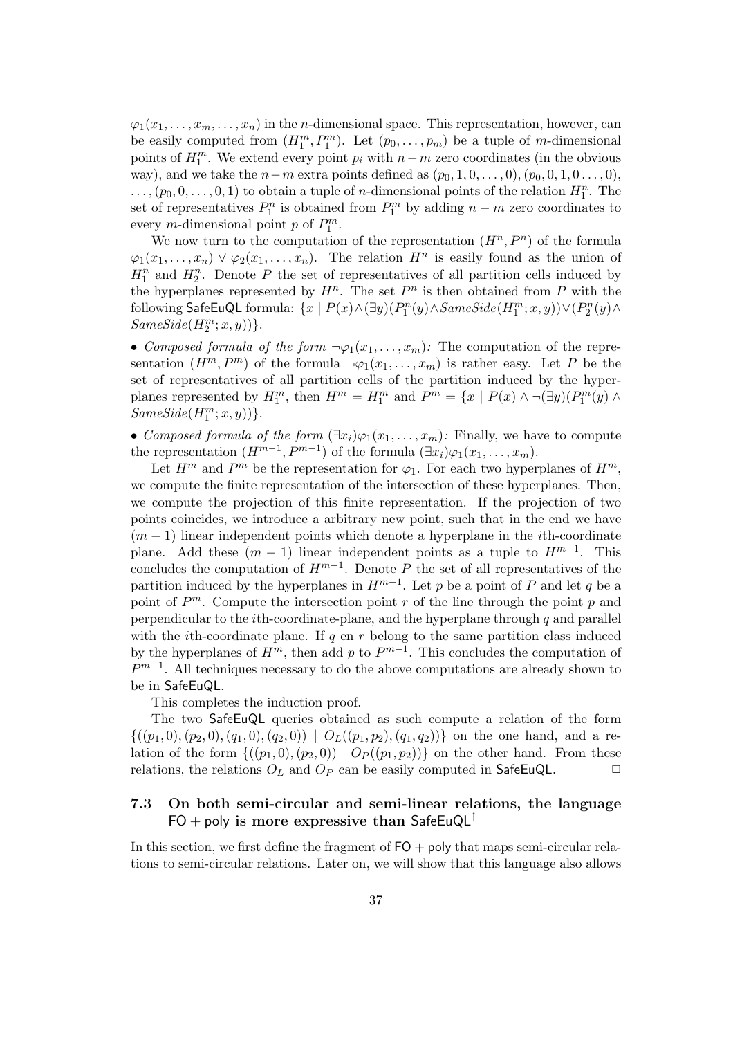$\varphi_1(x_1,\ldots,x_m,\ldots,x_n)$ in the $n$-dimensional space. This representation, however, can be easily computed from $(H_1^m, P_1^m)$. Let $(p_0,\ldots,p_m)$ be a tuple of $m$-dimensional points of $H_1^m$. We extend every point $p_i$ with $n-m$ zero coordinates (in the obvious way), and we take the $n-m$ extra points defined as $(p_0,1,0,\ldots,0),(p_0,0,1,0\ldots,0)$, $\ldots,(p_0,0,\ldots,0,1)$ to obtain a tuple of $n$-dimensional points of the relation $H_1^n$. The set of representatives $P_1^n$ is obtained from $P_1^m$ by adding $n-m$ zero coordinates to every $m$-dimensional point $p$ of $P_1^m$.

We now turn to the computation of the representation $(H^n, P^n)$ of the formula $\varphi_1(x_1,\ldots,x_n) \vee \varphi_2(x_1,\ldots,x_n)$. The relation $H^n$ is easily found as the union of $H_1^n$ and $H_2^n$. Denote $P$ the set of representatives of all partition cells induced by the hyperplanes represented by $H^n$. The set $P^n$ is then obtained from $P$ with the following SafeEuQL formula: $\{x \mid P(x) \wedge (\exists y)(P_1^n(y) \wedge SameSide(H_1^m;x,y)) \vee (P_2^n(y) \wedge SameSide(H_2^m;x,y))\}$.

- *Composed formula of the form* $\neg\varphi_1(x_1,\ldots,x_m)$*:* The computation of the representation $(H^m, P^m)$ of the formula $\neg\varphi_1(x_1,\ldots,x_m)$ is rather easy. Let $P$ be the set of representatives of all partition cells of the partition induced by the hyperplanes represented by $H_1^m$, then $H^m = H_1^m$ and $P^m = \{x \mid P(x) \wedge \neg(\exists y)(P_1^m(y) \wedge SameSide(H_1^m;x,y))\}$.

- *Composed formula of the form* $(\exists x_i)\varphi_1(x_1,\ldots,x_m)$*:* Finally, we have to compute the representation $(H^{m-1}, P^{m-1})$ of the formula $(\exists x_i)\varphi_1(x_1,\ldots,x_m)$.

Let $H^m$ and $P^m$ be the representation for $\varphi_1$. For each two hyperplanes of $H^m$, we compute the finite representation of the intersection of these hyperplanes. Then, we compute the projection of this finite representation. If the projection of two points coincides, we introduce a arbitrary new point, such that in the end we have $(m-1)$ linear independent points which denote a hyperplane in the $i$th-coordinate plane. Add these $(m-1)$ linear independent points as a tuple to $H^{m-1}$. This concludes the computation of $H^{m-1}$. Denote $P$ the set of all representatives of the partition induced by the hyperplanes in $H^{m-1}$. Let $p$ be a point of $P$ and let $q$ be a point of $P^m$. Compute the intersection point $r$ of the line through the point $p$ and perpendicular to the $i$th-coordinate-plane, and the hyperplane through $q$ and parallel with the $i$th-coordinate plane. If $q$ en $r$ belong to the same partition class induced by the hyperplanes of $H^m$, then add $p$ to $P^{m-1}$. This concludes the computation of $P^{m-1}$. All techniques necessary to do the above computations are already shown to be in SafeEuQL.

This completes the induction proof.

The two SafeEuQL queries obtained as such compute a relation of the form $\{((p_1,0),(p_2,0),(q_1,0),(q_2,0)) \mid O_L((p_1,p_2),(q_1,q_2))\}$ on the one hand, and a relation of the form $\{((p_1,0),(p_2,0)) \mid O_P((p_1,p_2))\}$ on the other hand. From these relations, the relations $O_L$ and $O_P$ can be easily computed in SafeEuQL. $\square$

### 7.3 On both semi-circular and semi-linear relations, the language FO + poly is more expressive than SafeEuQL$^\uparrow$

In this section, we first define the fragment of FO + poly that maps semi-circular relations to semi-circular relations. Later on, we will show that this language also allows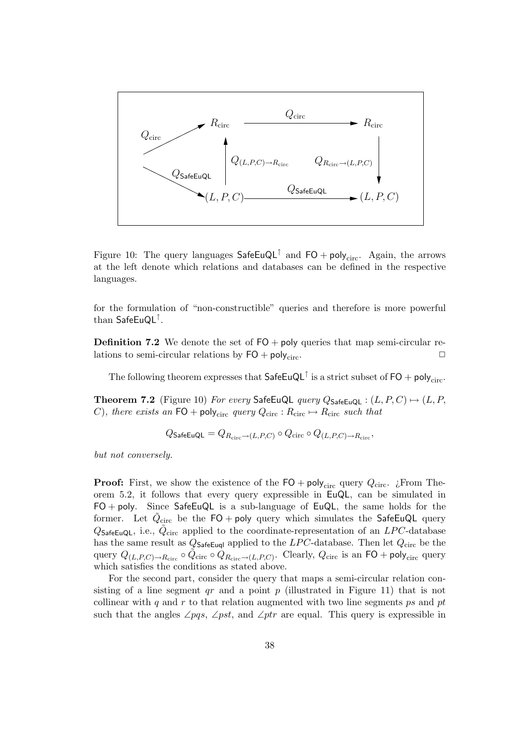Figure 10: The query languages $\mathsf{SafeEuQL}^{\uparrow}$ and $\mathsf{FO}+\mathsf{poly}_{\mathrm{circ}}$. Again, the arrows at the left denote which relations and databases can be defined in the respective languages.

for the formulation of "non-constructible" queries and therefore is more powerful than $\mathsf{SafeEuQL}^{\uparrow}$.

**Definition 7.2** We denote the set of $\mathsf{FO}+\mathsf{poly}$ queries that map semi-circular relations to semi-circular relations by $\mathsf{FO}+\mathsf{poly}_{\mathrm{circ}}$. $\square$

The following theorem expresses that $\mathsf{SafeEuQL}^{\uparrow}$ is a strict subset of $\mathsf{FO}+\mathsf{poly}_{\mathrm{circ}}$.

**Theorem 7.2** (Figure 10) *For every* $\mathsf{SafeEuQL}$ *query* $Q_{\mathsf{SafeEuQL}} : (L, P, C) \mapsto (L, P, C)$*, there exists an* $\mathsf{FO}+\mathsf{poly}_{\mathrm{circ}}$ *query* $Q_{\mathrm{circ}} : R_{\mathrm{circ}} \mapsto R_{\mathrm{circ}}$ *such that*

$$Q_{\mathsf{SafeEuQL}} = Q_{R_{\mathrm{circ}} \to (L,P,C)} \circ Q_{\mathrm{circ}} \circ Q_{(L,P,C) \to R_{\mathrm{circ}}},$$

*but not conversely.*

**Proof:** First, we show the existence of the $\mathsf{FO}+\mathsf{poly}_{\mathrm{circ}}$ query $Q_{\mathrm{circ}}$. ¿From Theorem 5.2, it follows that every query expressible in $\mathsf{EuQL}$, can be simulated in $\mathsf{FO}+\mathsf{poly}$. Since $\mathsf{SafeEuQL}$ is a sub-language of $\mathsf{EuQL}$, the same holds for the former. Let $\tilde{Q}_{\mathrm{circ}}$ be the $\mathsf{FO}+\mathsf{poly}$ query which simulates the $\mathsf{SafeEuQL}$ query $Q_{\mathsf{SafeEuQL}}$, i.e., $\tilde{Q}_{\mathrm{circ}}$ applied to the coordinate-representation of an $LPC$-database has the same result as $Q_{\mathsf{SafeEuql}}$ applied to the $LPC$-database. Then let $Q_{\mathrm{circ}}$ be the query $Q_{(L,P,C) \to R_{\mathrm{circ}}} \circ \tilde{Q}_{\mathrm{circ}} \circ Q_{R_{\mathrm{circ}} \to (L,P,C)}$. Clearly, $Q_{\mathrm{circ}}$ is an $\mathsf{FO}+\mathsf{poly}_{\mathrm{circ}}$ query which satisfies the conditions as stated above.

For the second part, consider the query that maps a semi-circular relation consisting of a line segment $qr$ and a point $p$ (illustrated in Figure 11) that is not collinear with $q$ and $r$ to that relation augmented with two line segments $ps$ and $pt$ such that the angles $\angle pqs$, $\angle pst$, and $\angle ptr$ are equal. This query is expressible in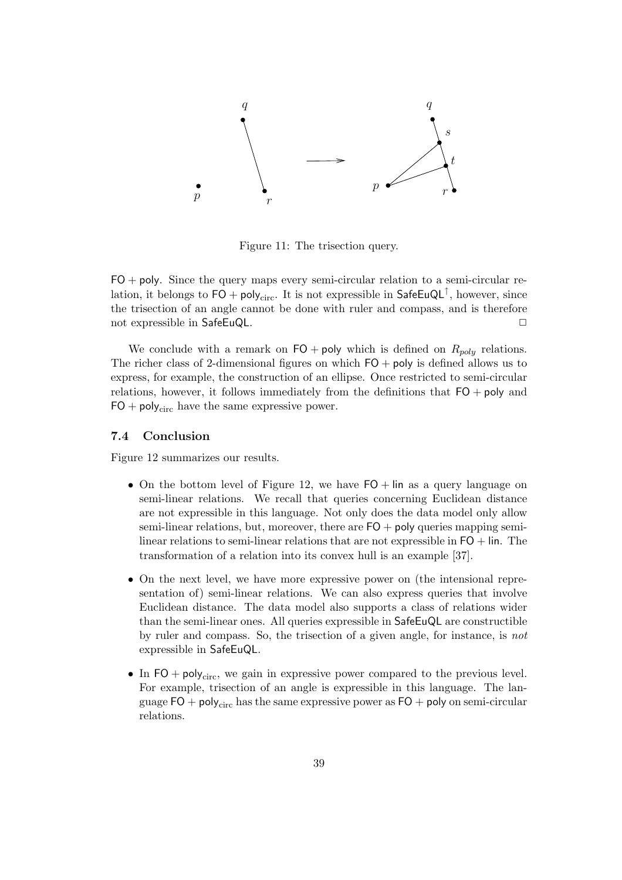Figure 11: The trisection query.

$\mathsf{FO} + \mathsf{poly}$. Since the query maps every semi-circular relation to a semi-circular relation, it belongs to $\mathsf{FO} + \mathsf{poly}_{\mathrm{circ}}$. It is not expressible in $\mathsf{SafeEuQL}^{\uparrow}$, however, since the trisection of an angle cannot be done with ruler and compass, and is therefore not expressible in SafeEuQL. □

We conclude with a remark on $\mathsf{FO} + \mathsf{poly}$ which is defined on $R_{poly}$ relations. The richer class of 2-dimensional figures on which $\mathsf{FO} + \mathsf{poly}$ is defined allows us to express, for example, the construction of an ellipse. Once restricted to semi-circular relations, however, it follows immediately from the definitions that $\mathsf{FO} + \mathsf{poly}$ and $\mathsf{FO} + \mathsf{poly}_{\mathrm{circ}}$ have the same expressive power.

### 7.4 Conclusion

Figure 12 summarizes our results.

- On the bottom level of Figure 12, we have $\mathsf{FO} + \mathsf{lin}$ as a query language on semi-linear relations. We recall that queries concerning Euclidean distance are not expressible in this language. Not only does the data model only allow semi-linear relations, but, moreover, there are $\mathsf{FO} + \mathsf{poly}$ queries mapping semi-linear relations to semi-linear relations that are not expressible in $\mathsf{FO} + \mathsf{lin}$. The transformation of a relation into its convex hull is an example [37].
- On the next level, we have more expressive power on (the intensional representation of) semi-linear relations. We can also express queries that involve Euclidean distance. The data model also supports a class of relations wider than the semi-linear ones. All queries expressible in SafeEuQL are constructible by ruler and compass. So, the trisection of a given angle, for instance, is *not* expressible in SafeEuQL.
- In $\mathsf{FO} + \mathsf{poly}_{\mathrm{circ}}$, we gain in expressive power compared to the previous level. For example, trisection of an angle is expressible in this language. The language $\mathsf{FO} + \mathsf{poly}_{\mathrm{circ}}$ has the same expressive power as $\mathsf{FO} + \mathsf{poly}$ on semi-circular relations.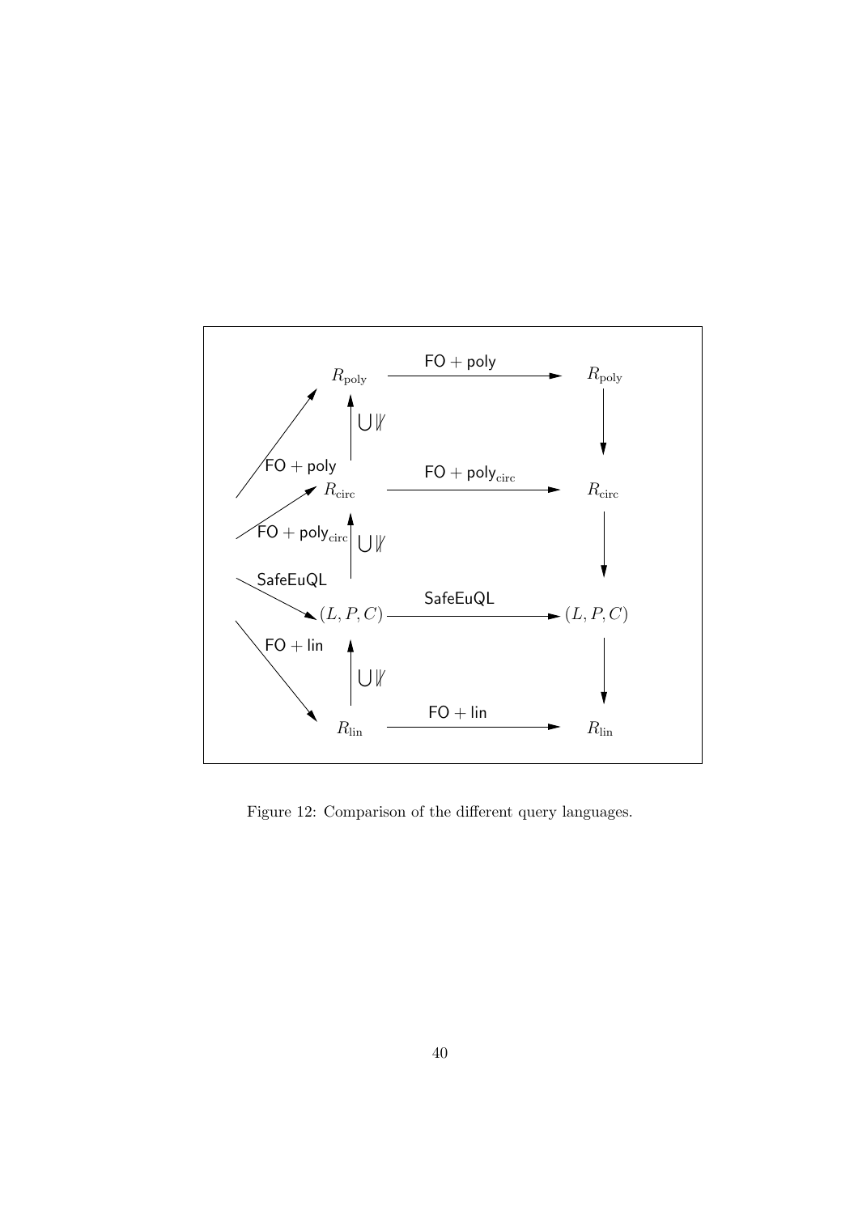Figure 12: Comparison of the different query languages.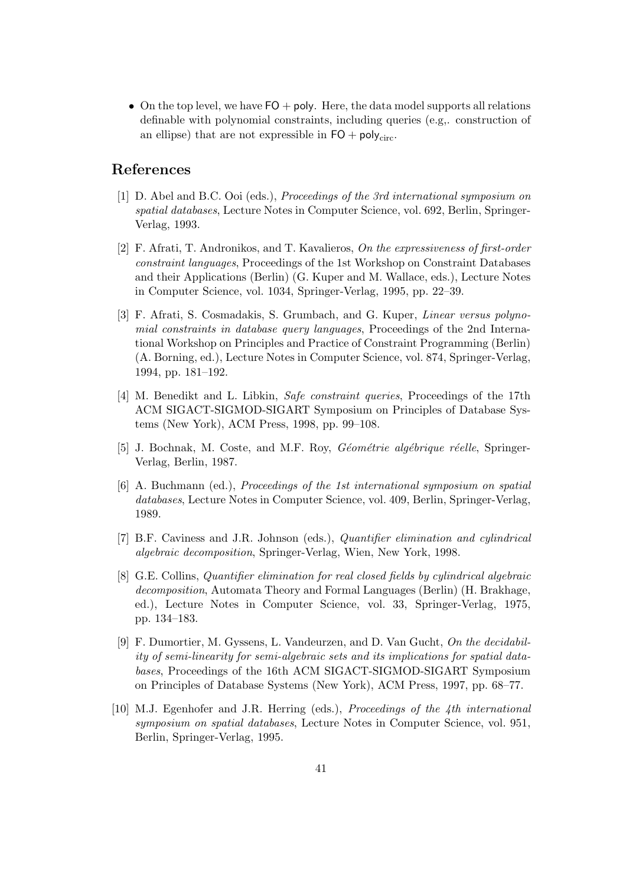- On the top level, we have $\mathsf{FO} + \mathsf{poly}$. Here, the data model supports all relations definable with polynomial constraints, including queries (e.g,. construction of an ellipse) that are not expressible in $\mathsf{FO} + \mathsf{poly}_{\mathrm{circ}}$.

## References

[1] D. Abel and B.C. Ooi (eds.), *Proceedings of the 3rd international symposium on spatial databases*, Lecture Notes in Computer Science, vol. 692, Berlin, Springer-Verlag, 1993.

[2] F. Afrati, T. Andronikos, and T. Kavalieros, *On the expressiveness of first-order constraint languages*, Proceedings of the 1st Workshop on Constraint Databases and their Applications (Berlin) (G. Kuper and M. Wallace, eds.), Lecture Notes in Computer Science, vol. 1034, Springer-Verlag, 1995, pp. 22–39.

[3] F. Afrati, S. Cosmadakis, S. Grumbach, and G. Kuper, *Linear versus polynomial constraints in database query languages*, Proceedings of the 2nd International Workshop on Principles and Practice of Constraint Programming (Berlin) (A. Borning, ed.), Lecture Notes in Computer Science, vol. 874, Springer-Verlag, 1994, pp. 181–192.

[4] M. Benedikt and L. Libkin, *Safe constraint queries*, Proceedings of the 17th ACM SIGACT-SIGMOD-SIGART Symposium on Principles of Database Systems (New York), ACM Press, 1998, pp. 99–108.

[5] J. Bochnak, M. Coste, and M.F. Roy, *Géométrie algébrique réelle*, Springer-Verlag, Berlin, 1987.

[6] A. Buchmann (ed.), *Proceedings of the 1st international symposium on spatial databases*, Lecture Notes in Computer Science, vol. 409, Berlin, Springer-Verlag, 1989.

[7] B.F. Caviness and J.R. Johnson (eds.), *Quantifier elimination and cylindrical algebraic decomposition*, Springer-Verlag, Wien, New York, 1998.

[8] G.E. Collins, *Quantifier elimination for real closed fields by cylindrical algebraic decomposition*, Automata Theory and Formal Languages (Berlin) (H. Brakhage, ed.), Lecture Notes in Computer Science, vol. 33, Springer-Verlag, 1975, pp. 134–183.

[9] F. Dumortier, M. Gyssens, L. Vandeurzen, and D. Van Gucht, *On the decidability of semi-linearity for semi-algebraic sets and its implications for spatial databases*, Proceedings of the 16th ACM SIGACT-SIGMOD-SIGART Symposium on Principles of Database Systems (New York), ACM Press, 1997, pp. 68–77.

[10] M.J. Egenhofer and J.R. Herring (eds.), *Proceedings of the 4th international symposium on spatial databases*, Lecture Notes in Computer Science, vol. 951, Berlin, Springer-Verlag, 1995.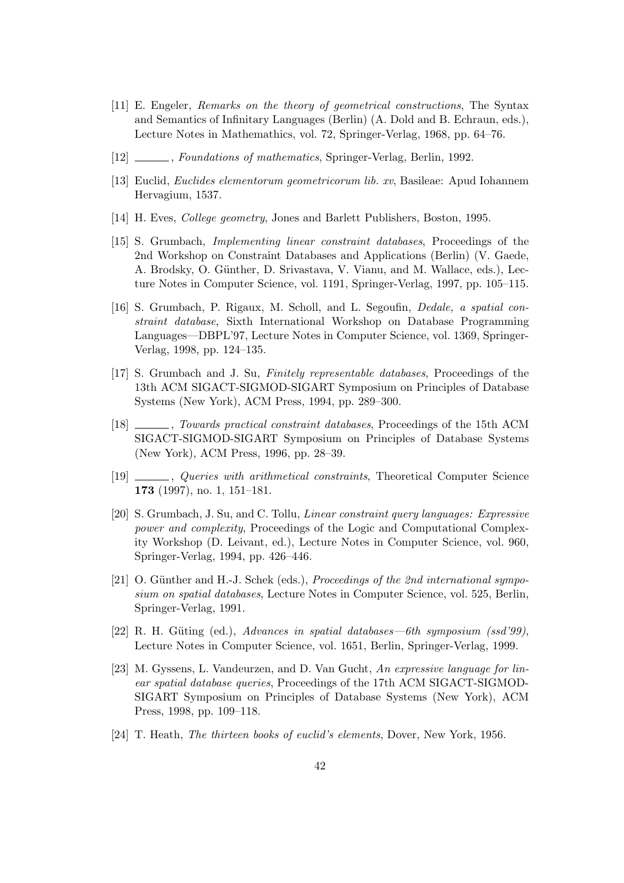- [11] E. Engeler, *Remarks on the theory of geometrical constructions*, The Syntax and Semantics of Infinitary Languages (Berlin) (A. Dold and B. Echraun, eds.), Lecture Notes in Mathemathics, vol. 72, Springer-Verlag, 1968, pp. 64–76.
- [12] ______, *Foundations of mathematics*, Springer-Verlag, Berlin, 1992.
- [13] Euclid, *Euclides elementorum geometricorum lib. xv*, Basileae: Apud Iohannem Hervagium, 1537.
- [14] H. Eves, *College geometry*, Jones and Barlett Publishers, Boston, 1995.
- [15] S. Grumbach, *Implementing linear constraint databases*, Proceedings of the 2nd Workshop on Constraint Databases and Applications (Berlin) (V. Gaede, A. Brodsky, O. Günther, D. Srivastava, V. Vianu, and M. Wallace, eds.), Lecture Notes in Computer Science, vol. 1191, Springer-Verlag, 1997, pp. 105–115.
- [16] S. Grumbach, P. Rigaux, M. Scholl, and L. Segoufin, *Dedale, a spatial constraint database*, Sixth International Workshop on Database Programming Languages—DBPL'97, Lecture Notes in Computer Science, vol. 1369, Springer-Verlag, 1998, pp. 124–135.
- [17] S. Grumbach and J. Su, *Finitely representable databases*, Proceedings of the 13th ACM SIGACT-SIGMOD-SIGART Symposium on Principles of Database Systems (New York), ACM Press, 1994, pp. 289–300.
- [18] ______, *Towards practical constraint databases*, Proceedings of the 15th ACM SIGACT-SIGMOD-SIGART Symposium on Principles of Database Systems (New York), ACM Press, 1996, pp. 28–39.
- [19] ______, *Queries with arithmetical constraints*, Theoretical Computer Science **173** (1997), no. 1, 151–181.
- [20] S. Grumbach, J. Su, and C. Tollu, *Linear constraint query languages: Expressive power and complexity*, Proceedings of the Logic and Computational Complexity Workshop (D. Leivant, ed.), Lecture Notes in Computer Science, vol. 960, Springer-Verlag, 1994, pp. 426–446.
- [21] O. Günther and H.-J. Schek (eds.), *Proceedings of the 2nd international symposium on spatial databases*, Lecture Notes in Computer Science, vol. 525, Berlin, Springer-Verlag, 1991.
- [22] R. H. Güting (ed.), *Advances in spatial databases—6th symposium (ssd'99)*, Lecture Notes in Computer Science, vol. 1651, Berlin, Springer-Verlag, 1999.
- [23] M. Gyssens, L. Vandeurzen, and D. Van Gucht, *An expressive language for linear spatial database queries*, Proceedings of the 17th ACM SIGACT-SIGMOD-SIGART Symposium on Principles of Database Systems (New York), ACM Press, 1998, pp. 109–118.
- [24] T. Heath, *The thirteen books of euclid's elements*, Dover, New York, 1956.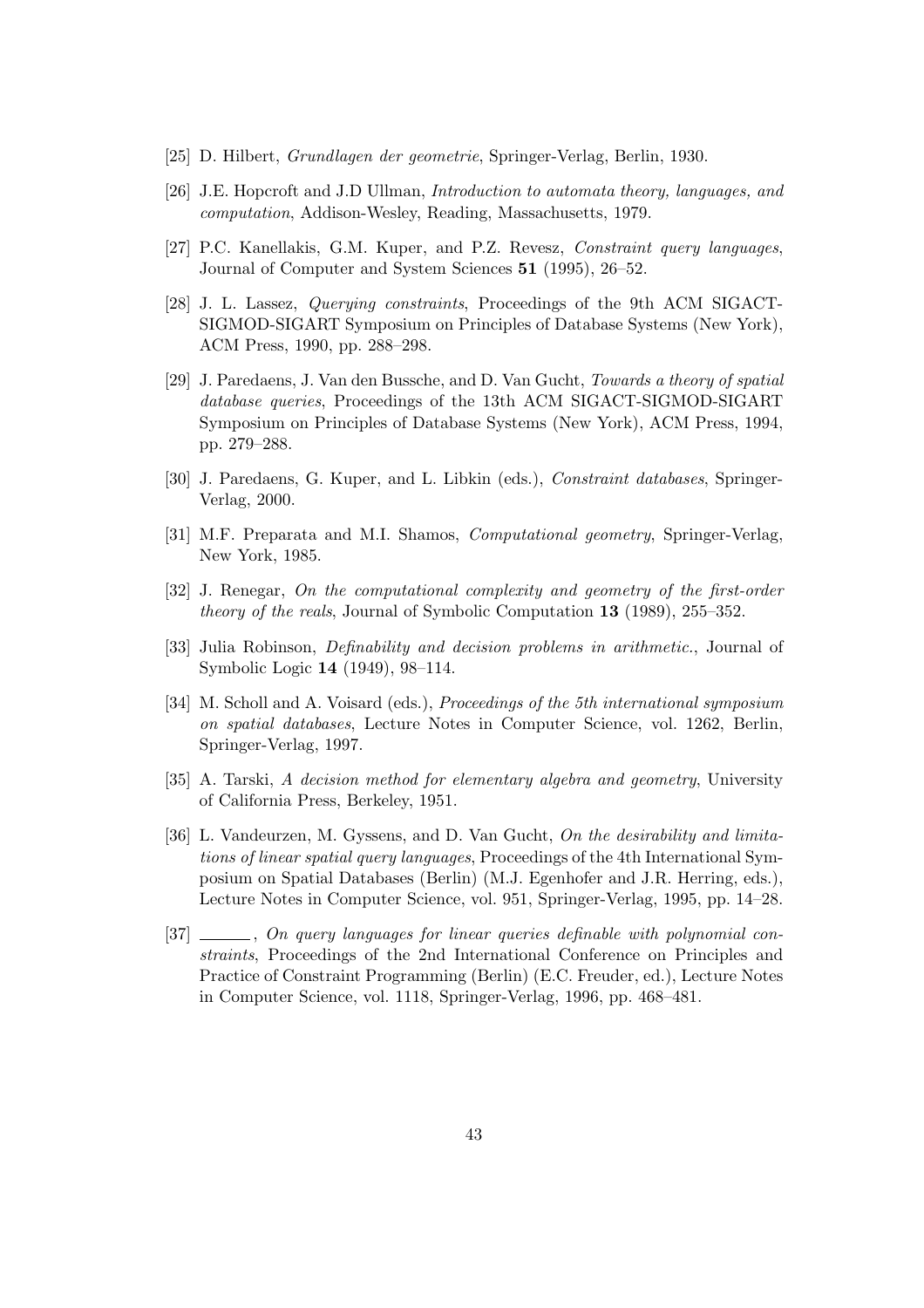[25] D. Hilbert, *Grundlagen der geometrie*, Springer-Verlag, Berlin, 1930.

[26] J.E. Hopcroft and J.D Ullman, *Introduction to automata theory, languages, and computation*, Addison-Wesley, Reading, Massachusetts, 1979.

[27] P.C. Kanellakis, G.M. Kuper, and P.Z. Revesz, *Constraint query languages*, Journal of Computer and System Sciences **51** (1995), 26–52.

[28] J. L. Lassez, *Querying constraints*, Proceedings of the 9th ACM SIGACT-SIGMOD-SIGART Symposium on Principles of Database Systems (New York), ACM Press, 1990, pp. 288–298.

[29] J. Paredaens, J. Van den Bussche, and D. Van Gucht, *Towards a theory of spatial database queries*, Proceedings of the 13th ACM SIGACT-SIGMOD-SIGART Symposium on Principles of Database Systems (New York), ACM Press, 1994, pp. 279–288.

[30] J. Paredaens, G. Kuper, and L. Libkin (eds.), *Constraint databases*, Springer-Verlag, 2000.

[31] M.F. Preparata and M.I. Shamos, *Computational geometry*, Springer-Verlag, New York, 1985.

[32] J. Renegar, *On the computational complexity and geometry of the first-order theory of the reals*, Journal of Symbolic Computation **13** (1989), 255–352.

[33] Julia Robinson, *Definability and decision problems in arithmetic.*, Journal of Symbolic Logic **14** (1949), 98–114.

[34] M. Scholl and A. Voisard (eds.), *Proceedings of the 5th international symposium on spatial databases*, Lecture Notes in Computer Science, vol. 1262, Berlin, Springer-Verlag, 1997.

[35] A. Tarski, *A decision method for elementary algebra and geometry*, University of California Press, Berkeley, 1951.

[36] L. Vandeurzen, M. Gyssens, and D. Van Gucht, *On the desirability and limitations of linear spatial query languages*, Proceedings of the 4th International Symposium on Spatial Databases (Berlin) (M.J. Egenhofer and J.R. Herring, eds.), Lecture Notes in Computer Science, vol. 951, Springer-Verlag, 1995, pp. 14–28.

[37] ______, *On query languages for linear queries definable with polynomial constraints*, Proceedings of the 2nd International Conference on Principles and Practice of Constraint Programming (Berlin) (E.C. Freuder, ed.), Lecture Notes in Computer Science, vol. 1118, Springer-Verlag, 1996, pp. 468–481.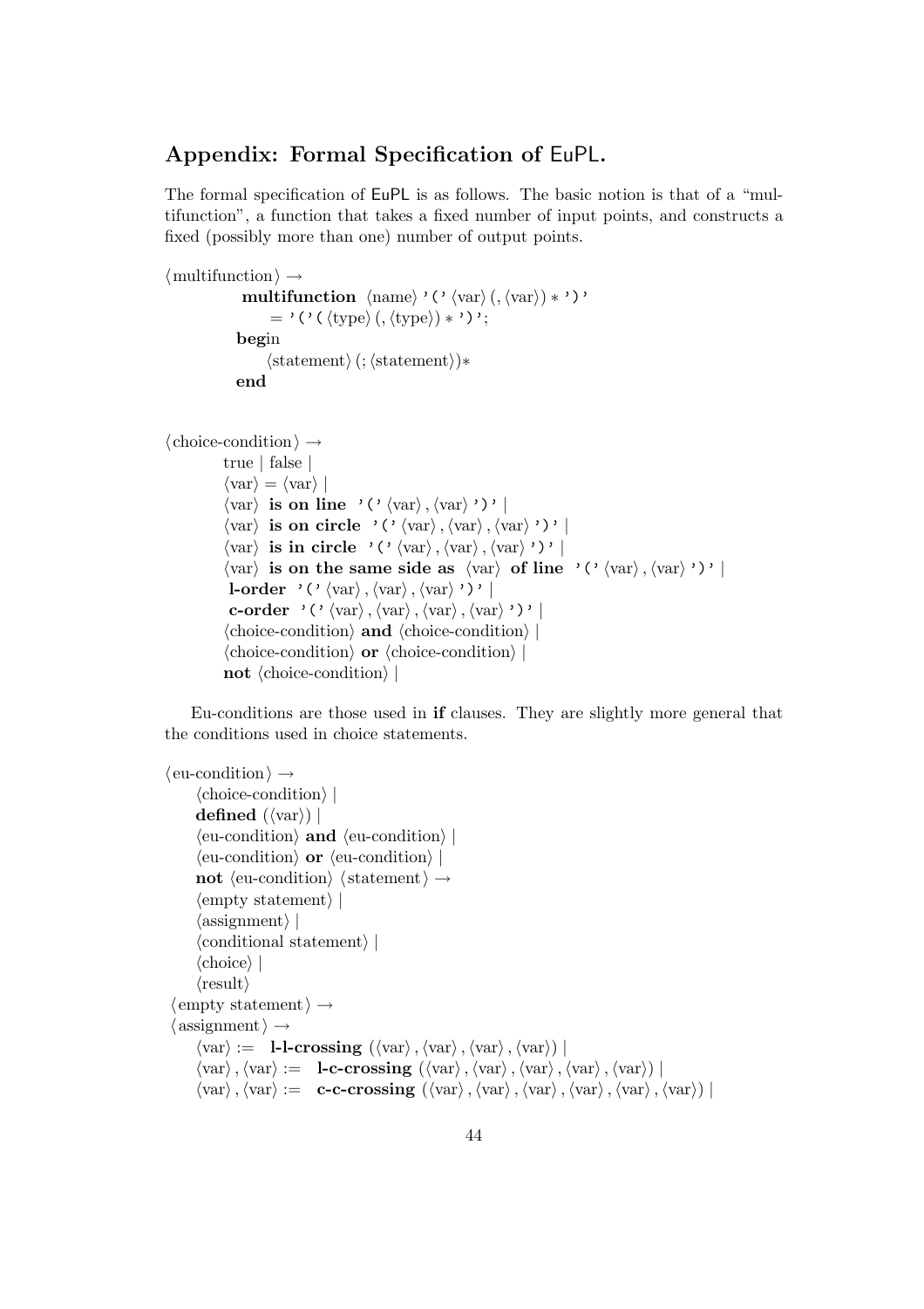## Appendix: Formal Specification of EuPL.

The formal specification of EuPL is as follows. The basic notion is that of a "multifunction", a function that takes a fixed number of input points, and constructs a fixed (possibly more than one) number of output points.

```
⟨multifunction⟩ →
    multifunction ⟨name⟩ '(' ⟨var⟩ (, ⟨var⟩) * ')'
        = '(' ( ⟨type⟩ (, ⟨type⟩) * ')';
    begin
        ⟨statement⟩ (; ⟨statement⟩)*
    end
```

```
⟨choice-condition⟩ →
    true | false |
    ⟨var⟩ = ⟨var⟩ |
    ⟨var⟩ is on line '(' ⟨var⟩ , ⟨var⟩ ')' |
    ⟨var⟩ is on circle '(' ⟨var⟩ , ⟨var⟩ , ⟨var⟩ ')' |
    ⟨var⟩ is in circle '(' ⟨var⟩ , ⟨var⟩ , ⟨var⟩ ')' |
    ⟨var⟩ is on the same side as ⟨var⟩ of line '(' ⟨var⟩ , ⟨var⟩ ')' |
    l-order '(' ⟨var⟩ , ⟨var⟩ , ⟨var⟩ ')' |
    c-order '(' ⟨var⟩ , ⟨var⟩ , ⟨var⟩ , ⟨var⟩ ')' |
    ⟨choice-condition⟩ and ⟨choice-condition⟩ |
    ⟨choice-condition⟩ or ⟨choice-condition⟩ |
    not ⟨choice-condition⟩ |
```

Eu-conditions are those used in **if** clauses. They are slightly more general that the conditions used in choice statements.

```
⟨eu-condition⟩ →
    ⟨choice-condition⟩ |
    defined (⟨var⟩) |
    ⟨eu-condition⟩ and ⟨eu-condition⟩ |
    ⟨eu-condition⟩ or ⟨eu-condition⟩ |
    not ⟨eu-condition⟩ ⟨statement⟩ →
    ⟨empty statement⟩ |
    ⟨assignment⟩ |
    ⟨conditional statement⟩ |
    ⟨choice⟩ |
    ⟨result⟩
⟨empty statement⟩ →
⟨assignment⟩ →
    ⟨var⟩ := l-l-crossing (⟨var⟩ , ⟨var⟩ , ⟨var⟩ , ⟨var⟩) |
    ⟨var⟩ , ⟨var⟩ := l-c-crossing (⟨var⟩ , ⟨var⟩ , ⟨var⟩ , ⟨var⟩ , ⟨var⟩) |
    ⟨var⟩ , ⟨var⟩ := c-c-crossing (⟨var⟩ , ⟨var⟩ , ⟨var⟩ , ⟨var⟩ , ⟨var⟩ , ⟨var⟩) |
```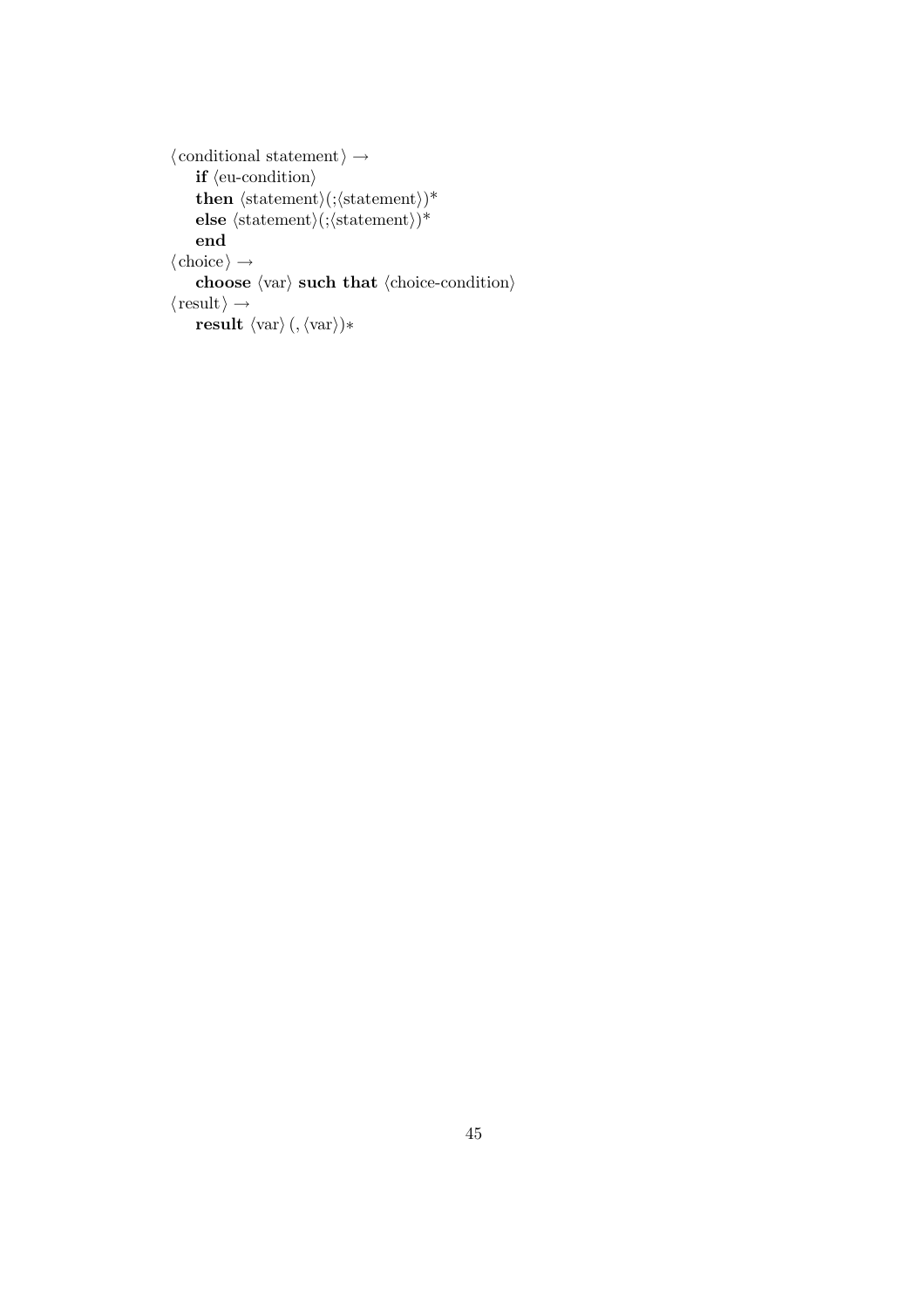⟨conditional statement⟩ →  
  **if** ⟨eu-condition⟩  
  **then** ⟨statement⟩(;⟨statement⟩)*  
  **else** ⟨statement⟩(;⟨statement⟩)*  
  **end**  
⟨choice⟩ →  
  **choose** ⟨var⟩ **such that** ⟨choice-condition⟩  
⟨result⟩ →  
  **result** ⟨var⟩ (, ⟨var⟩)∗